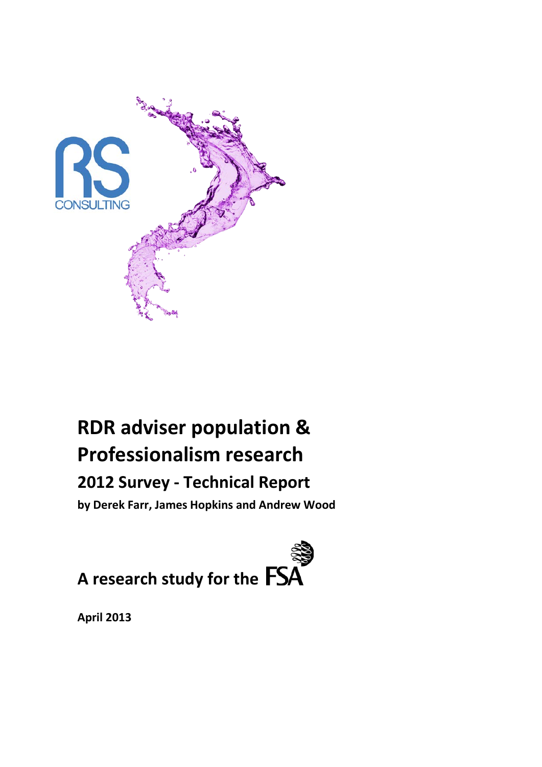RS CONSULTING

# RDR adviser population & Professionalism research

## 2012 Survey - Technical Report

**by Derek Farr, James Hopkins and Andrew Wood**

**A research study for the FSA**

**April 2013**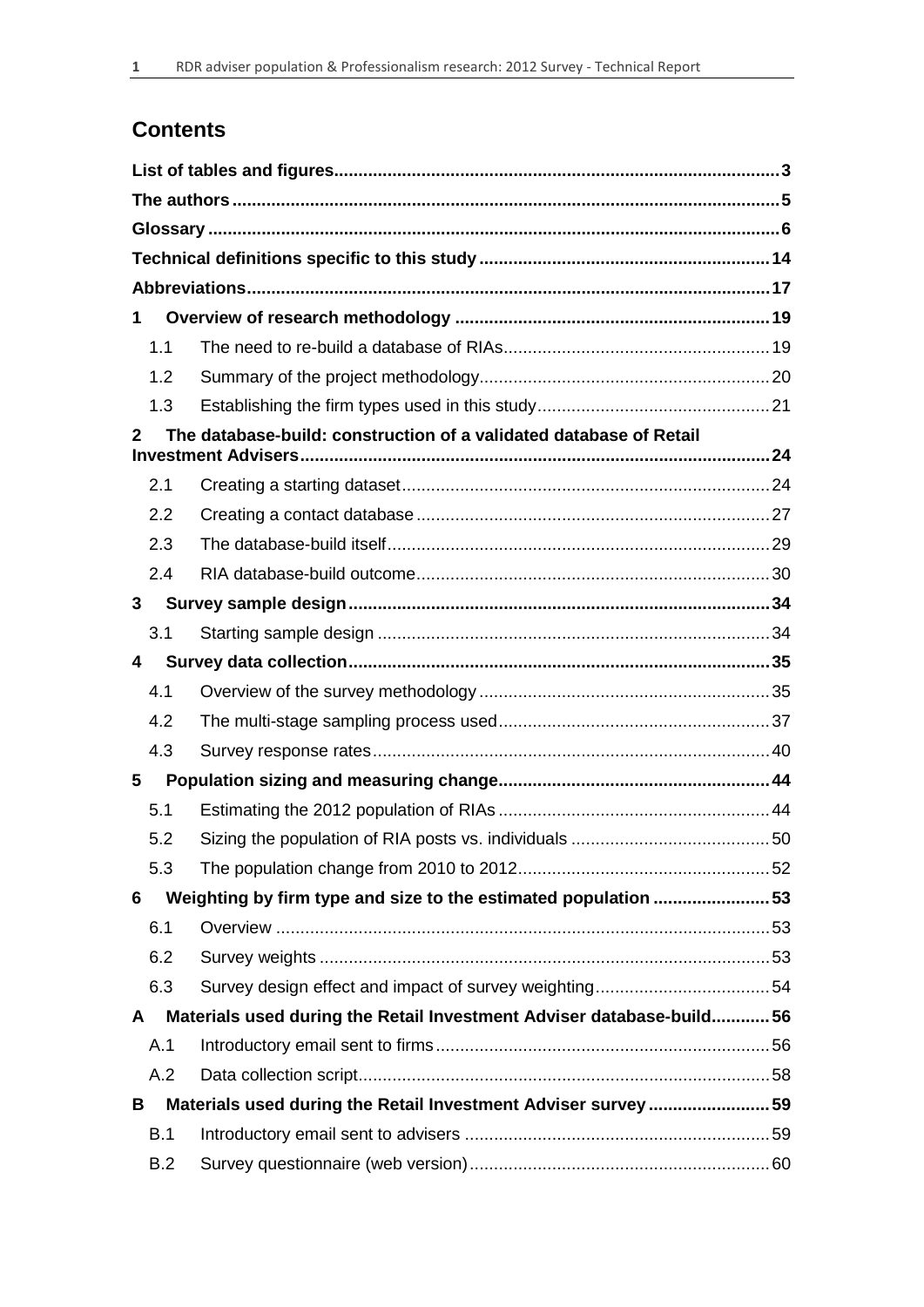# Contents

| | | |
|---|---|---|
| **List of tables and figures** | | **3** |
| **The authors** | | **5** |
| **Glossary** | | **6** |
| **Technical definitions specific to this study** | | **14** |
| **Abbreviations** | | **17** |
| **1** | **Overview of research methodology** | **19** |
| 1.1 | The need to re-build a database of RIAs | 19 |
| 1.2 | Summary of the project methodology | 20 |
| 1.3 | Establishing the firm types used in this study | 21 |
| **2** | **The database-build: construction of a validated database of Retail Investment Advisers** | **24** |
| 2.1 | Creating a starting dataset | 24 |
| 2.2 | Creating a contact database | 27 |
| 2.3 | The database-build itself | 29 |
| 2.4 | RIA database-build outcome | 30 |
| **3** | **Survey sample design** | **34** |
| 3.1 | Starting sample design | 34 |
| **4** | **Survey data collection** | **35** |
| 4.1 | Overview of the survey methodology | 35 |
| 4.2 | The multi-stage sampling process used | 37 |
| 4.3 | Survey response rates | 40 |
| **5** | **Population sizing and measuring change** | **44** |
| 5.1 | Estimating the 2012 population of RIAs | 44 |
| 5.2 | Sizing the population of RIA posts vs. individuals | 50 |
| 5.3 | The population change from 2010 to 2012 | 52 |
| **6** | **Weighting by firm type and size to the estimated population** | **53** |
| 6.1 | Overview | 53 |
| 6.2 | Survey weights | 53 |
| 6.3 | Survey design effect and impact of survey weighting | 54 |
| **A** | **Materials used during the Retail Investment Adviser database-build** | **56** |
| A.1 | Introductory email sent to firms | 56 |
| A.2 | Data collection script | 58 |
| **B** | **Materials used during the Retail Investment Adviser survey** | **59** |
| B.1 | Introductory email sent to advisers | 59 |
| B.2 | Survey questionnaire (web version) | 60 |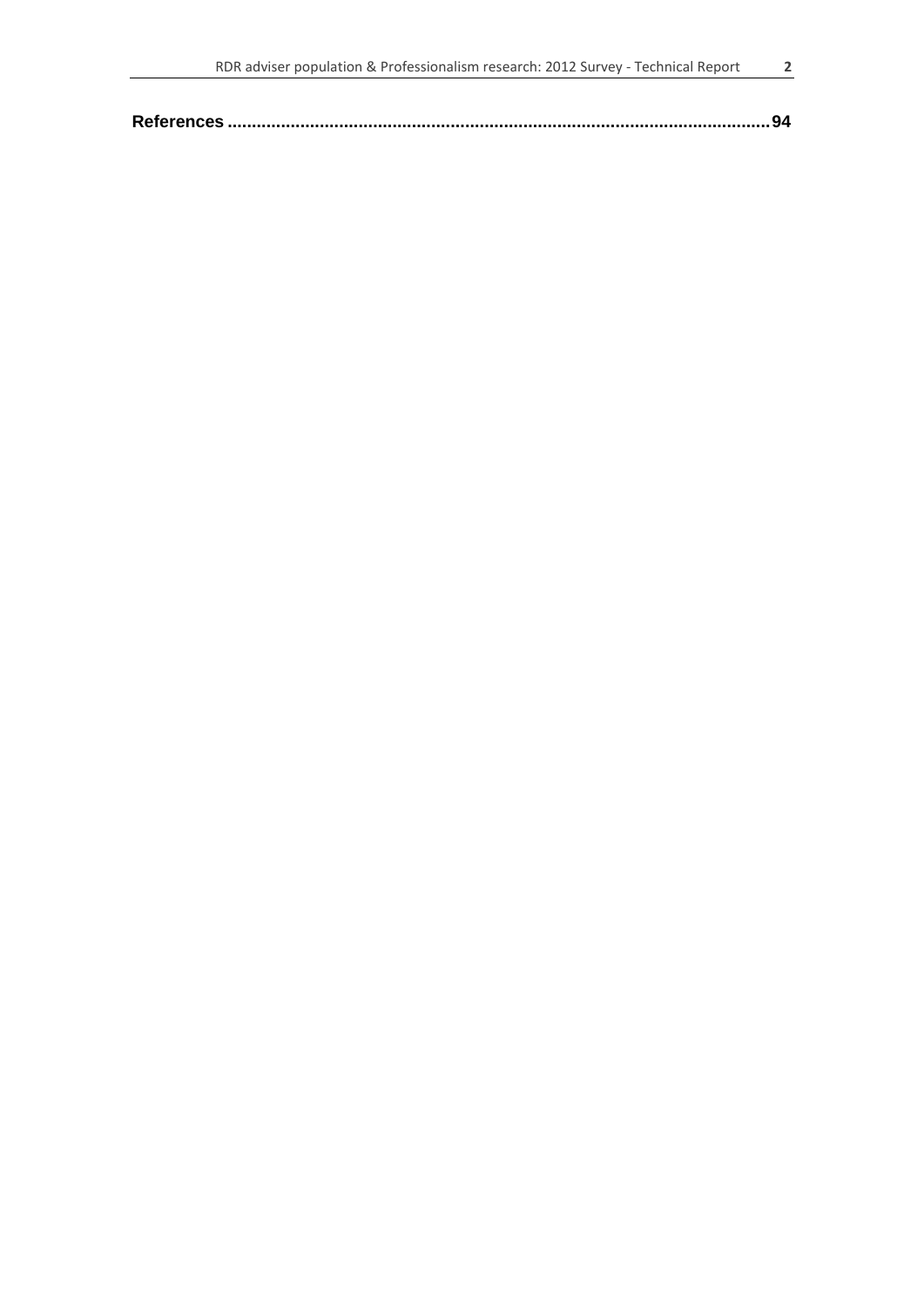**References ............................................................................................................94**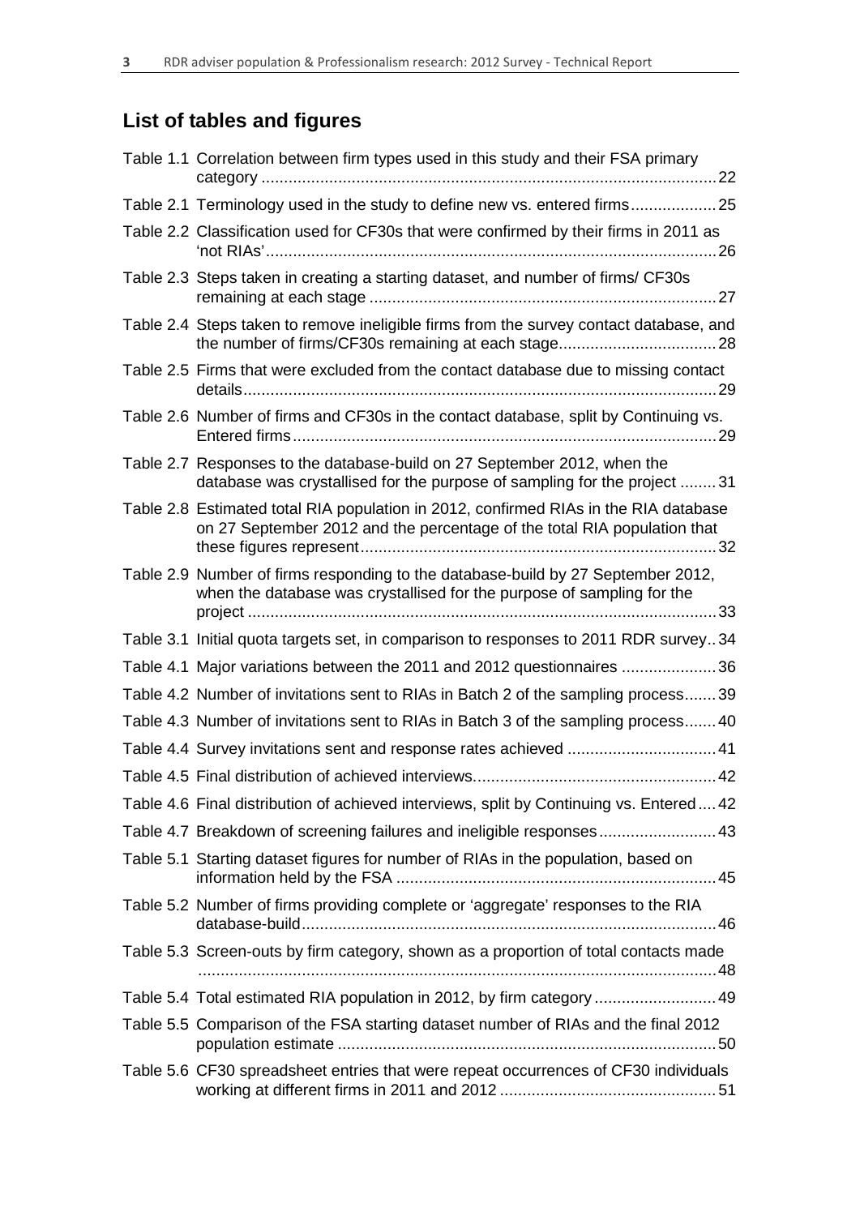## List of tables and figures

| | | |
|---|---|---|
| Table 1.1 | Correlation between firm types used in this study and their FSA primary category | 22 |
| Table 2.1 | Terminology used in the study to define new vs. entered firms | 25 |
| Table 2.2 | Classification used for CF30s that were confirmed by their firms in 2011 as 'not RIAs' | 26 |
| Table 2.3 | Steps taken in creating a starting dataset, and number of firms/ CF30s remaining at each stage | 27 |
| Table 2.4 | Steps taken to remove ineligible firms from the survey contact database, and the number of firms/CF30s remaining at each stage | 28 |
| Table 2.5 | Firms that were excluded from the contact database due to missing contact details | 29 |
| Table 2.6 | Number of firms and CF30s in the contact database, split by Continuing vs. Entered firms | 29 |
| Table 2.7 | Responses to the database-build on 27 September 2012, when the database was crystallised for the purpose of sampling for the project | 31 |
| Table 2.8 | Estimated total RIA population in 2012, confirmed RIAs in the RIA database on 27 September 2012 and the percentage of the total RIA population that these figures represent | 32 |
| Table 2.9 | Number of firms responding to the database-build by 27 September 2012, when the database was crystallised for the purpose of sampling for the project | 33 |
| Table 3.1 | Initial quota targets set, in comparison to responses to 2011 RDR survey | 34 |
| Table 4.1 | Major variations between the 2011 and 2012 questionnaires | 36 |
| Table 4.2 | Number of invitations sent to RIAs in Batch 2 of the sampling process | 39 |
| Table 4.3 | Number of invitations sent to RIAs in Batch 3 of the sampling process | 40 |
| Table 4.4 | Survey invitations sent and response rates achieved | 41 |
| Table 4.5 | Final distribution of achieved interviews | 42 |
| Table 4.6 | Final distribution of achieved interviews, split by Continuing vs. Entered | 42 |
| Table 4.7 | Breakdown of screening failures and ineligible responses | 43 |
| Table 5.1 | Starting dataset figures for number of RIAs in the population, based on information held by the FSA | 45 |
| Table 5.2 | Number of firms providing complete or 'aggregate' responses to the RIA database-build | 46 |
| Table 5.3 | Screen-outs by firm category, shown as a proportion of total contacts made | 48 |
| Table 5.4 | Total estimated RIA population in 2012, by firm category | 49 |
| Table 5.5 | Comparison of the FSA starting dataset number of RIAs and the final 2012 population estimate | 50 |
| Table 5.6 | CF30 spreadsheet entries that were repeat occurrences of CF30 individuals working at different firms in 2011 and 2012 | 51 |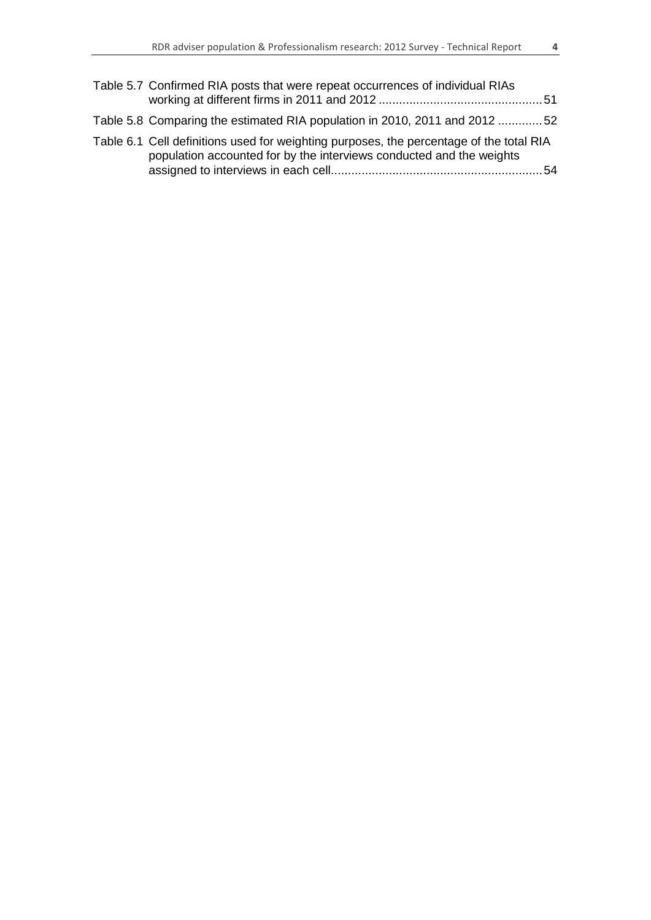Table 5.7 Confirmed RIA posts that were repeat occurrences of individual RIAs working at different firms in 2011 and 2012 ............................................... 51

Table 5.8 Comparing the estimated RIA population in 2010, 2011 and 2012 ............ 52

Table 6.1 Cell definitions used for weighting purposes, the percentage of the total RIA population accounted for by the interviews conducted and the weights assigned to interviews in each cell............................................................ 54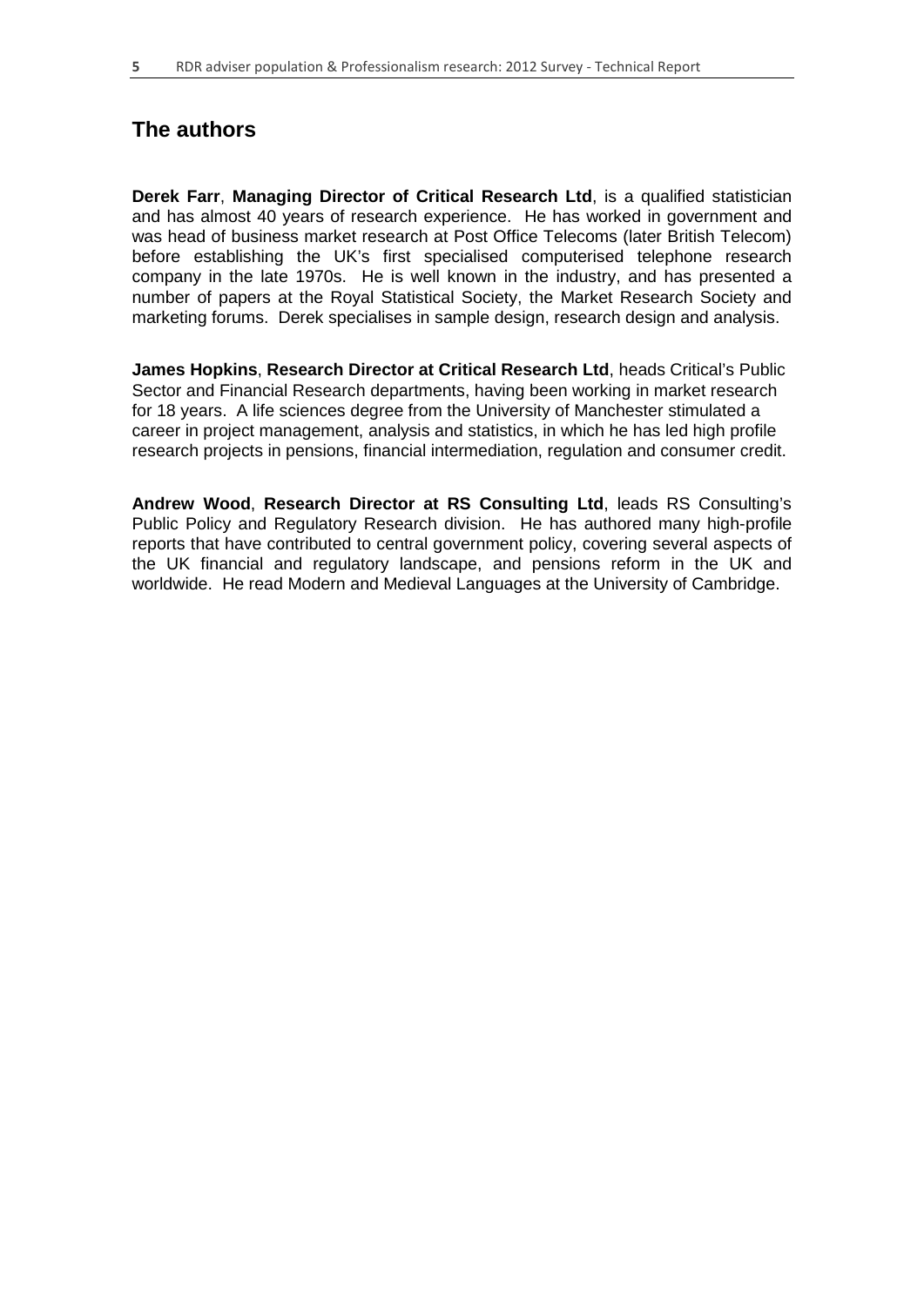## The authors

**Derek Farr**, **Managing Director of Critical Research Ltd**, is a qualified statistician and has almost 40 years of research experience. He has worked in government and was head of business market research at Post Office Telecoms (later British Telecom) before establishing the UK's first specialised computerised telephone research company in the late 1970s. He is well known in the industry, and has presented a number of papers at the Royal Statistical Society, the Market Research Society and marketing forums. Derek specialises in sample design, research design and analysis.

**James Hopkins**, **Research Director at Critical Research Ltd**, heads Critical's Public Sector and Financial Research departments, having been working in market research for 18 years. A life sciences degree from the University of Manchester stimulated a career in project management, analysis and statistics, in which he has led high profile research projects in pensions, financial intermediation, regulation and consumer credit.

**Andrew Wood**, **Research Director at RS Consulting Ltd**, leads RS Consulting's Public Policy and Regulatory Research division. He has authored many high-profile reports that have contributed to central government policy, covering several aspects of the UK financial and regulatory landscape, and pensions reform in the UK and worldwide. He read Modern and Medieval Languages at the University of Cambridge.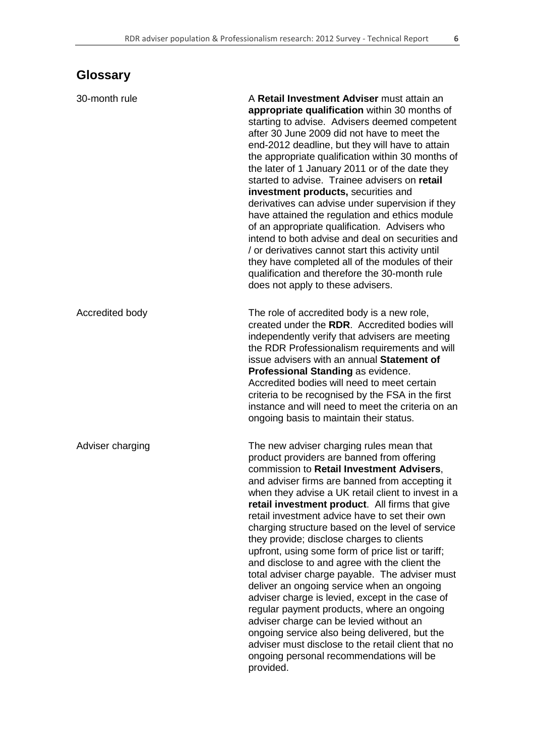## Glossary

**30-month rule**

A **Retail Investment Adviser** must attain an **appropriate qualification** within 30 months of starting to advise. Advisers deemed competent after 30 June 2009 did not have to meet the end-2012 deadline, but they will have to attain the appropriate qualification within 30 months of the later of 1 January 2011 or of the date they started to advise. Trainee advisers on **retail investment products,** securities and derivatives can advise under supervision if they have attained the regulation and ethics module of an appropriate qualification. Advisers who intend to both advise and deal on securities and / or derivatives cannot start this activity until they have completed all of the modules of their qualification and therefore the 30-month rule does not apply to these advisers.

**Accredited body**

The role of accredited body is a new role, created under the **RDR**. Accredited bodies will independently verify that advisers are meeting the RDR Professionalism requirements and will issue advisers with an annual **Statement of Professional Standing** as evidence. Accredited bodies will need to meet certain criteria to be recognised by the FSA in the first instance and will need to meet the criteria on an ongoing basis to maintain their status.

**Adviser charging**

The new adviser charging rules mean that product providers are banned from offering commission to **Retail Investment Advisers**, and adviser firms are banned from accepting it when they advise a UK retail client to invest in a **retail investment product**. All firms that give retail investment advice have to set their own charging structure based on the level of service they provide; disclose charges to clients upfront, using some form of price list or tariff; and disclose to and agree with the client the total adviser charge payable. The adviser must deliver an ongoing service when an ongoing adviser charge is levied, except in the case of regular payment products, where an ongoing adviser charge can be levied without an ongoing service also being delivered, but the adviser must disclose to the retail client that no ongoing personal recommendations will be provided.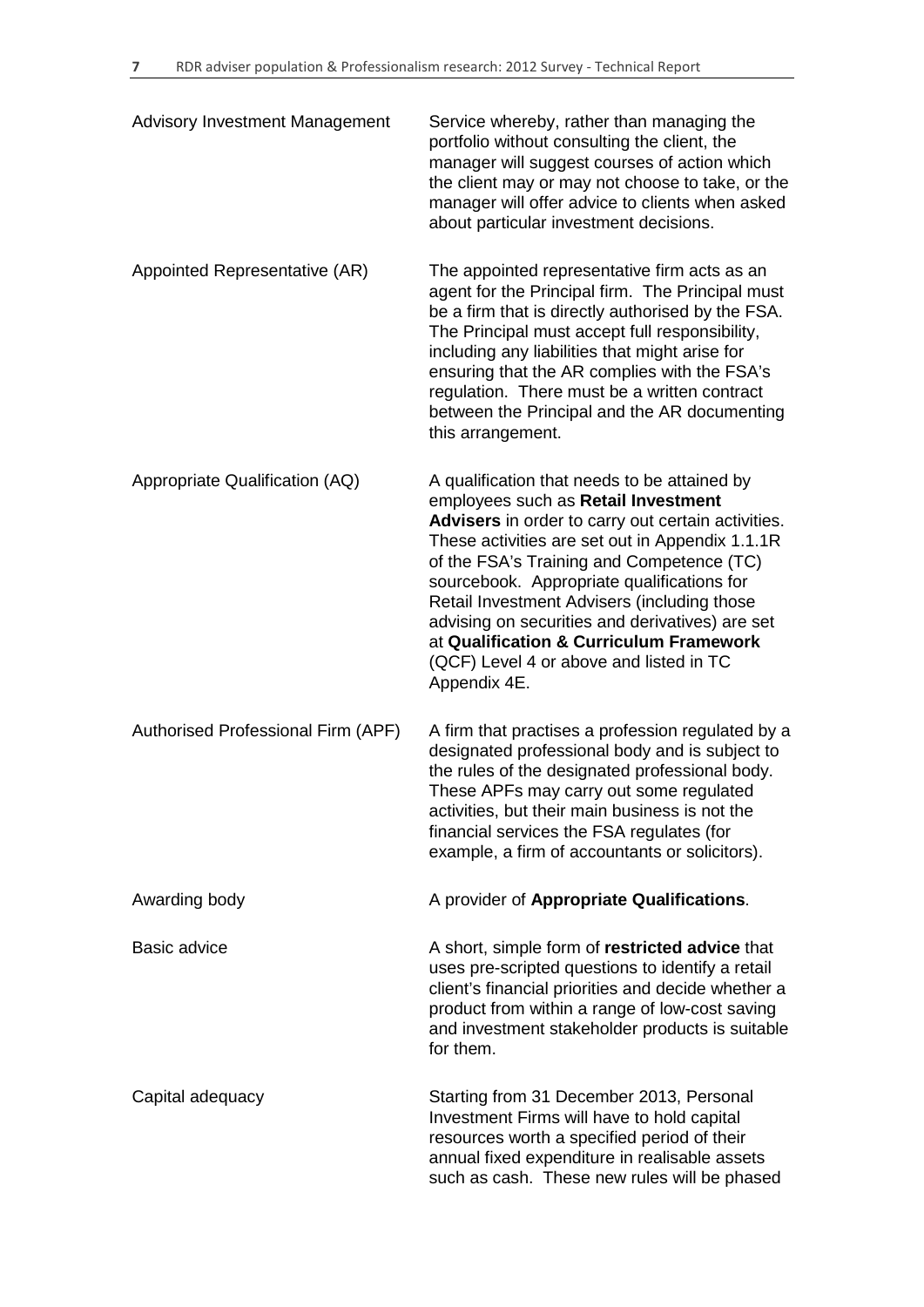| | |
|---|---|
| Advisory Investment Management | Service whereby, rather than managing the portfolio without consulting the client, the manager will suggest courses of action which the client may or may not choose to take, or the manager will offer advice to clients when asked about particular investment decisions. |
| Appointed Representative (AR) | The appointed representative firm acts as an agent for the Principal firm. The Principal must be a firm that is directly authorised by the FSA. The Principal must accept full responsibility, including any liabilities that might arise for ensuring that the AR complies with the FSA's regulation. There must be a written contract between the Principal and the AR documenting this arrangement. |
| Appropriate Qualification (AQ) | A qualification that needs to be attained by employees such as **Retail Investment Advisers** in order to carry out certain activities. These activities are set out in Appendix 1.1.1R of the FSA's Training and Competence (TC) sourcebook. Appropriate qualifications for Retail Investment Advisers (including those advising on securities and derivatives) are set at **Qualification & Curriculum Framework** (QCF) Level 4 or above and listed in TC Appendix 4E. |
| Authorised Professional Firm (APF) | A firm that practises a profession regulated by a designated professional body and is subject to the rules of the designated professional body. These APFs may carry out some regulated activities, but their main business is not the financial services the FSA regulates (for example, a firm of accountants or solicitors). |
| Awarding body | A provider of **Appropriate Qualifications**. |
| Basic advice | A short, simple form of **restricted advice** that uses pre-scripted questions to identify a retail client's financial priorities and decide whether a product from within a range of low-cost saving and investment stakeholder products is suitable for them. |
| Capital adequacy | Starting from 31 December 2013, Personal Investment Firms will have to hold capital resources worth a specified period of their annual fixed expenditure in realisable assets such as cash. These new rules will be phased |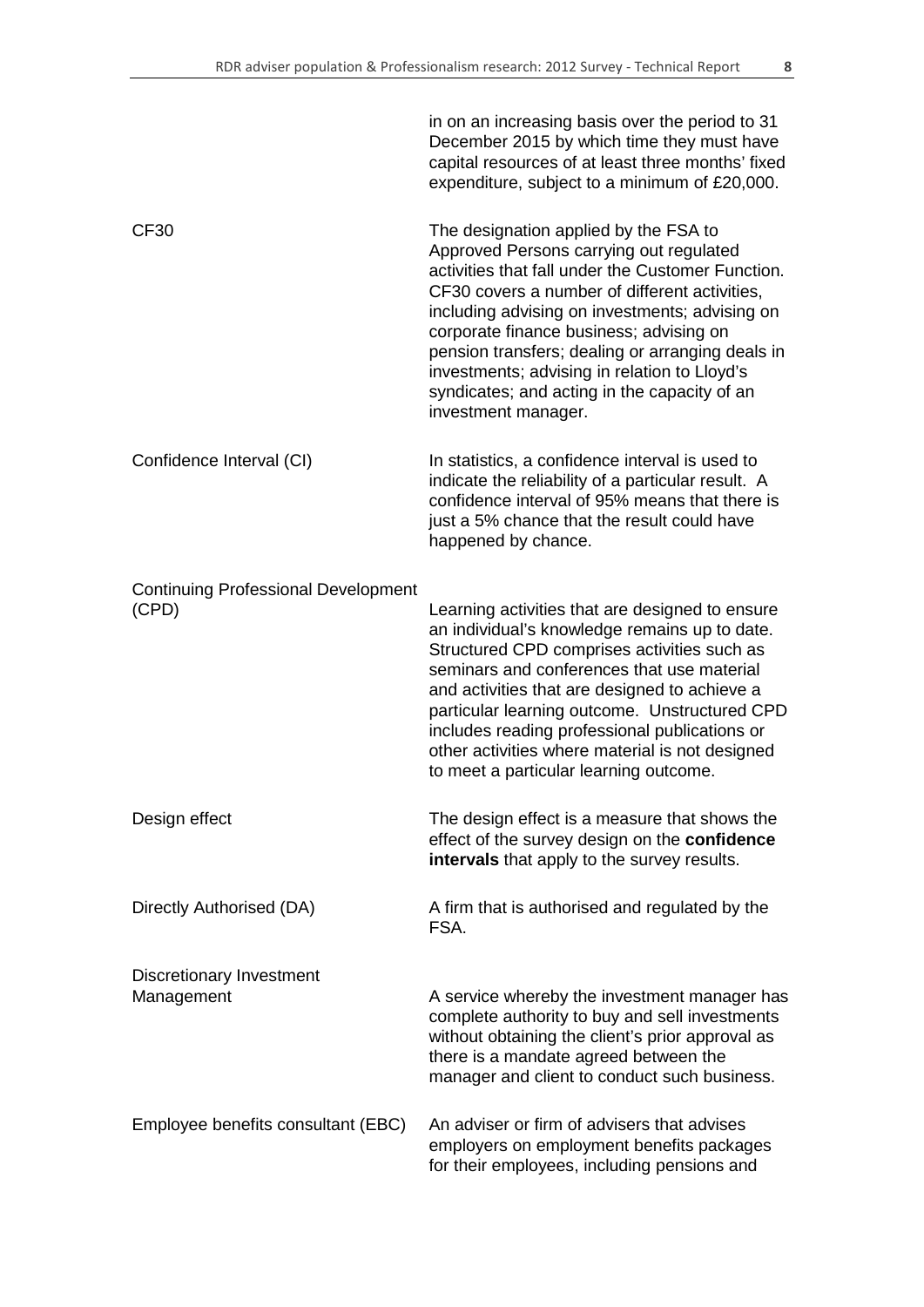| | |
|---|---|
| | in on an increasing basis over the period to 31 December 2015 by which time they must have capital resources of at least three months' fixed expenditure, subject to a minimum of £20,000. |
| CF30 | The designation applied by the FSA to Approved Persons carrying out regulated activities that fall under the Customer Function. CF30 covers a number of different activities, including advising on investments; advising on corporate finance business; advising on pension transfers; dealing or arranging deals in investments; advising in relation to Lloyd's syndicates; and acting in the capacity of an investment manager. |
| Confidence Interval (CI) | In statistics, a confidence interval is used to indicate the reliability of a particular result. A confidence interval of 95% means that there is just a 5% chance that the result could have happened by chance. |
| Continuing Professional Development (CPD) | Learning activities that are designed to ensure an individual's knowledge remains up to date. Structured CPD comprises activities such as seminars and conferences that use material and activities that are designed to achieve a particular learning outcome. Unstructured CPD includes reading professional publications or other activities where material is not designed to meet a particular learning outcome. |
| Design effect | The design effect is a measure that shows the effect of the survey design on the **confidence intervals** that apply to the survey results. |
| Directly Authorised (DA) | A firm that is authorised and regulated by the FSA. |
| Discretionary Investment Management | A service whereby the investment manager has complete authority to buy and sell investments without obtaining the client's prior approval as there is a mandate agreed between the manager and client to conduct such business. |
| Employee benefits consultant (EBC) | An adviser or firm of advisers that advises employers on employment benefits packages for their employees, including pensions and |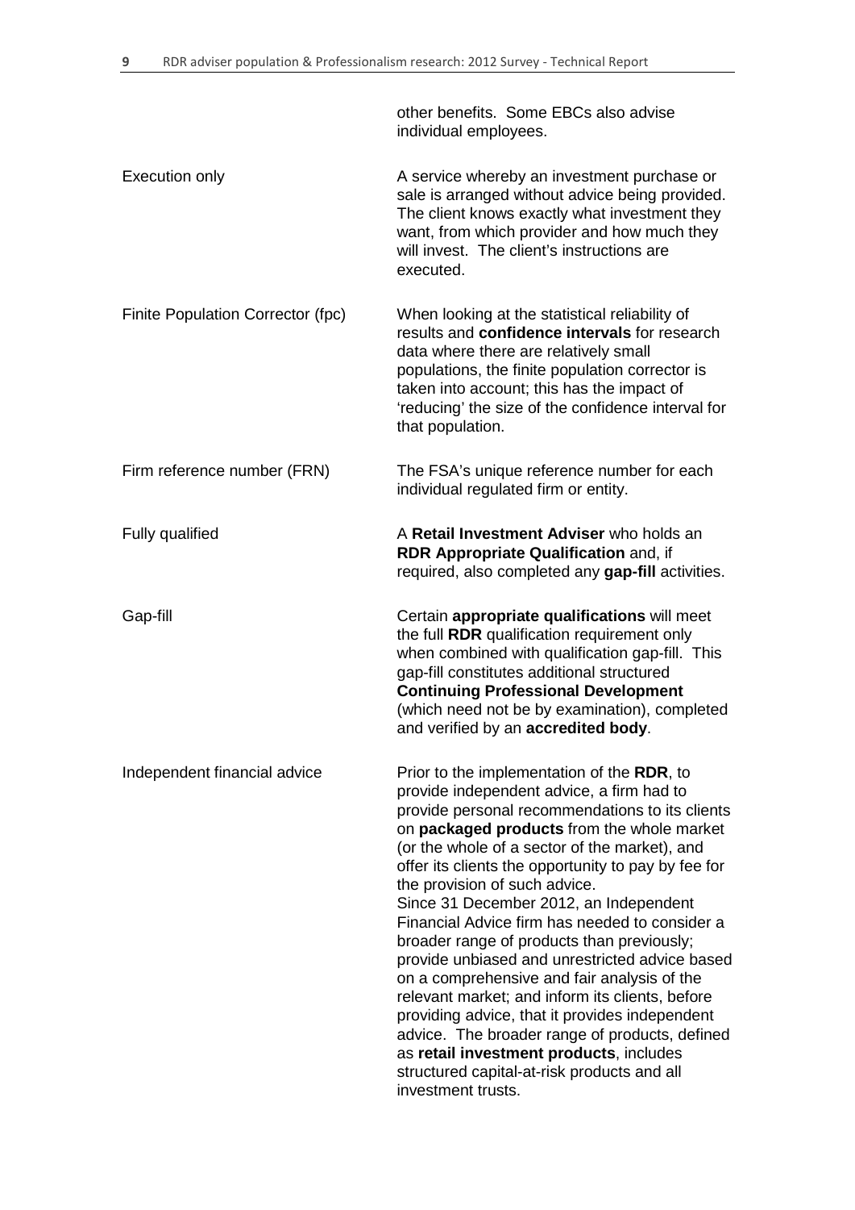| | |
|---|---|
| | other benefits. Some EBCs also advise individual employees. |
| Execution only | A service whereby an investment purchase or sale is arranged without advice being provided. The client knows exactly what investment they want, from which provider and how much they will invest. The client's instructions are executed. |
| Finite Population Corrector (fpc) | When looking at the statistical reliability of results and **confidence intervals** for research data where there are relatively small populations, the finite population corrector is taken into account; this has the impact of 'reducing' the size of the confidence interval for that population. |
| Firm reference number (FRN) | The FSA's unique reference number for each individual regulated firm or entity. |
| Fully qualified | A **Retail Investment Adviser** who holds an **RDR Appropriate Qualification** and, if required, also completed any **gap-fill** activities. |
| Gap-fill | Certain **appropriate qualifications** will meet the full **RDR** qualification requirement only when combined with qualification gap-fill. This gap-fill constitutes additional structured **Continuing Professional Development** (which need not be by examination), completed and verified by an **accredited body**. |
| Independent financial advice | Prior to the implementation of the **RDR**, to provide independent advice, a firm had to provide personal recommendations to its clients on **packaged products** from the whole market (or the whole of a sector of the market), and offer its clients the opportunity to pay by fee for the provision of such advice. Since 31 December 2012, an Independent Financial Advice firm has needed to consider a broader range of products than previously; provide unbiased and unrestricted advice based on a comprehensive and fair analysis of the relevant market; and inform its clients, before providing advice, that it provides independent advice. The broader range of products, defined as **retail investment products**, includes structured capital-at-risk products and all investment trusts. |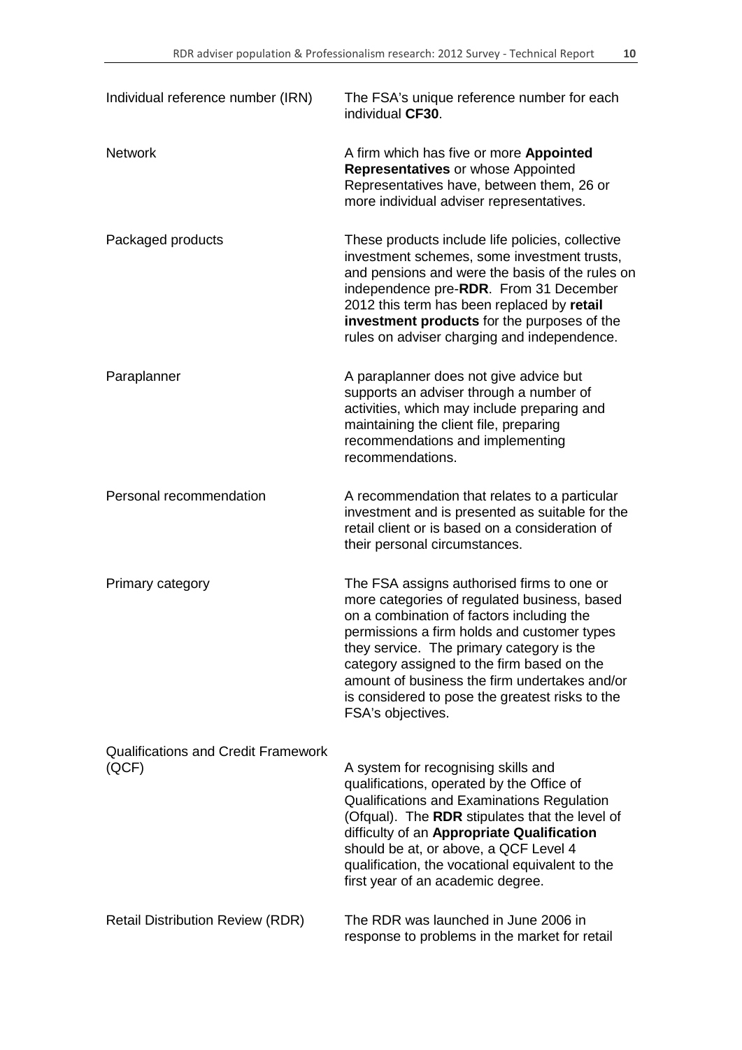| | |
|---|---|
| Individual reference number (IRN) | The FSA's unique reference number for each individual **CF30**. |
| Network | A firm which has five or more **Appointed Representatives** or whose Appointed Representatives have, between them, 26 or more individual adviser representatives. |
| Packaged products | These products include life policies, collective investment schemes, some investment trusts, and pensions and were the basis of the rules on independence pre-**RDR**. From 31 December 2012 this term has been replaced by **retail investment products** for the purposes of the rules on adviser charging and independence. |
| Paraplanner | A paraplanner does not give advice but supports an adviser through a number of activities, which may include preparing and maintaining the client file, preparing recommendations and implementing recommendations. |
| Personal recommendation | A recommendation that relates to a particular investment and is presented as suitable for the retail client or is based on a consideration of their personal circumstances. |
| Primary category | The FSA assigns authorised firms to one or more categories of regulated business, based on a combination of factors including the permissions a firm holds and customer types they service. The primary category is the category assigned to the firm based on the amount of business the firm undertakes and/or is considered to pose the greatest risks to the FSA's objectives. |
| Qualifications and Credit Framework (QCF) | A system for recognising skills and qualifications, operated by the Office of Qualifications and Examinations Regulation (Ofqual). The **RDR** stipulates that the level of difficulty of an **Appropriate Qualification** should be at, or above, a QCF Level 4 qualification, the vocational equivalent to the first year of an academic degree. |
| Retail Distribution Review (RDR) | The RDR was launched in June 2006 in response to problems in the market for retail |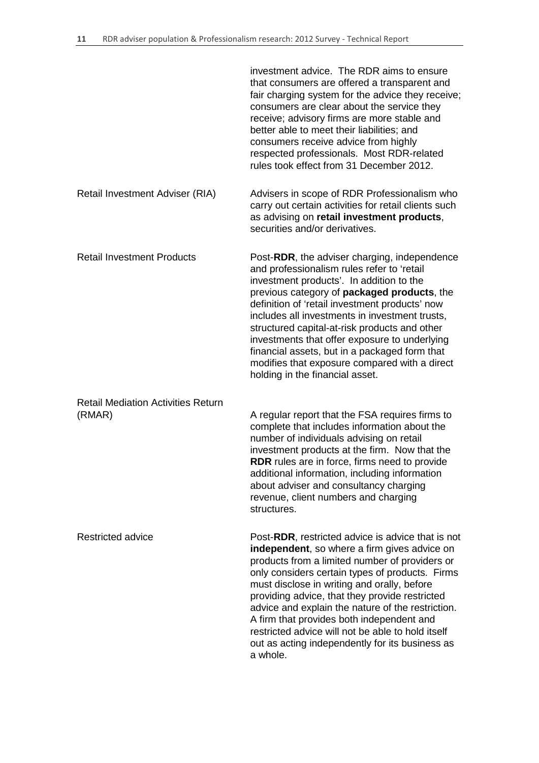| | |
|---|---|
| | investment advice. The RDR aims to ensure that consumers are offered a transparent and fair charging system for the advice they receive; consumers are clear about the service they receive; advisory firms are more stable and better able to meet their liabilities; and consumers receive advice from highly respected professionals. Most RDR-related rules took effect from 31 December 2012. |
| Retail Investment Adviser (RIA) | Advisers in scope of RDR Professionalism who carry out certain activities for retail clients such as advising on **retail investment products**, securities and/or derivatives. |
| Retail Investment Products | Post-**RDR**, the adviser charging, independence and professionalism rules refer to 'retail investment products'. In addition to the previous category of **packaged products**, the definition of 'retail investment products' now includes all investments in investment trusts, structured capital-at-risk products and other investments that offer exposure to underlying financial assets, but in a packaged form that modifies that exposure compared with a direct holding in the financial asset. |
| Retail Mediation Activities Return (RMAR) | A regular report that the FSA requires firms to complete that includes information about the number of individuals advising on retail investment products at the firm. Now that the **RDR** rules are in force, firms need to provide additional information, including information about adviser and consultancy charging revenue, client numbers and charging structures. |
| Restricted advice | Post-**RDR**, restricted advice is advice that is not **independent**, so where a firm gives advice on products from a limited number of providers or only considers certain types of products. Firms must disclose in writing and orally, before providing advice, that they provide restricted advice and explain the nature of the restriction. A firm that provides both independent and restricted advice will not be able to hold itself out as acting independently for its business as a whole. |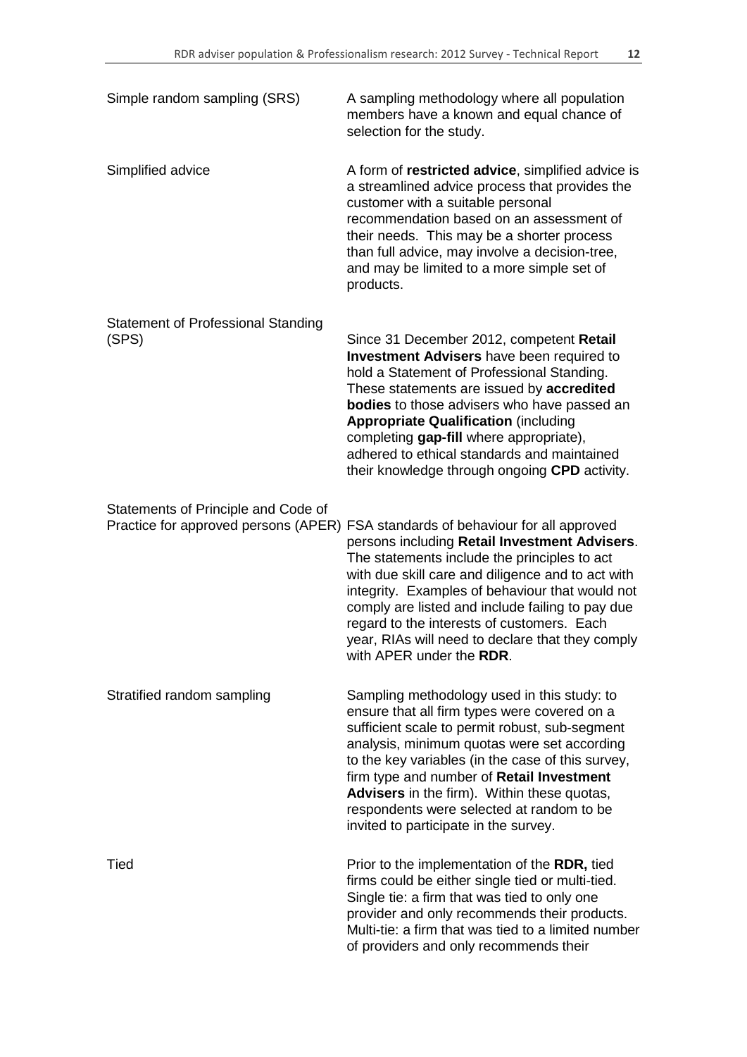| | |
|---|---|
| Simple random sampling (SRS) | A sampling methodology where all population members have a known and equal chance of selection for the study. |
| Simplified advice | A form of **restricted advice**, simplified advice is a streamlined advice process that provides the customer with a suitable personal recommendation based on an assessment of their needs. This may be a shorter process than full advice, may involve a decision-tree, and may be limited to a more simple set of products. |
| Statement of Professional Standing (SPS) | Since 31 December 2012, competent **Retail Investment Advisers** have been required to hold a Statement of Professional Standing. These statements are issued by **accredited bodies** to those advisers who have passed an **Appropriate Qualification** (including completing **gap-fill** where appropriate), adhered to ethical standards and maintained their knowledge through ongoing **CPD** activity. |
| Statements of Principle and Code of Practice for approved persons (APER) | FSA standards of behaviour for all approved persons including **Retail Investment Advisers**. The statements include the principles to act with due skill care and diligence and to act with integrity. Examples of behaviour that would not comply are listed and include failing to pay due regard to the interests of customers. Each year, RIAs will need to declare that they comply with APER under the **RDR**. |
| Stratified random sampling | Sampling methodology used in this study: to ensure that all firm types were covered on a sufficient scale to permit robust, sub-segment analysis, minimum quotas were set according to the key variables (in the case of this survey, firm type and number of **Retail Investment Advisers** in the firm). Within these quotas, respondents were selected at random to be invited to participate in the survey. |
| Tied | Prior to the implementation of the **RDR,** tied firms could be either single tied or multi-tied. Single tie: a firm that was tied to only one provider and only recommends their products. Multi-tie: a firm that was tied to a limited number of providers and only recommends their |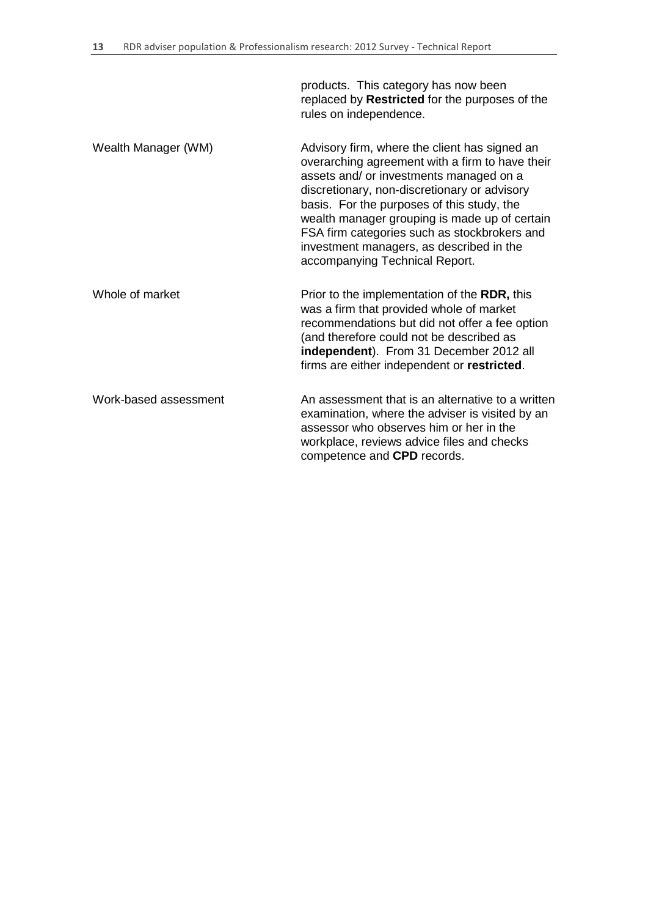| | |
|---|---|
| | products. This category has now been replaced by **Restricted** for the purposes of the rules on independence. |
| Wealth Manager (WM) | Advisory firm, where the client has signed an overarching agreement with a firm to have their assets and/ or investments managed on a discretionary, non-discretionary or advisory basis. For the purposes of this study, the wealth manager grouping is made up of certain FSA firm categories such as stockbrokers and investment managers, as described in the accompanying Technical Report. |
| Whole of market | Prior to the implementation of the **RDR,** this was a firm that provided whole of market recommendations but did not offer a fee option (and therefore could not be described as **independent**). From 31 December 2012 all firms are either independent or **restricted**. |
| Work-based assessment | An assessment that is an alternative to a written examination, where the adviser is visited by an assessor who observes him or her in the workplace, reviews advice files and checks competence and **CPD** records. |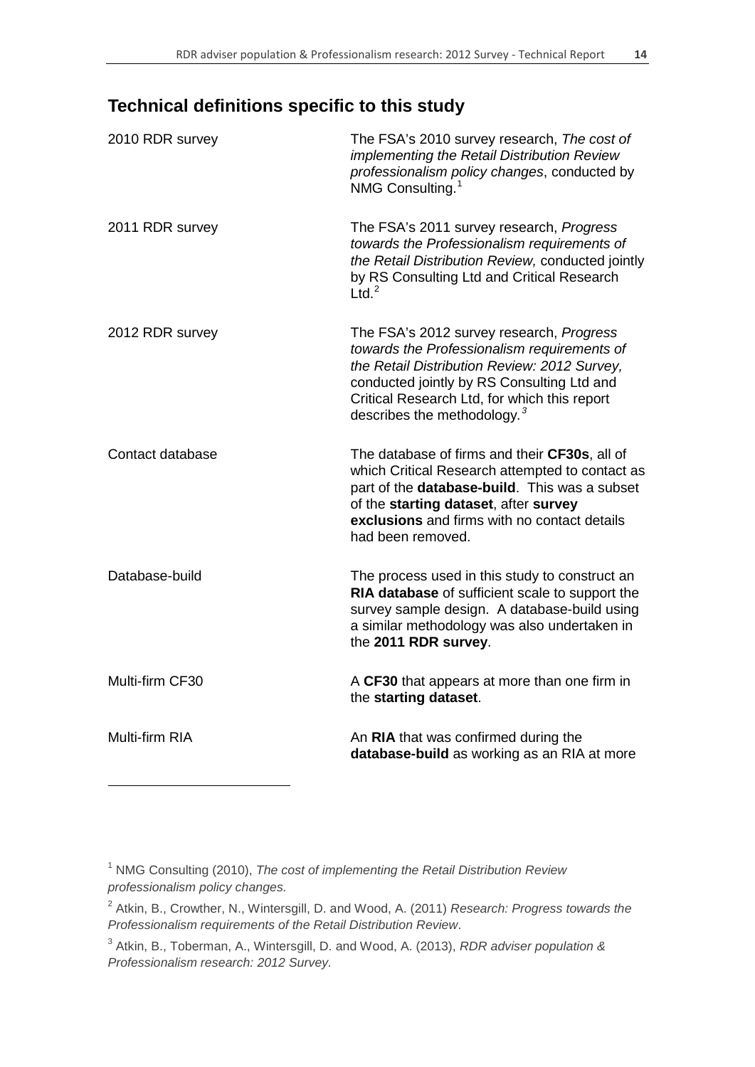## Technical definitions specific to this study

| | |
|---|---|
| 2010 RDR survey | The FSA's 2010 survey research, *The cost of implementing the Retail Distribution Review professionalism policy changes*, conducted by NMG Consulting.[1] |
| 2011 RDR survey | The FSA's 2011 survey research, *Progress towards the Professionalism requirements of the Retail Distribution Review,* conducted jointly by RS Consulting Ltd and Critical Research Ltd.[2] |
| 2012 RDR survey | The FSA's 2012 survey research, *Progress towards the Professionalism requirements of the Retail Distribution Review: 2012 Survey,* conducted jointly by RS Consulting Ltd and Critical Research Ltd, for which this report describes the methodology.[3] |
| Contact database | The database of firms and their **CF30s**, all of which Critical Research attempted to contact as part of the **database-build**. This was a subset of the **starting dataset**, after **survey exclusions** and firms with no contact details had been removed. |
| Database-build | The process used in this study to construct an **RIA database** of sufficient scale to support the survey sample design. A database-build using a similar methodology was also undertaken in the **2011 RDR survey**. |
| Multi-firm CF30 | A **CF30** that appears at more than one firm in the **starting dataset**. |
| Multi-firm RIA | An **RIA** that was confirmed during the **database-build** as working as an RIA at more |

[1] NMG Consulting (2010), *The cost of implementing the Retail Distribution Review professionalism policy changes.*

[2] Atkin, B., Crowther, N., Wintersgill, D. and Wood, A. (2011) *Research: Progress towards the Professionalism requirements of the Retail Distribution Review*.

[3] Atkin, B., Toberman, A., Wintersgill, D. and Wood, A. (2013), *RDR adviser population & Professionalism research: 2012 Survey.*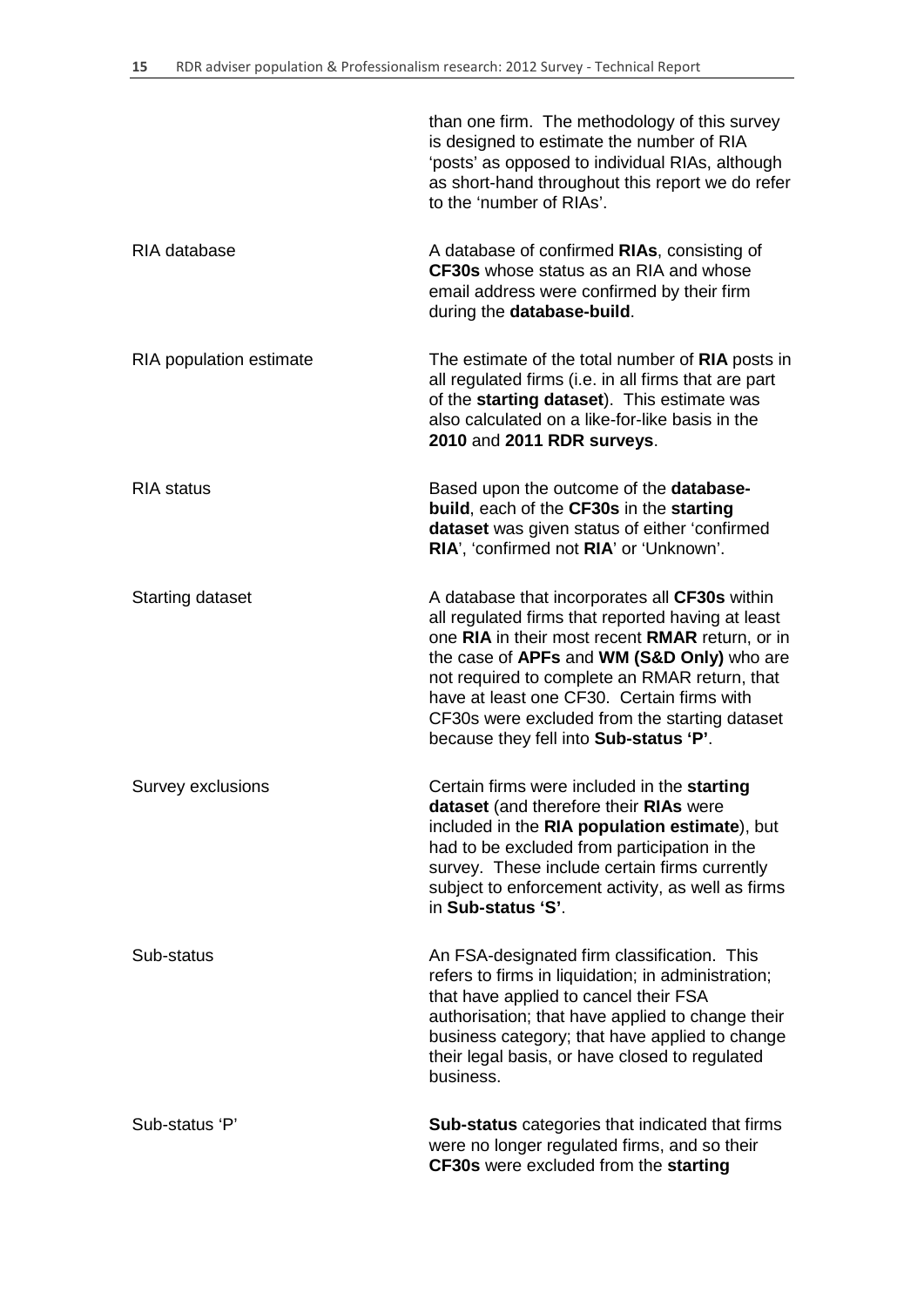| | |
|---|---|
| | than one firm. The methodology of this survey is designed to estimate the number of RIA 'posts' as opposed to individual RIAs, although as short-hand throughout this report we do refer to the 'number of RIAs'. |
| RIA database | A database of confirmed **RIAs**, consisting of **CF30s** whose status as an RIA and whose email address were confirmed by their firm during the **database-build**. |
| RIA population estimate | The estimate of the total number of **RIA** posts in all regulated firms (i.e. in all firms that are part of the **starting dataset**). This estimate was also calculated on a like-for-like basis in the **2010** and **2011 RDR surveys**. |
| RIA status | Based upon the outcome of the **database-build**, each of the **CF30s** in the **starting dataset** was given status of either 'confirmed **RIA**', 'confirmed not **RIA**' or 'Unknown'. |
| Starting dataset | A database that incorporates all **CF30s** within all regulated firms that reported having at least one **RIA** in their most recent **RMAR** return, or in the case of **APFs** and **WM (S&D Only)** who are not required to complete an RMAR return, that have at least one CF30. Certain firms with CF30s were excluded from the starting dataset because they fell into **Sub-status 'P'**. |
| Survey exclusions | Certain firms were included in the **starting dataset** (and therefore their **RIAs** were included in the **RIA population estimate**), but had to be excluded from participation in the survey. These include certain firms currently subject to enforcement activity, as well as firms in **Sub-status 'S'**. |
| Sub-status | An FSA-designated firm classification. This refers to firms in liquidation; in administration; that have applied to cancel their FSA authorisation; that have applied to change their business category; that have applied to change their legal basis, or have closed to regulated business. |
| Sub-status 'P' | **Sub-status** categories that indicated that firms were no longer regulated firms, and so their **CF30s** were excluded from the **starting** |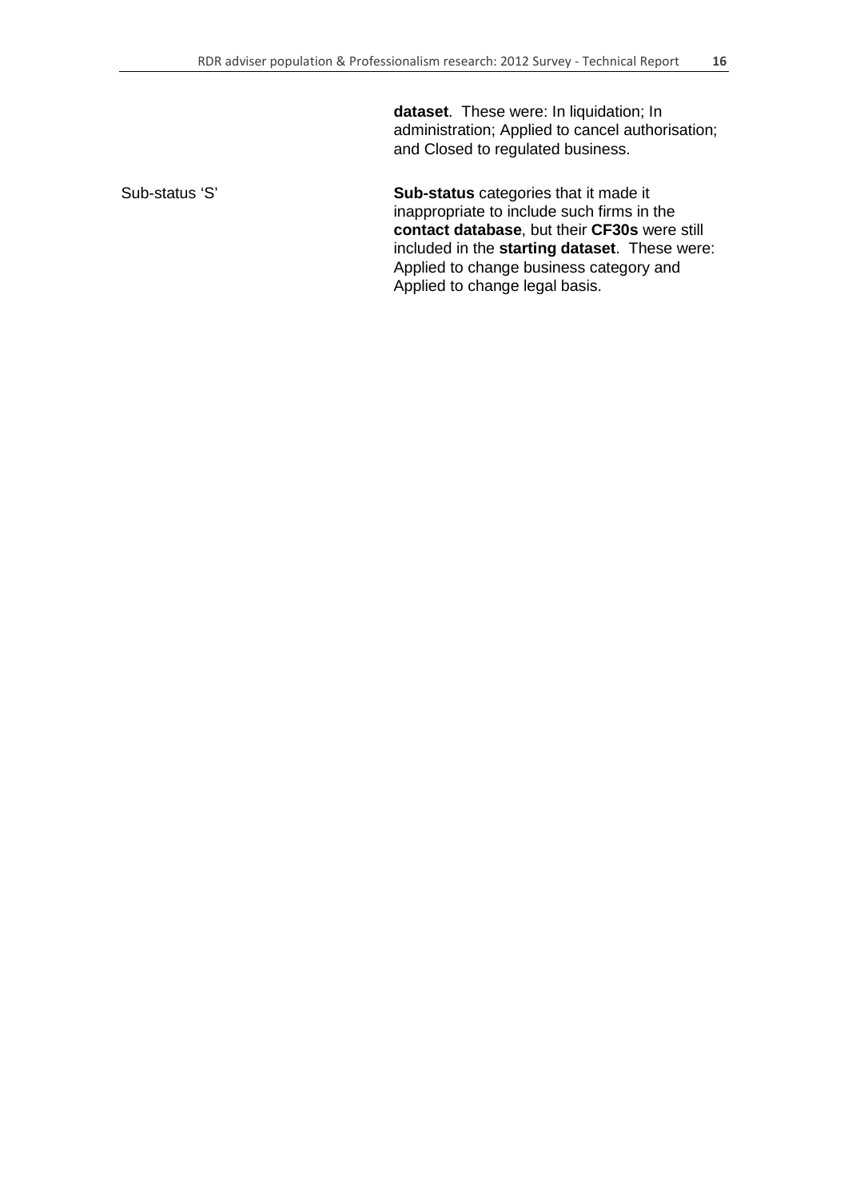| | |
|---|---|
| | **dataset**. These were: In liquidation; In administration; Applied to cancel authorisation; and Closed to regulated business. |
| Sub-status 'S' | **Sub-status** categories that it made it inappropriate to include such firms in the **contact database**, but their **CF30s** were still included in the **starting dataset**. These were: Applied to change business category and Applied to change legal basis. |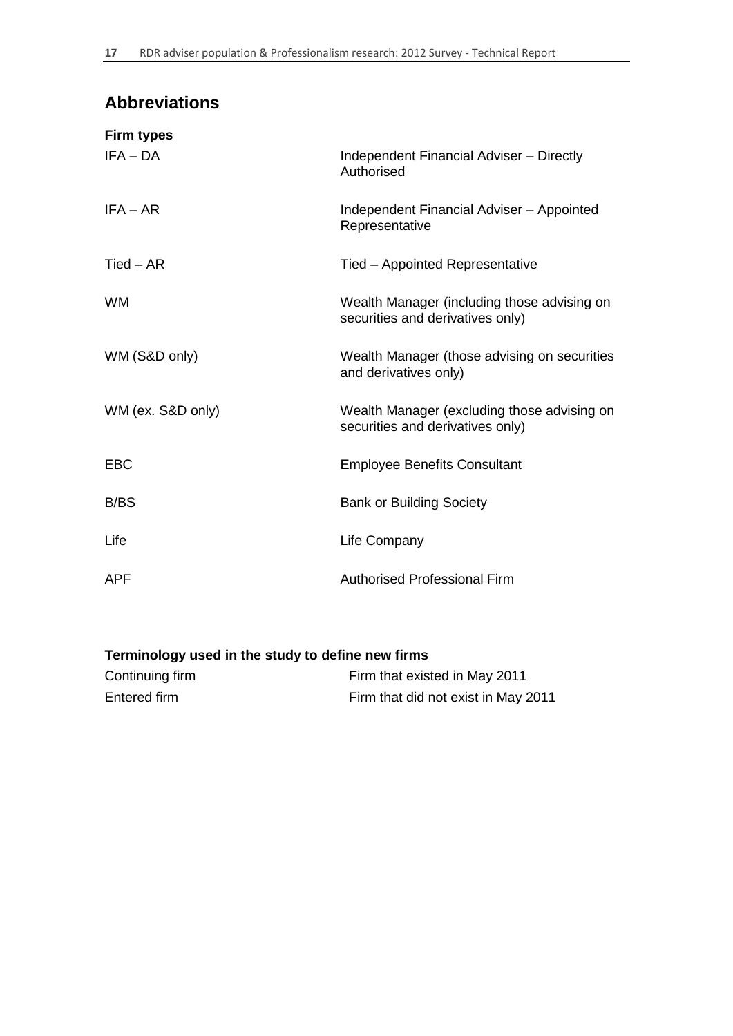## Abbreviations

**Firm types**

| | |
|---|---|
| IFA – DA | Independent Financial Adviser – Directly Authorised |
| IFA – AR | Independent Financial Adviser – Appointed Representative |
| Tied – AR | Tied – Appointed Representative |
| WM | Wealth Manager (including those advising on securities and derivatives only) |
| WM (S&D only) | Wealth Manager (those advising on securities and derivatives only) |
| WM (ex. S&D only) | Wealth Manager (excluding those advising on securities and derivatives only) |
| EBC | Employee Benefits Consultant |
| B/BS | Bank or Building Society |
| Life | Life Company |
| APF | Authorised Professional Firm |

**Terminology used in the study to define new firms**

| | |
|---|---|
| Continuing firm | Firm that existed in May 2011 |
| Entered firm | Firm that did not exist in May 2011 |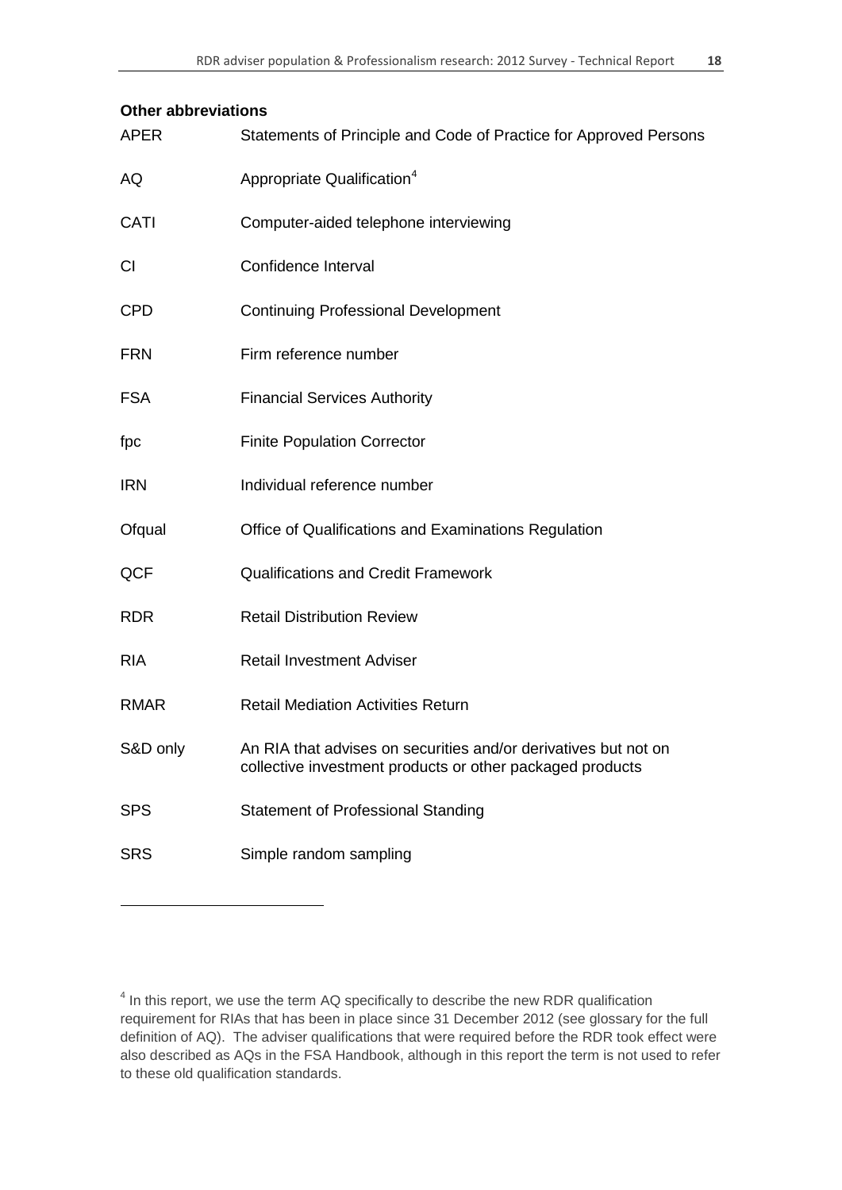**Other abbreviations**

| | |
|---|---|
| APER | Statements of Principle and Code of Practice for Approved Persons |
| AQ | Appropriate Qualification[4] |
| CATI | Computer-aided telephone interviewing |
| CI | Confidence Interval |
| CPD | Continuing Professional Development |
| FRN | Firm reference number |
| FSA | Financial Services Authority |
| fpc | Finite Population Corrector |
| IRN | Individual reference number |
| Ofqual | Office of Qualifications and Examinations Regulation |
| QCF | Qualifications and Credit Framework |
| RDR | Retail Distribution Review |
| RIA | Retail Investment Adviser |
| RMAR | Retail Mediation Activities Return |
| S&D only | An RIA that advises on securities and/or derivatives but not on collective investment products or other packaged products |
| SPS | Statement of Professional Standing |
| SRS | Simple random sampling |

---

[4] In this report, we use the term AQ specifically to describe the new RDR qualification requirement for RIAs that has been in place since 31 December 2012 (see glossary for the full definition of AQ). The adviser qualifications that were required before the RDR took effect were also described as AQs in the FSA Handbook, although in this report the term is not used to refer to these old qualification standards.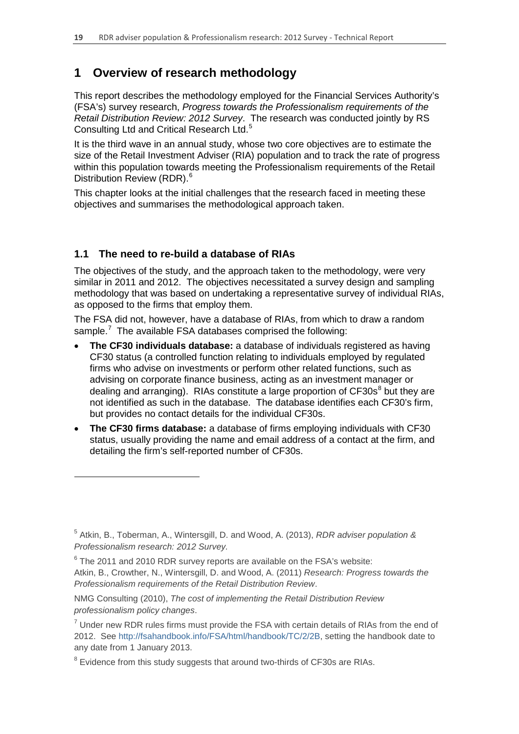# 1 Overview of research methodology

This report describes the methodology employed for the Financial Services Authority's (FSA's) survey research, *Progress towards the Professionalism requirements of the Retail Distribution Review: 2012 Survey*. The research was conducted jointly by RS Consulting Ltd and Critical Research Ltd.[5]

It is the third wave in an annual study, whose two core objectives are to estimate the size of the Retail Investment Adviser (RIA) population and to track the rate of progress within this population towards meeting the Professionalism requirements of the Retail Distribution Review (RDR).[6]

This chapter looks at the initial challenges that the research faced in meeting these objectives and summarises the methodological approach taken.

## 1.1 The need to re-build a database of RIAs

The objectives of the study, and the approach taken to the methodology, were very similar in 2011 and 2012. The objectives necessitated a survey design and sampling methodology that was based on undertaking a representative survey of individual RIAs, as opposed to the firms that employ them.

The FSA did not, however, have a database of RIAs, from which to draw a random sample.[7] The available FSA databases comprised the following:

- **The CF30 individuals database:** a database of individuals registered as having CF30 status (a controlled function relating to individuals employed by regulated firms who advise on investments or perform other related functions, such as advising on corporate finance business, acting as an investment manager or dealing and arranging). RIAs constitute a large proportion of CF30s[8] but they are not identified as such in the database. The database identifies each CF30's firm, but provides no contact details for the individual CF30s.
- **The CF30 firms database:** a database of firms employing individuals with CF30 status, usually providing the name and email address of a contact at the firm, and detailing the firm's self-reported number of CF30s.

---

[5] Atkin, B., Toberman, A., Wintersgill, D. and Wood, A. (2013), *RDR adviser population & Professionalism research: 2012 Survey.*

[6] The 2011 and 2010 RDR survey reports are available on the FSA's website:
Atkin, B., Crowther, N., Wintersgill, D. and Wood, A. (2011) *Research: Progress towards the Professionalism requirements of the Retail Distribution Review*.

NMG Consulting (2010), *The cost of implementing the Retail Distribution Review professionalism policy changes*.

[7] Under new RDR rules firms must provide the FSA with certain details of RIAs from the end of 2012. See http://fsahandbook.info/FSA/html/handbook/TC/2/2B, setting the handbook date to any date from 1 January 2013.

[8] Evidence from this study suggests that around two-thirds of CF30s are RIAs.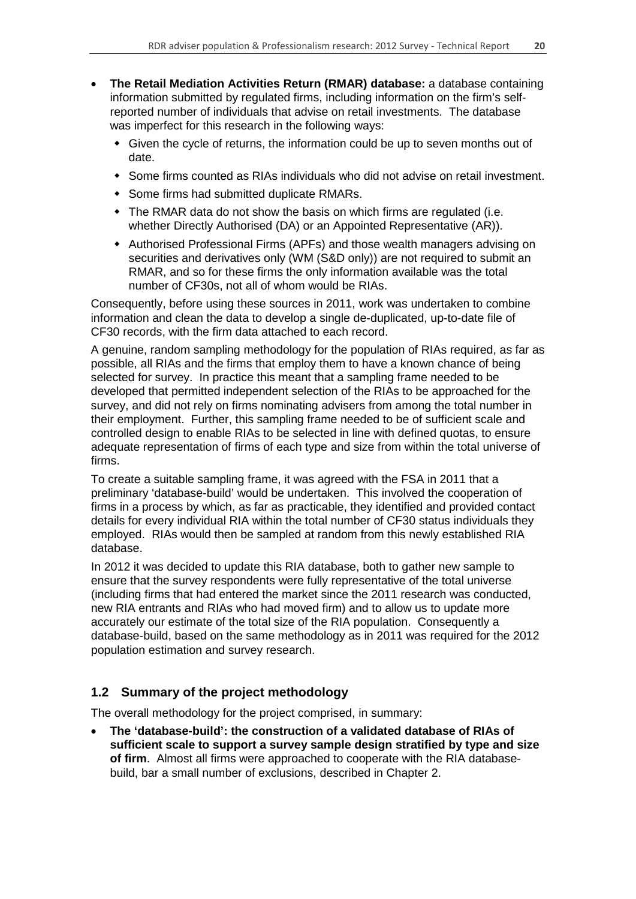- **The Retail Mediation Activities Return (RMAR) database:** a database containing information submitted by regulated firms, including information on the firm's self-reported number of individuals that advise on retail investments. The database was imperfect for this research in the following ways:
  - Given the cycle of returns, the information could be up to seven months out of date.
  - Some firms counted as RIAs individuals who did not advise on retail investment.
  - Some firms had submitted duplicate RMARs.
  - The RMAR data do not show the basis on which firms are regulated (i.e. whether Directly Authorised (DA) or an Appointed Representative (AR)).
  - Authorised Professional Firms (APFs) and those wealth managers advising on securities and derivatives only (WM (S&D only)) are not required to submit an RMAR, and so for these firms the only information available was the total number of CF30s, not all of whom would be RIAs.

Consequently, before using these sources in 2011, work was undertaken to combine information and clean the data to develop a single de-duplicated, up-to-date file of CF30 records, with the firm data attached to each record.

A genuine, random sampling methodology for the population of RIAs required, as far as possible, all RIAs and the firms that employ them to have a known chance of being selected for survey. In practice this meant that a sampling frame needed to be developed that permitted independent selection of the RIAs to be approached for the survey, and did not rely on firms nominating advisers from among the total number in their employment. Further, this sampling frame needed to be of sufficient scale and controlled design to enable RIAs to be selected in line with defined quotas, to ensure adequate representation of firms of each type and size from within the total universe of firms.

To create a suitable sampling frame, it was agreed with the FSA in 2011 that a preliminary 'database-build' would be undertaken. This involved the cooperation of firms in a process by which, as far as practicable, they identified and provided contact details for every individual RIA within the total number of CF30 status individuals they employed. RIAs would then be sampled at random from this newly established RIA database.

In 2012 it was decided to update this RIA database, both to gather new sample to ensure that the survey respondents were fully representative of the total universe (including firms that had entered the market since the 2011 research was conducted, new RIA entrants and RIAs who had moved firm) and to allow us to update more accurately our estimate of the total size of the RIA population. Consequently a database-build, based on the same methodology as in 2011 was required for the 2012 population estimation and survey research.

## 1.2 Summary of the project methodology

The overall methodology for the project comprised, in summary:

- **The 'database-build': the construction of a validated database of RIAs of sufficient scale to support a survey sample design stratified by type and size of firm**. Almost all firms were approached to cooperate with the RIA database-build, bar a small number of exclusions, described in Chapter 2.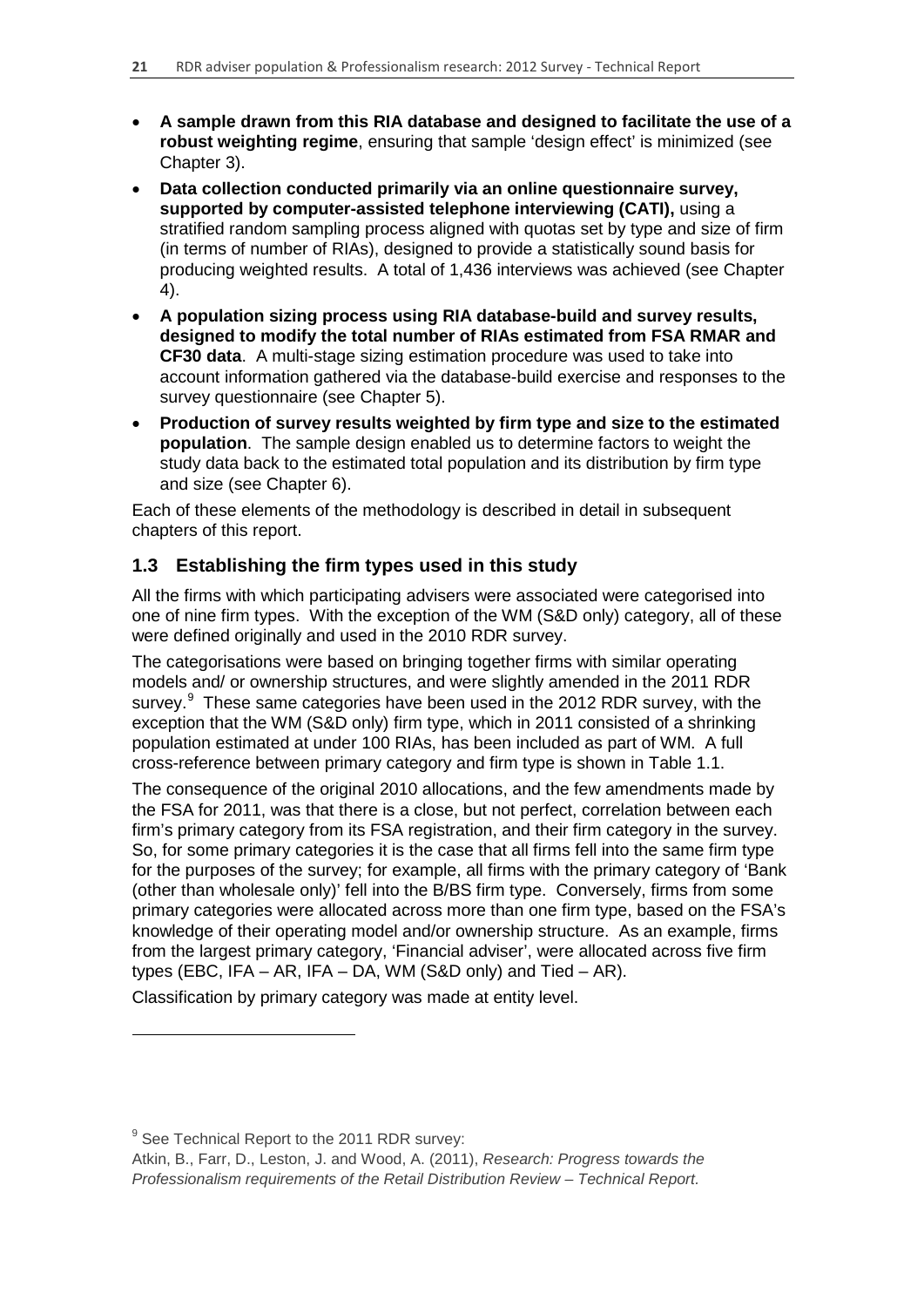- **A sample drawn from this RIA database and designed to facilitate the use of a robust weighting regime**, ensuring that sample 'design effect' is minimized (see Chapter 3).
- **Data collection conducted primarily via an online questionnaire survey, supported by computer-assisted telephone interviewing (CATI),** using a stratified random sampling process aligned with quotas set by type and size of firm (in terms of number of RIAs), designed to provide a statistically sound basis for producing weighted results. A total of 1,436 interviews was achieved (see Chapter 4).
- **A population sizing process using RIA database-build and survey results, designed to modify the total number of RIAs estimated from FSA RMAR and CF30 data**. A multi-stage sizing estimation procedure was used to take into account information gathered via the database-build exercise and responses to the survey questionnaire (see Chapter 5).
- **Production of survey results weighted by firm type and size to the estimated population**. The sample design enabled us to determine factors to weight the study data back to the estimated total population and its distribution by firm type and size (see Chapter 6).

Each of these elements of the methodology is described in detail in subsequent chapters of this report.

## 1.3 Establishing the firm types used in this study

All the firms with which participating advisers were associated were categorised into one of nine firm types. With the exception of the WM (S&D only) category, all of these were defined originally and used in the 2010 RDR survey.

The categorisations were based on bringing together firms with similar operating models and/ or ownership structures, and were slightly amended in the 2011 RDR survey.[9] These same categories have been used in the 2012 RDR survey, with the exception that the WM (S&D only) firm type, which in 2011 consisted of a shrinking population estimated at under 100 RIAs, has been included as part of WM. A full cross-reference between primary category and firm type is shown in Table 1.1.

The consequence of the original 2010 allocations, and the few amendments made by the FSA for 2011, was that there is a close, but not perfect, correlation between each firm's primary category from its FSA registration, and their firm category in the survey. So, for some primary categories it is the case that all firms fell into the same firm type for the purposes of the survey; for example, all firms with the primary category of 'Bank (other than wholesale only)' fell into the B/BS firm type. Conversely, firms from some primary categories were allocated across more than one firm type, based on the FSA's knowledge of their operating model and/or ownership structure. As an example, firms from the largest primary category, 'Financial adviser', were allocated across five firm types (EBC, IFA – AR, IFA – DA, WM (S&D only) and Tied – AR).

Classification by primary category was made at entity level.

[9] See Technical Report to the 2011 RDR survey:
Atkin, B., Farr, D., Leston, J. and Wood, A. (2011), *Research: Progress towards the Professionalism requirements of the Retail Distribution Review – Technical Report*.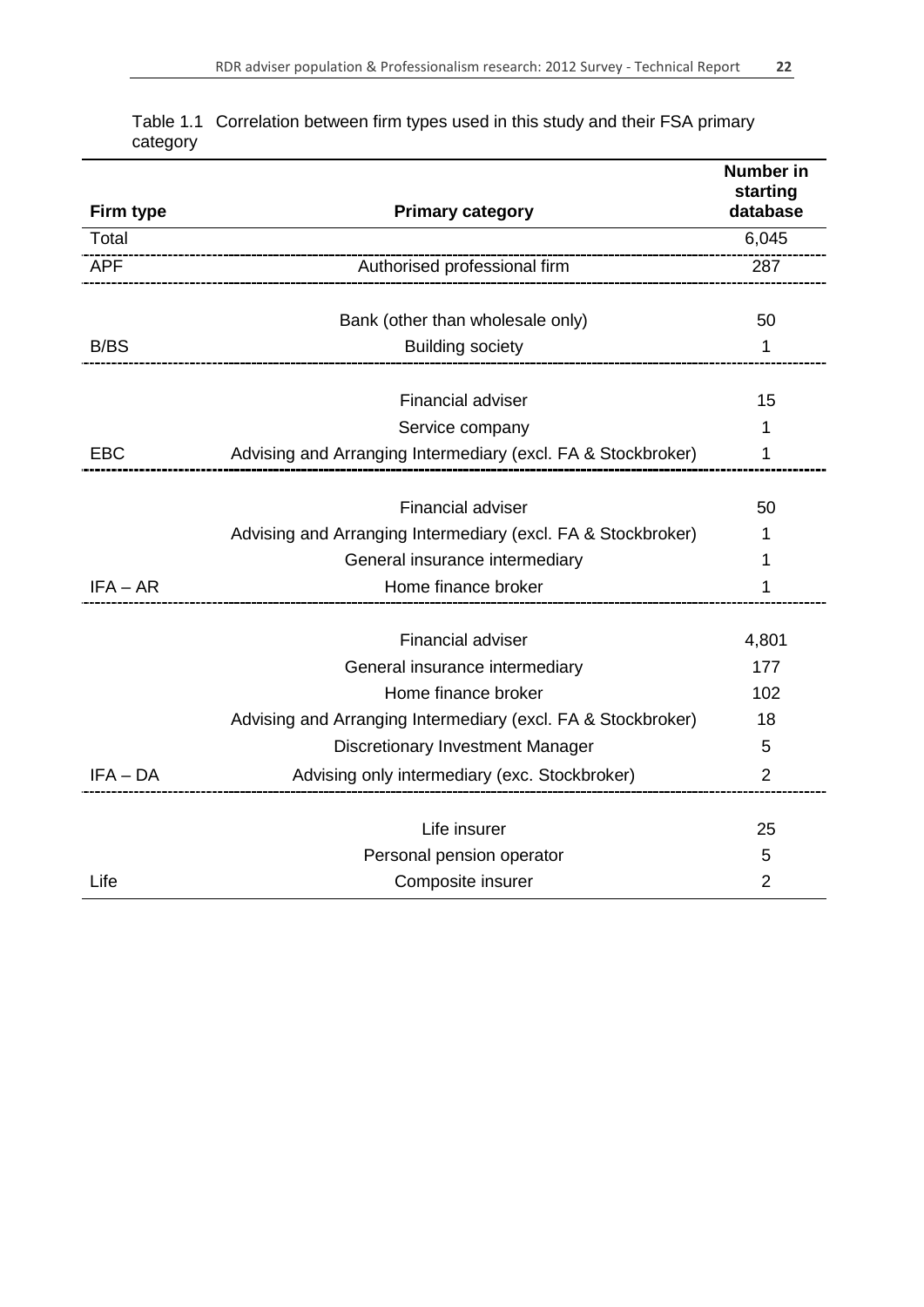Table 1.1 Correlation between firm types used in this study and their FSA primary category

| Firm type | Primary category | Number in starting database |
|---|---|---|
| Total | | 6,045 |
| APF | Authorised professional firm | 287 |
| | Bank (other than wholesale only) | 50 |
| B/BS | Building society | 1 |
| | Financial adviser | 15 |
| | Service company | 1 |
| EBC | Advising and Arranging Intermediary (excl. FA & Stockbroker) | 1 |
| | Financial adviser | 50 |
| | Advising and Arranging Intermediary (excl. FA & Stockbroker) | 1 |
| | General insurance intermediary | 1 |
| IFA – AR | Home finance broker | 1 |
| | Financial adviser | 4,801 |
| | General insurance intermediary | 177 |
| | Home finance broker | 102 |
| | Advising and Arranging Intermediary (excl. FA & Stockbroker) | 18 |
| | Discretionary Investment Manager | 5 |
| IFA – DA | Advising only intermediary (exc. Stockbroker) | 2 |
| | Life insurer | 25 |
| | Personal pension operator | 5 |
| Life | Composite insurer | 2 |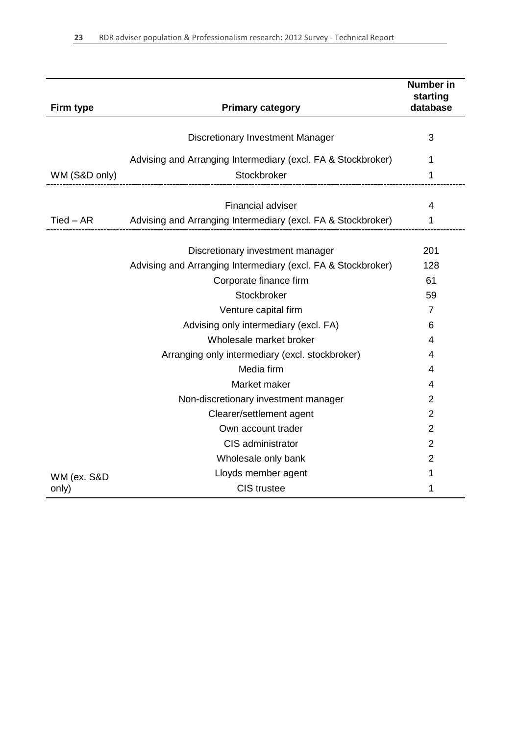| Firm type | Primary category | Number in starting database |
|---|---|---|
| | Discretionary Investment Manager | 3 |
| | Advising and Arranging Intermediary (excl. FA & Stockbroker) | 1 |
| WM (S&D only) | Stockbroker | 1 |
| | Financial adviser | 4 |
| Tied – AR | Advising and Arranging Intermediary (excl. FA & Stockbroker) | 1 |
| | Discretionary investment manager | 201 |
| | Advising and Arranging Intermediary (excl. FA & Stockbroker) | 128 |
| | Corporate finance firm | 61 |
| | Stockbroker | 59 |
| | Venture capital firm | 7 |
| | Advising only intermediary (excl. FA) | 6 |
| | Wholesale market broker | 4 |
| | Arranging only intermediary (excl. stockbroker) | 4 |
| | Media firm | 4 |
| | Market maker | 4 |
| | Non-discretionary investment manager | 2 |
| | Clearer/settlement agent | 2 |
| | Own account trader | 2 |
| | CIS administrator | 2 |
| | Wholesale only bank | 2 |
| | Lloyds member agent | 1 |
| WM (ex. S&D only) | CIS trustee | 1 |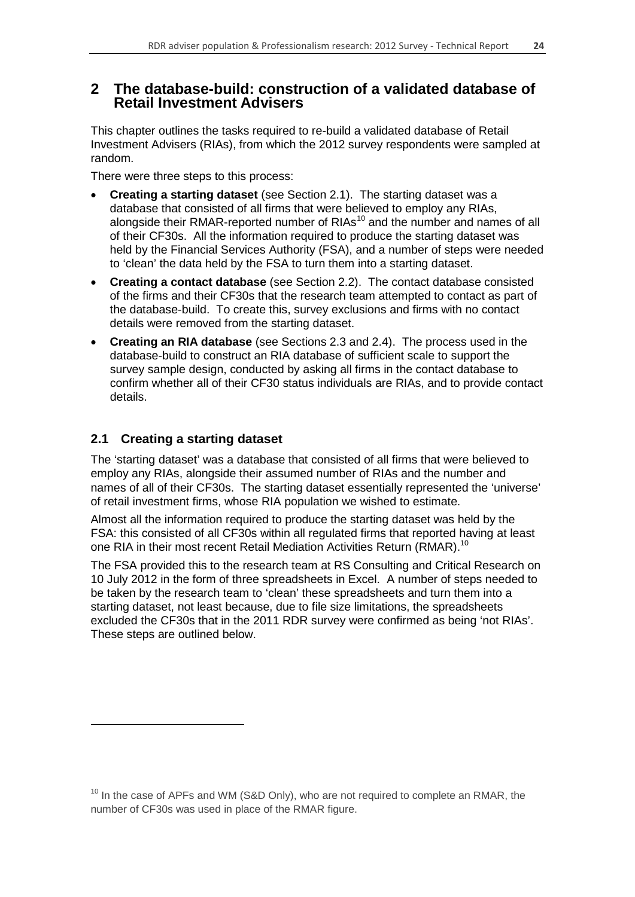# 2 The database-build: construction of a validated database of Retail Investment Advisers

This chapter outlines the tasks required to re-build a validated database of Retail Investment Advisers (RIAs), from which the 2012 survey respondents were sampled at random.

There were three steps to this process:

- **Creating a starting dataset** (see Section 2.1). The starting dataset was a database that consisted of all firms that were believed to employ any RIAs, alongside their RMAR-reported number of RIAs[10] and the number and names of all of their CF30s. All the information required to produce the starting dataset was held by the Financial Services Authority (FSA), and a number of steps were needed to 'clean' the data held by the FSA to turn them into a starting dataset.
- **Creating a contact database** (see Section 2.2). The contact database consisted of the firms and their CF30s that the research team attempted to contact as part of the database-build. To create this, survey exclusions and firms with no contact details were removed from the starting dataset.
- **Creating an RIA database** (see Sections 2.3 and 2.4). The process used in the database-build to construct an RIA database of sufficient scale to support the survey sample design, conducted by asking all firms in the contact database to confirm whether all of their CF30 status individuals are RIAs, and to provide contact details.

## 2.1 Creating a starting dataset

The 'starting dataset' was a database that consisted of all firms that were believed to employ any RIAs, alongside their assumed number of RIAs and the number and names of all of their CF30s. The starting dataset essentially represented the 'universe' of retail investment firms, whose RIA population we wished to estimate.

Almost all the information required to produce the starting dataset was held by the FSA: this consisted of all CF30s within all regulated firms that reported having at least one RIA in their most recent Retail Mediation Activities Return (RMAR).[10]

The FSA provided this to the research team at RS Consulting and Critical Research on 10 July 2012 in the form of three spreadsheets in Excel. A number of steps needed to be taken by the research team to 'clean' these spreadsheets and turn them into a starting dataset, not least because, due to file size limitations, the spreadsheets excluded the CF30s that in the 2011 RDR survey were confirmed as being 'not RIAs'. These steps are outlined below.

---

[10] In the case of APFs and WM (S&D Only), who are not required to complete an RMAR, the number of CF30s was used in place of the RMAR figure.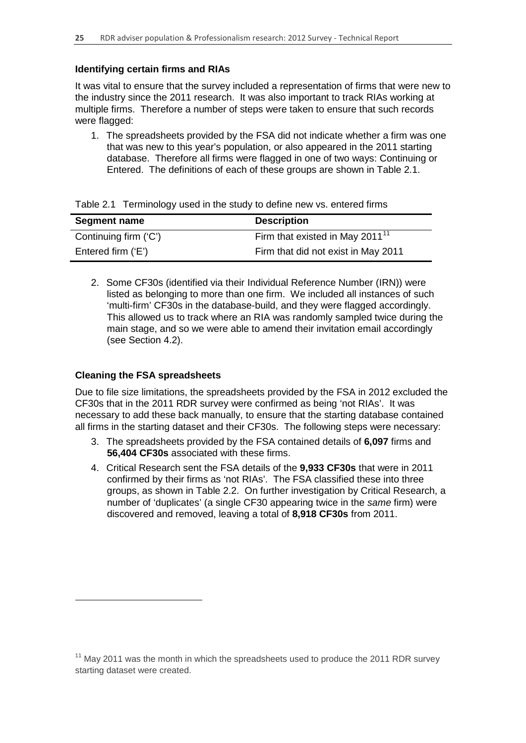**Identifying certain firms and RIAs**

It was vital to ensure that the survey included a representation of firms that were new to the industry since the 2011 research. It was also important to track RIAs working at multiple firms. Therefore a number of steps were taken to ensure that such records were flagged:

1. The spreadsheets provided by the FSA did not indicate whether a firm was one that was new to this year's population, or also appeared in the 2011 starting database. Therefore all firms were flagged in one of two ways: Continuing or Entered. The definitions of each of these groups are shown in Table 2.1.

Table 2.1 Terminology used in the study to define new vs. entered firms

| Segment name | Description |
|---|---|
| Continuing firm ('C') | Firm that existed in May 2011[11] |
| Entered firm ('E') | Firm that did not exist in May 2011 |

2. Some CF30s (identified via their Individual Reference Number (IRN)) were listed as belonging to more than one firm. We included all instances of such 'multi-firm' CF30s in the database-build, and they were flagged accordingly. This allowed us to track where an RIA was randomly sampled twice during the main stage, and so we were able to amend their invitation email accordingly (see Section 4.2).

**Cleaning the FSA spreadsheets**

Due to file size limitations, the spreadsheets provided by the FSA in 2012 excluded the CF30s that in the 2011 RDR survey were confirmed as being 'not RIAs'. It was necessary to add these back manually, to ensure that the starting database contained all firms in the starting dataset and their CF30s. The following steps were necessary:

3. The spreadsheets provided by the FSA contained details of **6,097** firms and **56,404 CF30s** associated with these firms.
4. Critical Research sent the FSA details of the **9,933 CF30s** that were in 2011 confirmed by their firms as 'not RIAs'. The FSA classified these into three groups, as shown in Table 2.2. On further investigation by Critical Research, a number of 'duplicates' (a single CF30 appearing twice in the *same* firm) were discovered and removed, leaving a total of **8,918 CF30s** from 2011.

[11] May 2011 was the month in which the spreadsheets used to produce the 2011 RDR survey starting dataset were created.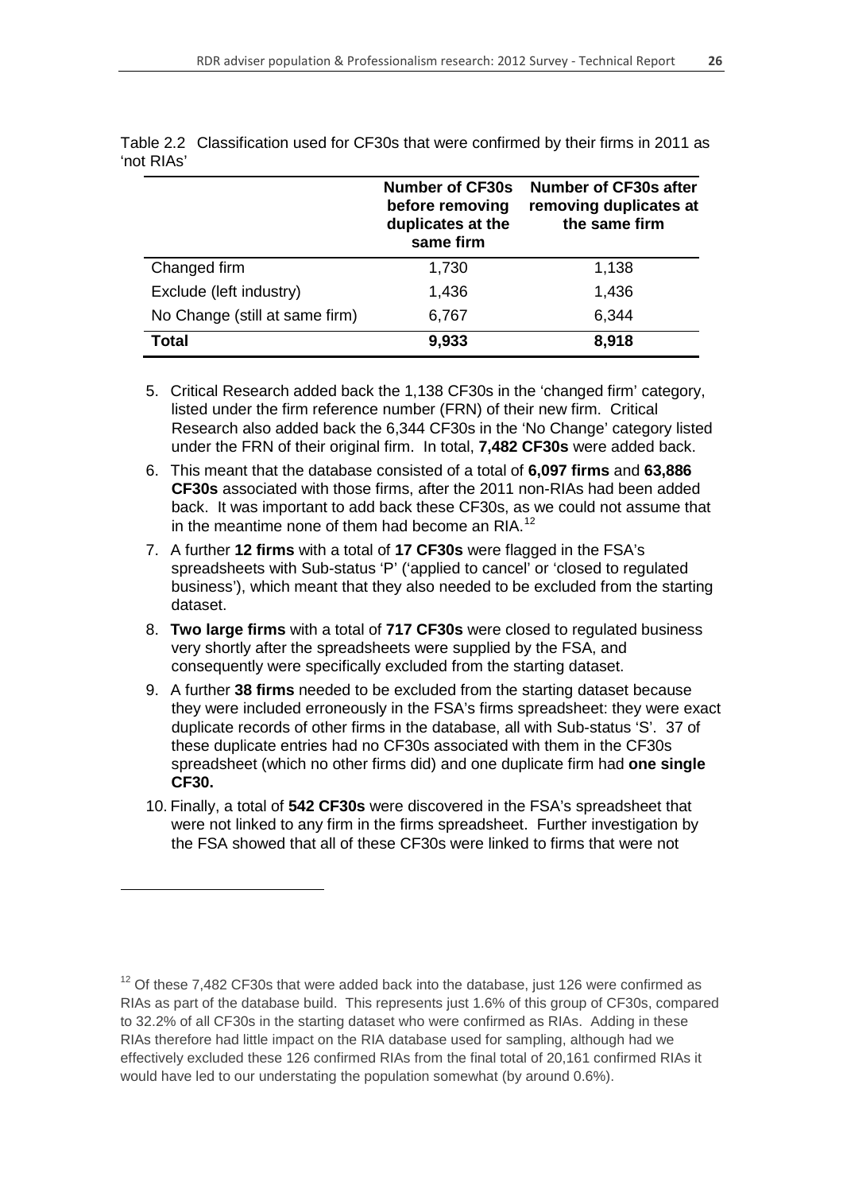Table 2.2 Classification used for CF30s that were confirmed by their firms in 2011 as 'not RIAs'

| | Number of CF30s before removing duplicates at the same firm | Number of CF30s after removing duplicates at the same firm |
|---|---|---|
| Changed firm | 1,730 | 1,138 |
| Exclude (left industry) | 1,436 | 1,436 |
| No Change (still at same firm) | 6,767 | 6,344 |
| **Total** | **9,933** | **8,918** |

5. Critical Research added back the 1,138 CF30s in the 'changed firm' category, listed under the firm reference number (FRN) of their new firm. Critical Research also added back the 6,344 CF30s in the 'No Change' category listed under the FRN of their original firm. In total, **7,482 CF30s** were added back.
6. This meant that the database consisted of a total of **6,097 firms** and **63,886 CF30s** associated with those firms, after the 2011 non-RIAs had been added back. It was important to add back these CF30s, as we could not assume that in the meantime none of them had become an RIA.[12]
7. A further **12 firms** with a total of **17 CF30s** were flagged in the FSA's spreadsheets with Sub-status 'P' ('applied to cancel' or 'closed to regulated business'), which meant that they also needed to be excluded from the starting dataset.
8. **Two large firms** with a total of **717 CF30s** were closed to regulated business very shortly after the spreadsheets were supplied by the FSA, and consequently were specifically excluded from the starting dataset.
9. A further **38 firms** needed to be excluded from the starting dataset because they were included erroneously in the FSA's firms spreadsheet: they were exact duplicate records of other firms in the database, all with Sub-status 'S'. 37 of these duplicate entries had no CF30s associated with them in the CF30s spreadsheet (which no other firms did) and one duplicate firm had **one single CF30.**
10. Finally, a total of **542 CF30s** were discovered in the FSA's spreadsheet that were not linked to any firm in the firms spreadsheet. Further investigation by the FSA showed that all of these CF30s were linked to firms that were not

[12] Of these 7,482 CF30s that were added back into the database, just 126 were confirmed as RIAs as part of the database build. This represents just 1.6% of this group of CF30s, compared to 32.2% of all CF30s in the starting dataset who were confirmed as RIAs. Adding in these RIAs therefore had little impact on the RIA database used for sampling, although had we effectively excluded these 126 confirmed RIAs from the final total of 20,161 confirmed RIAs it would have led to our understating the population somewhat (by around 0.6%).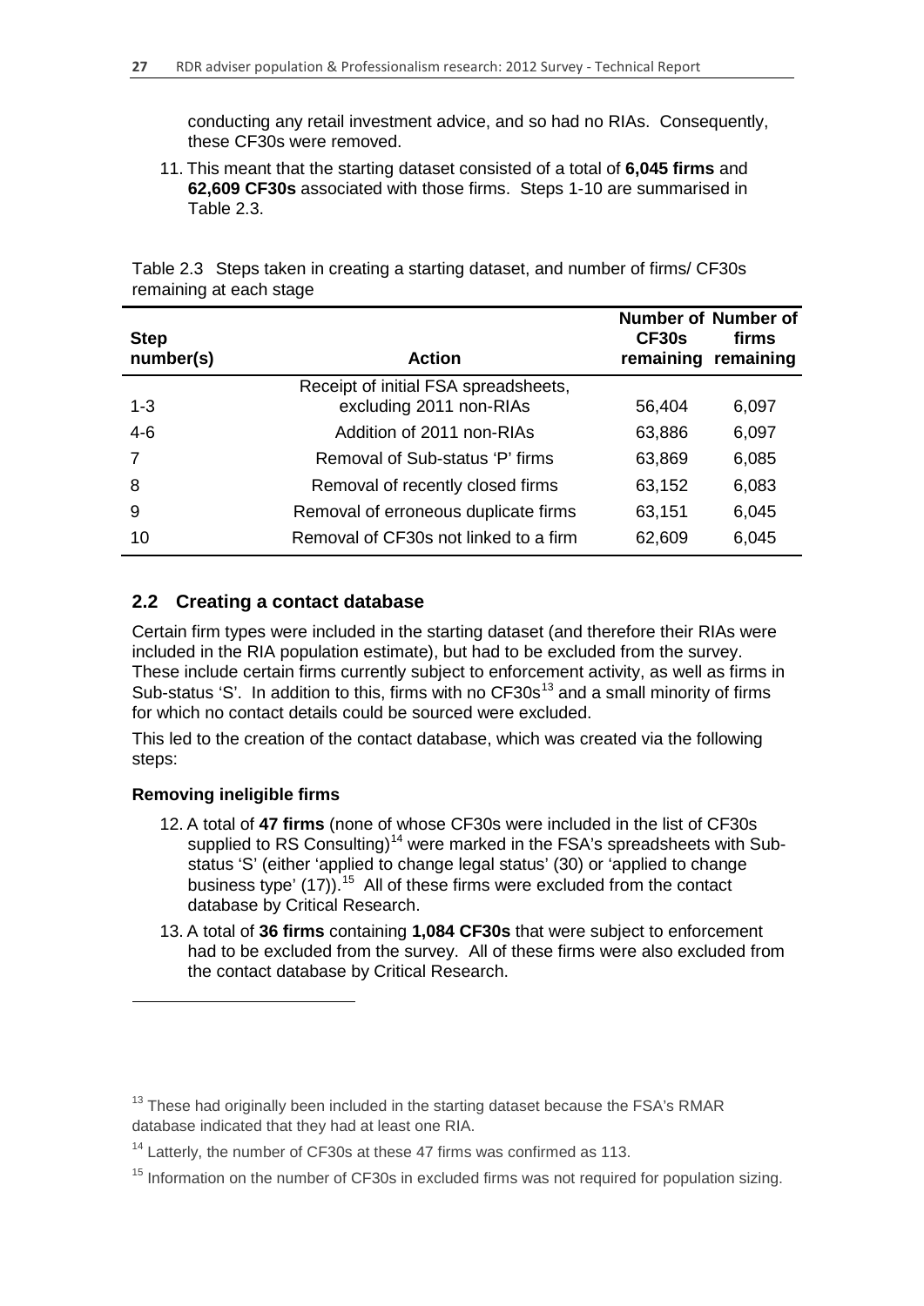conducting any retail investment advice, and so had no RIAs. Consequently, these CF30s were removed.

11. This meant that the starting dataset consisted of a total of **6,045 firms** and **62,609 CF30s** associated with those firms. Steps 1-10 are summarised in Table 2.3.

Table 2.3 Steps taken in creating a starting dataset, and number of firms/ CF30s remaining at each stage

| Step number(s) | Action | Number of CF30s remaining | Number of firms remaining |
|---|---|---|---|
| 1-3 | Receipt of initial FSA spreadsheets, excluding 2011 non-RIAs | 56,404 | 6,097 |
| 4-6 | Addition of 2011 non-RIAs | 63,886 | 6,097 |
| 7 | Removal of Sub-status 'P' firms | 63,869 | 6,085 |
| 8 | Removal of recently closed firms | 63,152 | 6,083 |
| 9 | Removal of erroneous duplicate firms | 63,151 | 6,045 |
| 10 | Removal of CF30s not linked to a firm | 62,609 | 6,045 |

## 2.2 Creating a contact database

Certain firm types were included in the starting dataset (and therefore their RIAs were included in the RIA population estimate), but had to be excluded from the survey. These include certain firms currently subject to enforcement activity, as well as firms in Sub-status 'S'. In addition to this, firms with no CF30s[13] and a small minority of firms for which no contact details could be sourced were excluded.

This led to the creation of the contact database, which was created via the following steps:

**Removing ineligible firms**

12. A total of **47 firms** (none of whose CF30s were included in the list of CF30s supplied to RS Consulting)[14] were marked in the FSA's spreadsheets with Sub-status 'S' (either 'applied to change legal status' (30) or 'applied to change business type' (17)).[15] All of these firms were excluded from the contact database by Critical Research.

13. A total of **36 firms** containing **1,084 CF30s** that were subject to enforcement had to be excluded from the survey. All of these firms were also excluded from the contact database by Critical Research.

[13] These had originally been included in the starting dataset because the FSA's RMAR database indicated that they had at least one RIA.

[14] Latterly, the number of CF30s at these 47 firms was confirmed as 113.

[15] Information on the number of CF30s in excluded firms was not required for population sizing.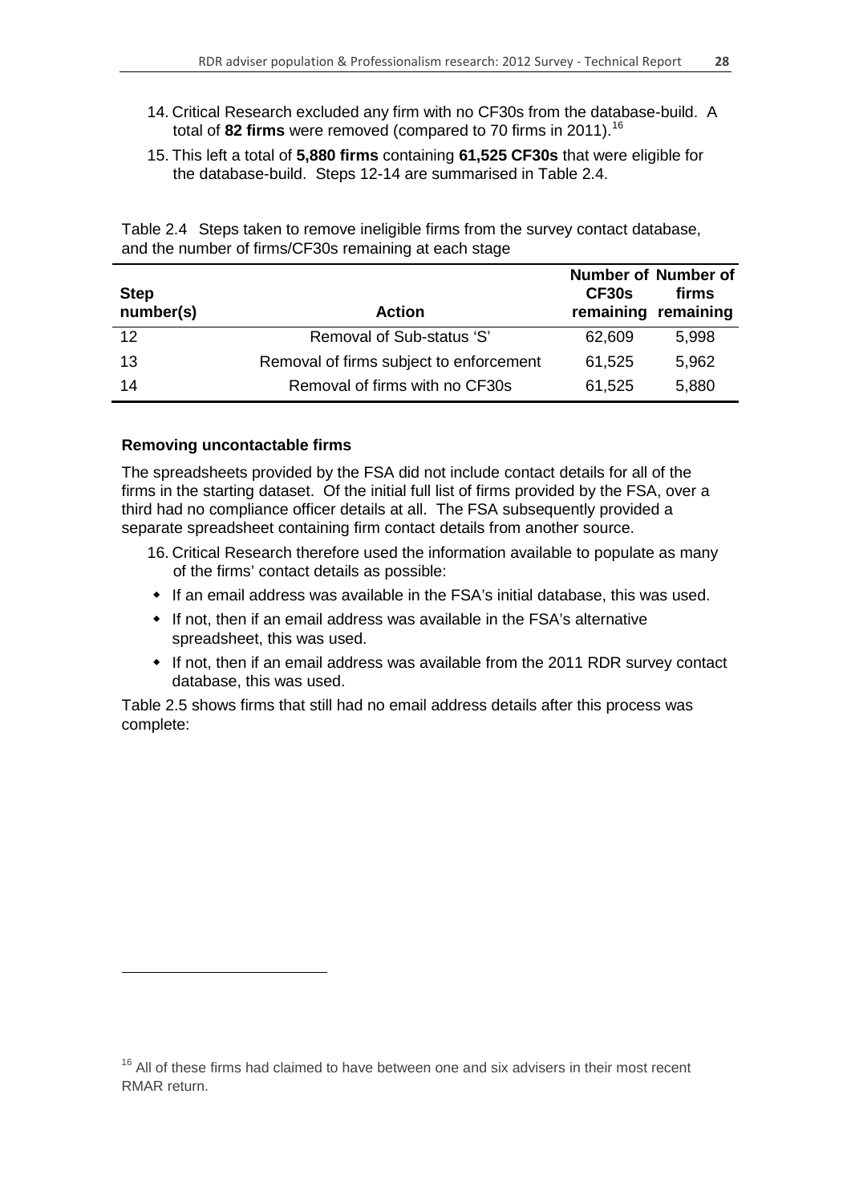14. Critical Research excluded any firm with no CF30s from the database-build. A total of **82 firms** were removed (compared to 70 firms in 2011).[16]

15. This left a total of **5,880 firms** containing **61,525 CF30s** that were eligible for the database-build. Steps 12-14 are summarised in Table 2.4.

Table 2.4 Steps taken to remove ineligible firms from the survey contact database, and the number of firms/CF30s remaining at each stage

| Step number(s) | Action | Number of CF30s remaining | Number of firms remaining |
|---|---|---|---|
| 12 | Removal of Sub-status 'S' | 62,609 | 5,998 |
| 13 | Removal of firms subject to enforcement | 61,525 | 5,962 |
| 14 | Removal of firms with no CF30s | 61,525 | 5,880 |

**Removing uncontactable firms**

The spreadsheets provided by the FSA did not include contact details for all of the firms in the starting dataset. Of the initial full list of firms provided by the FSA, over a third had no compliance officer details at all. The FSA subsequently provided a separate spreadsheet containing firm contact details from another source.

16. Critical Research therefore used the information available to populate as many of the firms' contact details as possible:

- If an email address was available in the FSA's initial database, this was used.
- If not, then if an email address was available in the FSA's alternative spreadsheet, this was used.
- If not, then if an email address was available from the 2011 RDR survey contact database, this was used.

Table 2.5 shows firms that still had no email address details after this process was complete:

[16] All of these firms had claimed to have between one and six advisers in their most recent RMAR return.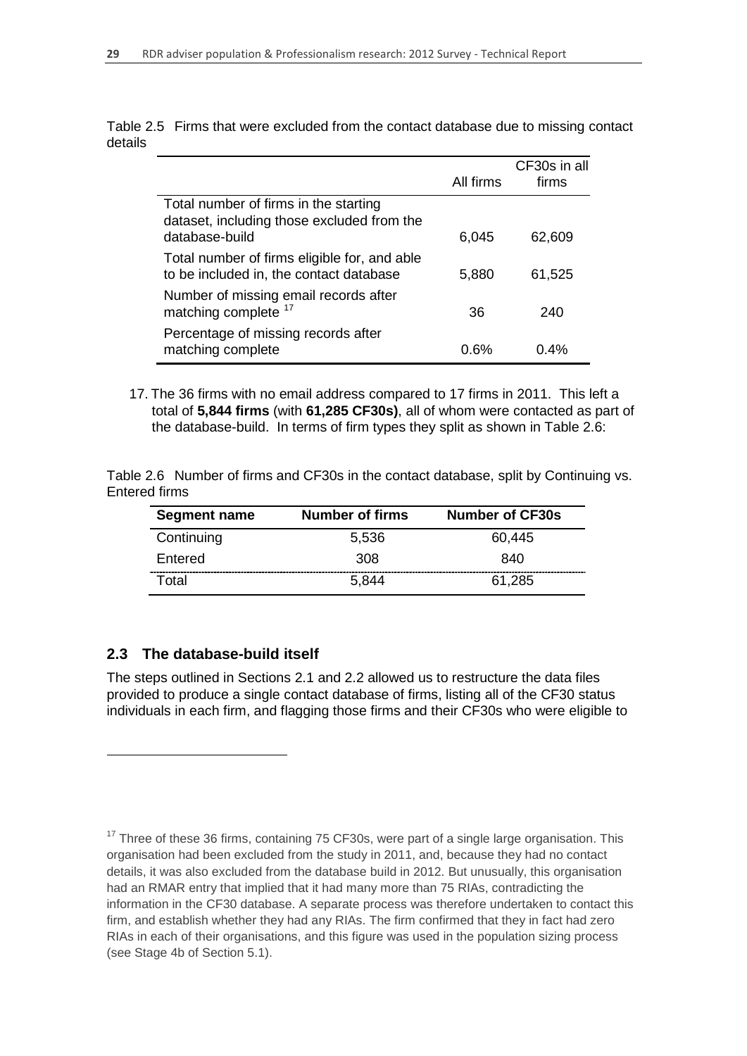Table 2.5 Firms that were excluded from the contact database due to missing contact details

| | All firms | CF30s in all firms |
|---|---|---|
| Total number of firms in the starting dataset, including those excluded from the database-build | 6,045 | 62,609 |
| Total number of firms eligible for, and able to be included in, the contact database | 5,880 | 61,525 |
| Number of missing email records after matching complete [17] | 36 | 240 |
| Percentage of missing records after matching complete | 0.6% | 0.4% |

17. The 36 firms with no email address compared to 17 firms in 2011. This left a total of **5,844 firms** (with **61,285 CF30s)**, all of whom were contacted as part of the database-build. In terms of firm types they split as shown in Table 2.6:

Table 2.6 Number of firms and CF30s in the contact database, split by Continuing vs. Entered firms

| Segment name | Number of firms | Number of CF30s |
|---|---|---|
| Continuing | 5,536 | 60,445 |
| Entered | 308 | 840 |
| Total | 5,844 | 61,285 |

## 2.3 The database-build itself

The steps outlined in Sections 2.1 and 2.2 allowed us to restructure the data files provided to produce a single contact database of firms, listing all of the CF30 status individuals in each firm, and flagging those firms and their CF30s who were eligible to

[17] Three of these 36 firms, containing 75 CF30s, were part of a single large organisation. This organisation had been excluded from the study in 2011, and, because they had no contact details, it was also excluded from the database build in 2012. But unusually, this organisation had an RMAR entry that implied that it had many more than 75 RIAs, contradicting the information in the CF30 database. A separate process was therefore undertaken to contact this firm, and establish whether they had any RIAs. The firm confirmed that they in fact had zero RIAs in each of their organisations, and this figure was used in the population sizing process (see Stage 4b of Section 5.1).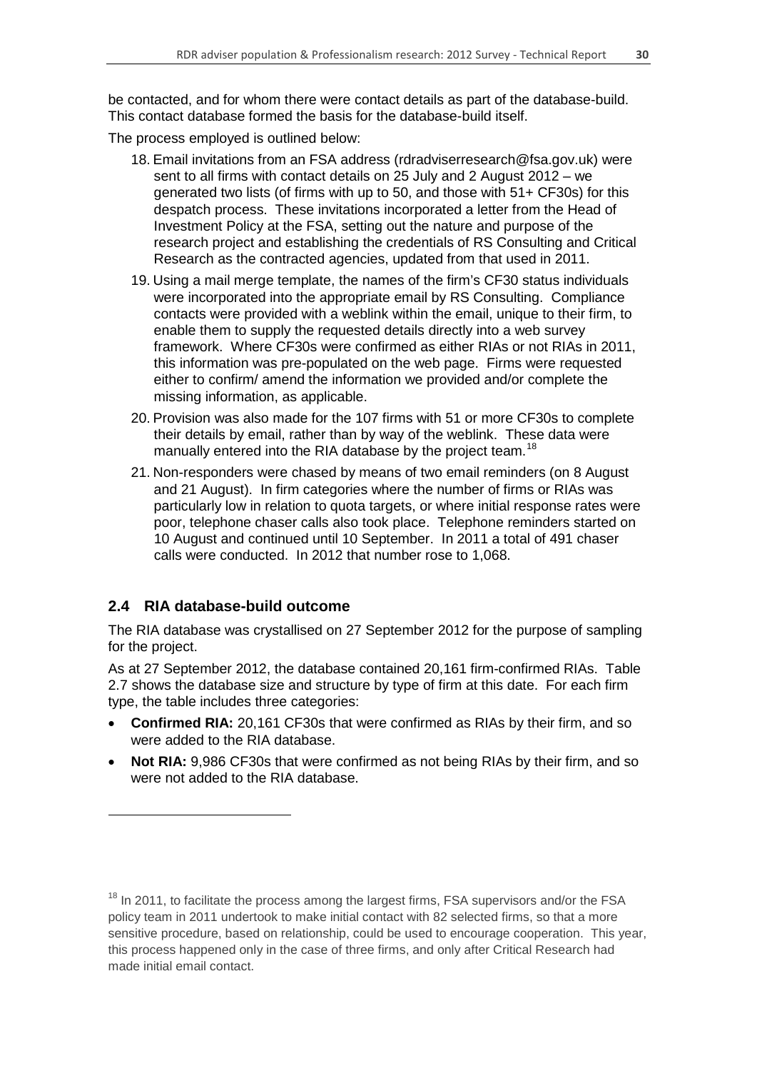be contacted, and for whom there were contact details as part of the database-build. This contact database formed the basis for the database-build itself.

The process employed is outlined below:

18. Email invitations from an FSA address (rdradviserresearch@fsa.gov.uk) were sent to all firms with contact details on 25 July and 2 August 2012 – we generated two lists (of firms with up to 50, and those with 51+ CF30s) for this despatch process. These invitations incorporated a letter from the Head of Investment Policy at the FSA, setting out the nature and purpose of the research project and establishing the credentials of RS Consulting and Critical Research as the contracted agencies, updated from that used in 2011.
19. Using a mail merge template, the names of the firm's CF30 status individuals were incorporated into the appropriate email by RS Consulting. Compliance contacts were provided with a weblink within the email, unique to their firm, to enable them to supply the requested details directly into a web survey framework. Where CF30s were confirmed as either RIAs or not RIAs in 2011, this information was pre-populated on the web page. Firms were requested either to confirm/ amend the information we provided and/or complete the missing information, as applicable.
20. Provision was also made for the 107 firms with 51 or more CF30s to complete their details by email, rather than by way of the weblink. These data were manually entered into the RIA database by the project team.[18]
21. Non-responders were chased by means of two email reminders (on 8 August and 21 August). In firm categories where the number of firms or RIAs was particularly low in relation to quota targets, or where initial response rates were poor, telephone chaser calls also took place. Telephone reminders started on 10 August and continued until 10 September. In 2011 a total of 491 chaser calls were conducted. In 2012 that number rose to 1,068.

## 2.4 RIA database-build outcome

The RIA database was crystallised on 27 September 2012 for the purpose of sampling for the project.

As at 27 September 2012, the database contained 20,161 firm-confirmed RIAs. Table 2.7 shows the database size and structure by type of firm at this date. For each firm type, the table includes three categories:

- **Confirmed RIA:** 20,161 CF30s that were confirmed as RIAs by their firm, and so were added to the RIA database.
- **Not RIA:** 9,986 CF30s that were confirmed as not being RIAs by their firm, and so were not added to the RIA database.

[18] In 2011, to facilitate the process among the largest firms, FSA supervisors and/or the FSA policy team in 2011 undertook to make initial contact with 82 selected firms, so that a more sensitive procedure, based on relationship, could be used to encourage cooperation. This year, this process happened only in the case of three firms, and only after Critical Research had made initial email contact.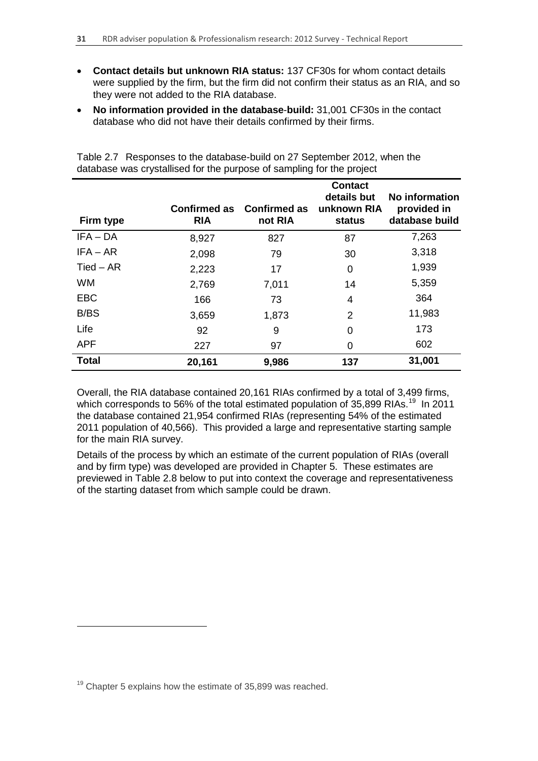- **Contact details but unknown RIA status:** 137 CF30s for whom contact details were supplied by the firm, but the firm did not confirm their status as an RIA, and so they were not added to the RIA database.
- **No information provided in the database-build:** 31,001 CF30s in the contact database who did not have their details confirmed by their firms.

Table 2.7 Responses to the database-build on 27 September 2012, when the database was crystallised for the purpose of sampling for the project

| Firm type | Confirmed as RIA | Confirmed as not RIA | Contact details but unknown RIA status | No information provided in database build |
|---|---|---|---|---|
| IFA – DA | 8,927 | 827 | 87 | 7,263 |
| IFA – AR | 2,098 | 79 | 30 | 3,318 |
| Tied – AR | 2,223 | 17 | 0 | 1,939 |
| WM | 2,769 | 7,011 | 14 | 5,359 |
| EBC | 166 | 73 | 4 | 364 |
| B/BS | 3,659 | 1,873 | 2 | 11,983 |
| Life | 92 | 9 | 0 | 173 |
| APF | 227 | 97 | 0 | 602 |
| **Total** | **20,161** | **9,986** | **137** | **31,001** |

Overall, the RIA database contained 20,161 RIAs confirmed by a total of 3,499 firms, which corresponds to 56% of the total estimated population of 35,899 RIAs.[19] In 2011 the database contained 21,954 confirmed RIAs (representing 54% of the estimated 2011 population of 40,566). This provided a large and representative starting sample for the main RIA survey.

Details of the process by which an estimate of the current population of RIAs (overall and by firm type) was developed are provided in Chapter 5. These estimates are previewed in Table 2.8 below to put into context the coverage and representativeness of the starting dataset from which sample could be drawn.

[19] Chapter 5 explains how the estimate of 35,899 was reached.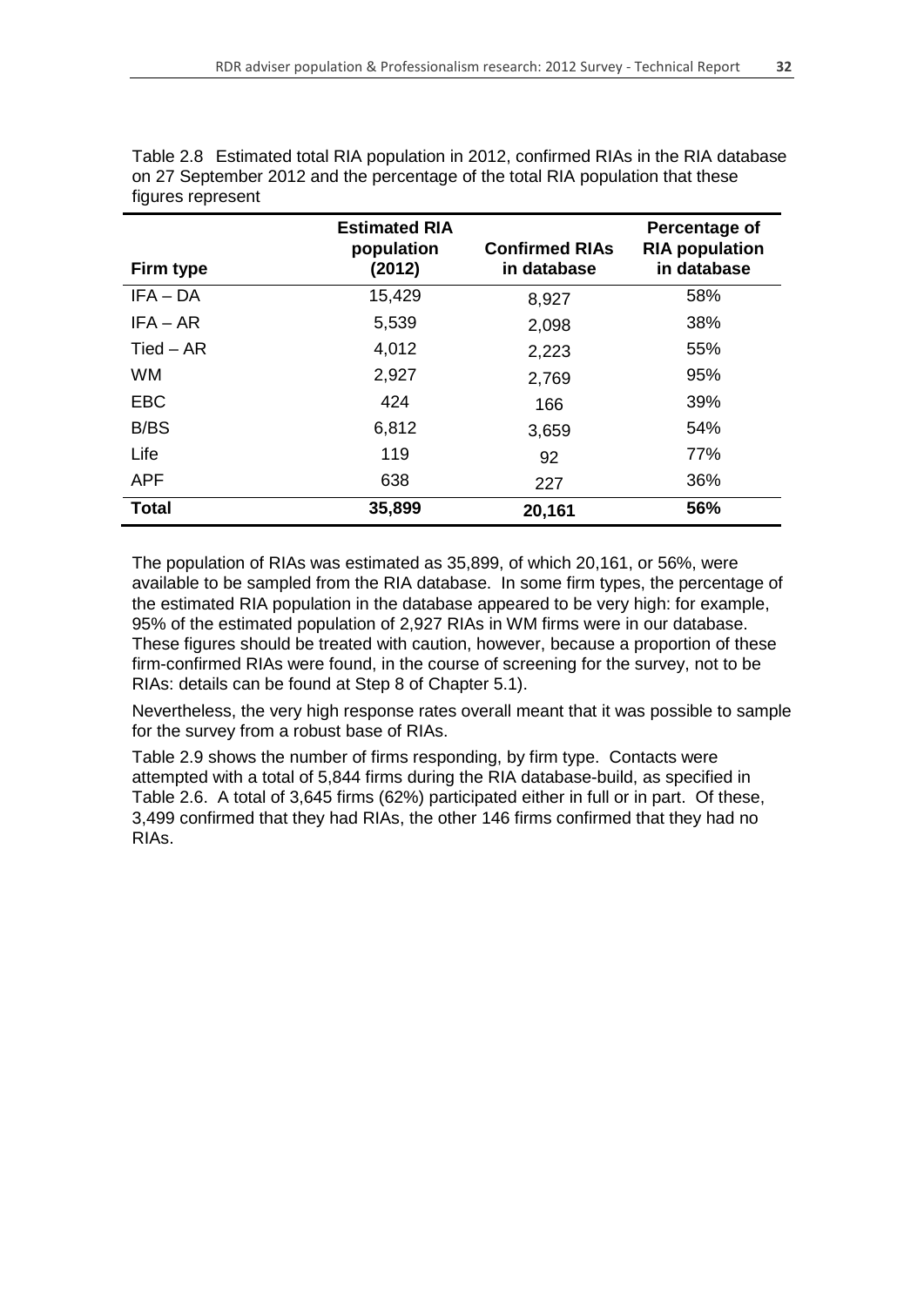Table 2.8 Estimated total RIA population in 2012, confirmed RIAs in the RIA database on 27 September 2012 and the percentage of the total RIA population that these figures represent

| Firm type | Estimated RIA population (2012) | Confirmed RIAs in database | Percentage of RIA population in database |
|---|---|---|---|
| IFA – DA | 15,429 | 8,927 | 58% |
| IFA – AR | 5,539 | 2,098 | 38% |
| Tied – AR | 4,012 | 2,223 | 55% |
| WM | 2,927 | 2,769 | 95% |
| EBC | 424 | 166 | 39% |
| B/BS | 6,812 | 3,659 | 54% |
| Life | 119 | 92 | 77% |
| APF | 638 | 227 | 36% |
| **Total** | **35,899** | **20,161** | **56%** |

The population of RIAs was estimated as 35,899, of which 20,161, or 56%, were available to be sampled from the RIA database. In some firm types, the percentage of the estimated RIA population in the database appeared to be very high: for example, 95% of the estimated population of 2,927 RIAs in WM firms were in our database. These figures should be treated with caution, however, because a proportion of these firm-confirmed RIAs were found, in the course of screening for the survey, not to be RIAs: details can be found at Step 8 of Chapter 5.1).

Nevertheless, the very high response rates overall meant that it was possible to sample for the survey from a robust base of RIAs.

Table 2.9 shows the number of firms responding, by firm type. Contacts were attempted with a total of 5,844 firms during the RIA database-build, as specified in Table 2.6. A total of 3,645 firms (62%) participated either in full or in part. Of these, 3,499 confirmed that they had RIAs, the other 146 firms confirmed that they had no RIAs.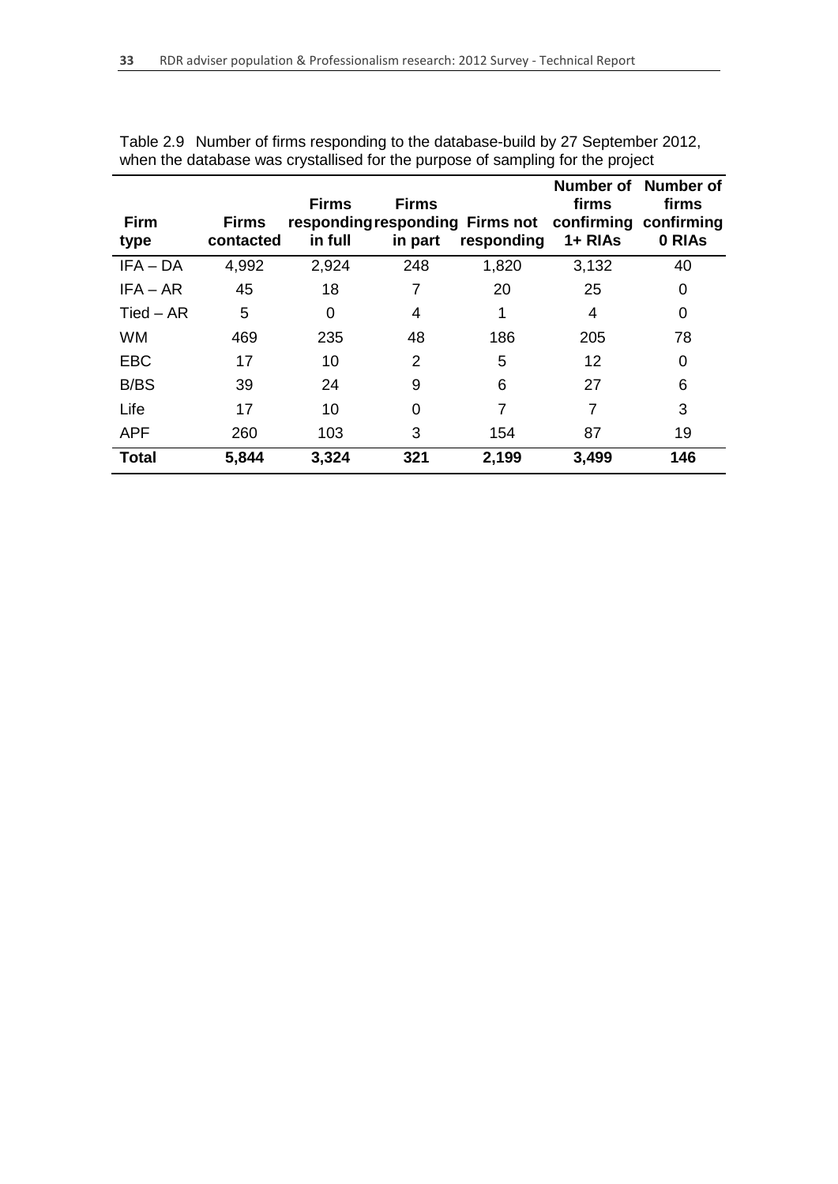Table 2.9 Number of firms responding to the database-build by 27 September 2012, when the database was crystallised for the purpose of sampling for the project

| Firm type | Firms contacted | Firms responding in full | Firms responding in part | Firms not responding | Number of firms confirming 1+ RIAs | Number of firms confirming 0 RIAs |
|---|---|---|---|---|---|---|
| IFA – DA | 4,992 | 2,924 | 248 | 1,820 | 3,132 | 40 |
| IFA – AR | 45 | 18 | 7 | 20 | 25 | 0 |
| Tied – AR | 5 | 0 | 4 | 1 | 4 | 0 |
| WM | 469 | 235 | 48 | 186 | 205 | 78 |
| EBC | 17 | 10 | 2 | 5 | 12 | 0 |
| B/BS | 39 | 24 | 9 | 6 | 27 | 6 |
| Life | 17 | 10 | 0 | 7 | 7 | 3 |
| APF | 260 | 103 | 3 | 154 | 87 | 19 |
| **Total** | **5,844** | **3,324** | **321** | **2,199** | **3,499** | **146** |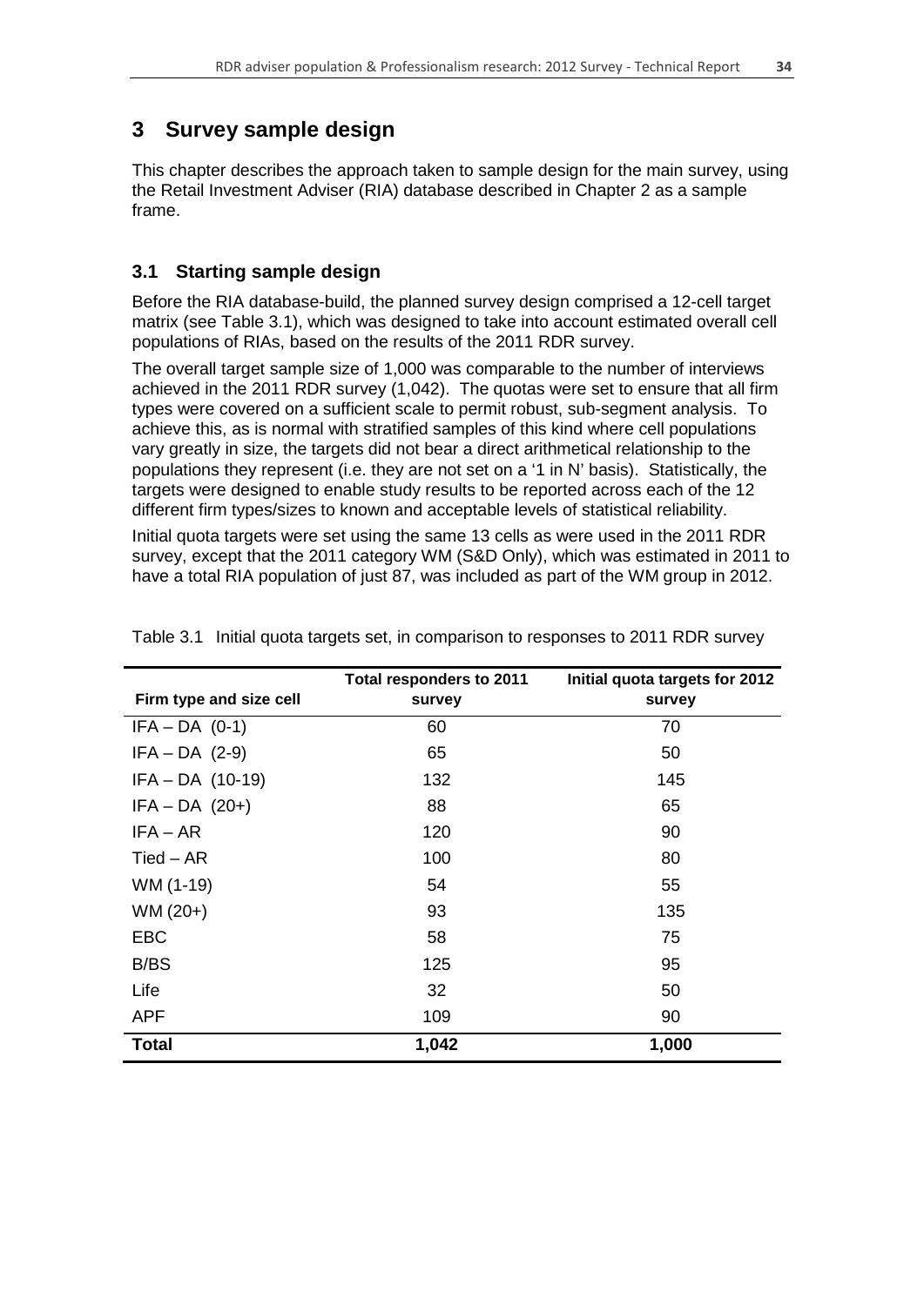# 3 Survey sample design

This chapter describes the approach taken to sample design for the main survey, using the Retail Investment Adviser (RIA) database described in Chapter 2 as a sample frame.

## 3.1 Starting sample design

Before the RIA database-build, the planned survey design comprised a 12-cell target matrix (see Table 3.1), which was designed to take into account estimated overall cell populations of RIAs, based on the results of the 2011 RDR survey.

The overall target sample size of 1,000 was comparable to the number of interviews achieved in the 2011 RDR survey (1,042). The quotas were set to ensure that all firm types were covered on a sufficient scale to permit robust, sub-segment analysis. To achieve this, as is normal with stratified samples of this kind where cell populations vary greatly in size, the targets did not bear a direct arithmetical relationship to the populations they represent (i.e. they are not set on a '1 in N' basis). Statistically, the targets were designed to enable study results to be reported across each of the 12 different firm types/sizes to known and acceptable levels of statistical reliability.

Initial quota targets were set using the same 13 cells as were used in the 2011 RDR survey, except that the 2011 category WM (S&D Only), which was estimated in 2011 to have a total RIA population of just 87, was included as part of the WM group in 2012.

Table 3.1 Initial quota targets set, in comparison to responses to 2011 RDR survey

| Firm type and size cell | Total responders to 2011 survey | Initial quota targets for 2012 survey |
|---|---|---|
| IFA – DA (0-1) | 60 | 70 |
| IFA – DA (2-9) | 65 | 50 |
| IFA – DA (10-19) | 132 | 145 |
| IFA – DA (20+) | 88 | 65 |
| IFA – AR | 120 | 90 |
| Tied – AR | 100 | 80 |
| WM (1-19) | 54 | 55 |
| WM (20+) | 93 | 135 |
| EBC | 58 | 75 |
| B/BS | 125 | 95 |
| Life | 32 | 50 |
| APF | 109 | 90 |
| **Total** | **1,042** | **1,000** |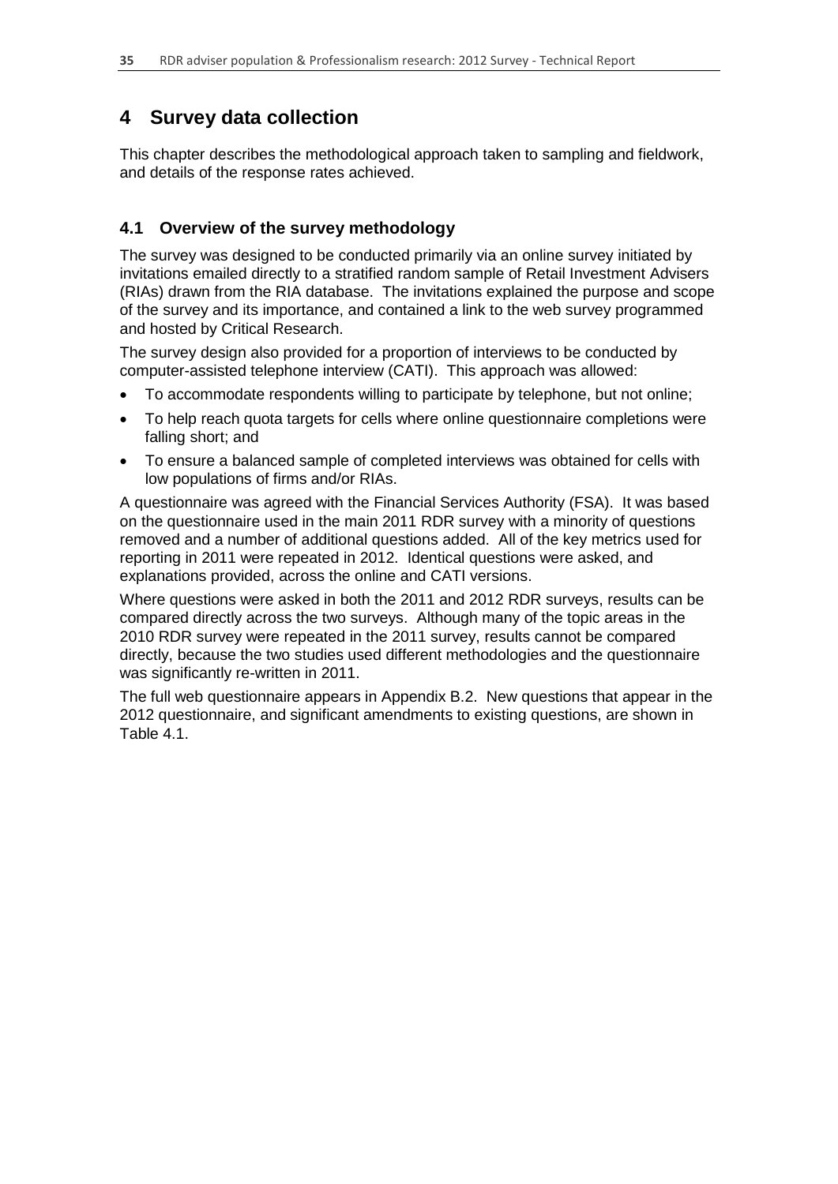# 4 Survey data collection

This chapter describes the methodological approach taken to sampling and fieldwork, and details of the response rates achieved.

## 4.1 Overview of the survey methodology

The survey was designed to be conducted primarily via an online survey initiated by invitations emailed directly to a stratified random sample of Retail Investment Advisers (RIAs) drawn from the RIA database. The invitations explained the purpose and scope of the survey and its importance, and contained a link to the web survey programmed and hosted by Critical Research.

The survey design also provided for a proportion of interviews to be conducted by computer-assisted telephone interview (CATI). This approach was allowed:

- To accommodate respondents willing to participate by telephone, but not online;
- To help reach quota targets for cells where online questionnaire completions were falling short; and
- To ensure a balanced sample of completed interviews was obtained for cells with low populations of firms and/or RIAs.

A questionnaire was agreed with the Financial Services Authority (FSA). It was based on the questionnaire used in the main 2011 RDR survey with a minority of questions removed and a number of additional questions added. All of the key metrics used for reporting in 2011 were repeated in 2012. Identical questions were asked, and explanations provided, across the online and CATI versions.

Where questions were asked in both the 2011 and 2012 RDR surveys, results can be compared directly across the two surveys. Although many of the topic areas in the 2010 RDR survey were repeated in the 2011 survey, results cannot be compared directly, because the two studies used different methodologies and the questionnaire was significantly re-written in 2011.

The full web questionnaire appears in Appendix B.2. New questions that appear in the 2012 questionnaire, and significant amendments to existing questions, are shown in Table 4.1.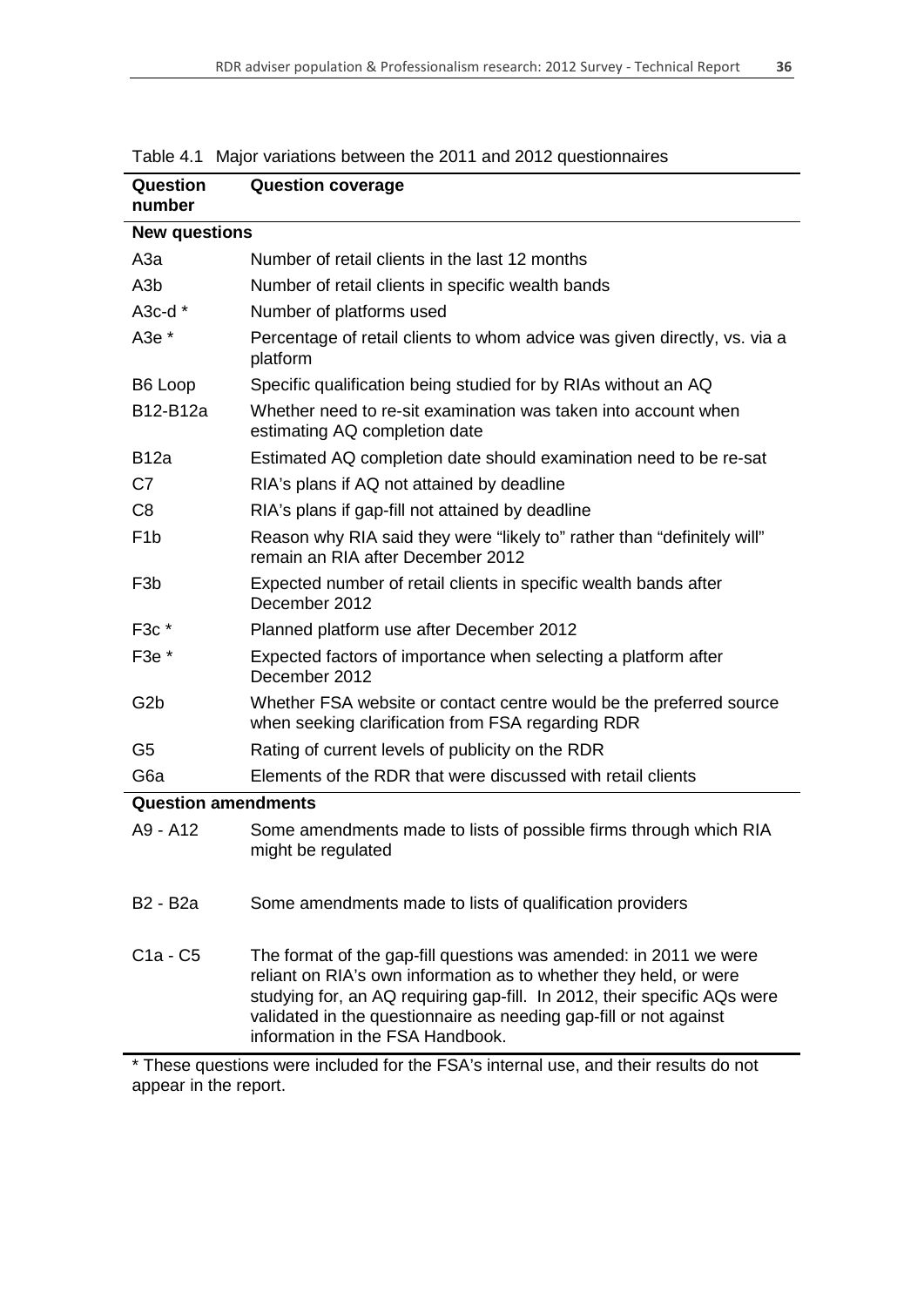Table 4.1 Major variations between the 2011 and 2012 questionnaires

| Question number | Question coverage |
|---|---|
| **New questions** | |
| A3a | Number of retail clients in the last 12 months |
| A3b | Number of retail clients in specific wealth bands |
| A3c-d * | Number of platforms used |
| A3e * | Percentage of retail clients to whom advice was given directly, vs. via a platform |
| B6 Loop | Specific qualification being studied for by RIAs without an AQ |
| B12-B12a | Whether need to re-sit examination was taken into account when estimating AQ completion date |
| B12a | Estimated AQ completion date should examination need to be re-sat |
| C7 | RIA's plans if AQ not attained by deadline |
| C8 | RIA's plans if gap-fill not attained by deadline |
| F1b | Reason why RIA said they were "likely to" rather than "definitely will" remain an RIA after December 2012 |
| F3b | Expected number of retail clients in specific wealth bands after December 2012 |
| F3c * | Planned platform use after December 2012 |
| F3e * | Expected factors of importance when selecting a platform after December 2012 |
| G2b | Whether FSA website or contact centre would be the preferred source when seeking clarification from FSA regarding RDR |
| G5 | Rating of current levels of publicity on the RDR |
| G6a | Elements of the RDR that were discussed with retail clients |
| **Question amendments** | |
| A9 - A12 | Some amendments made to lists of possible firms through which RIA might be regulated |
| B2 - B2a | Some amendments made to lists of qualification providers |
| C1a - C5 | The format of the gap-fill questions was amended: in 2011 we were reliant on RIA's own information as to whether they held, or were studying for, an AQ requiring gap-fill. In 2012, their specific AQs were validated in the questionnaire as needing gap-fill or not against information in the FSA Handbook. |

* These questions were included for the FSA's internal use, and their results do not appear in the report.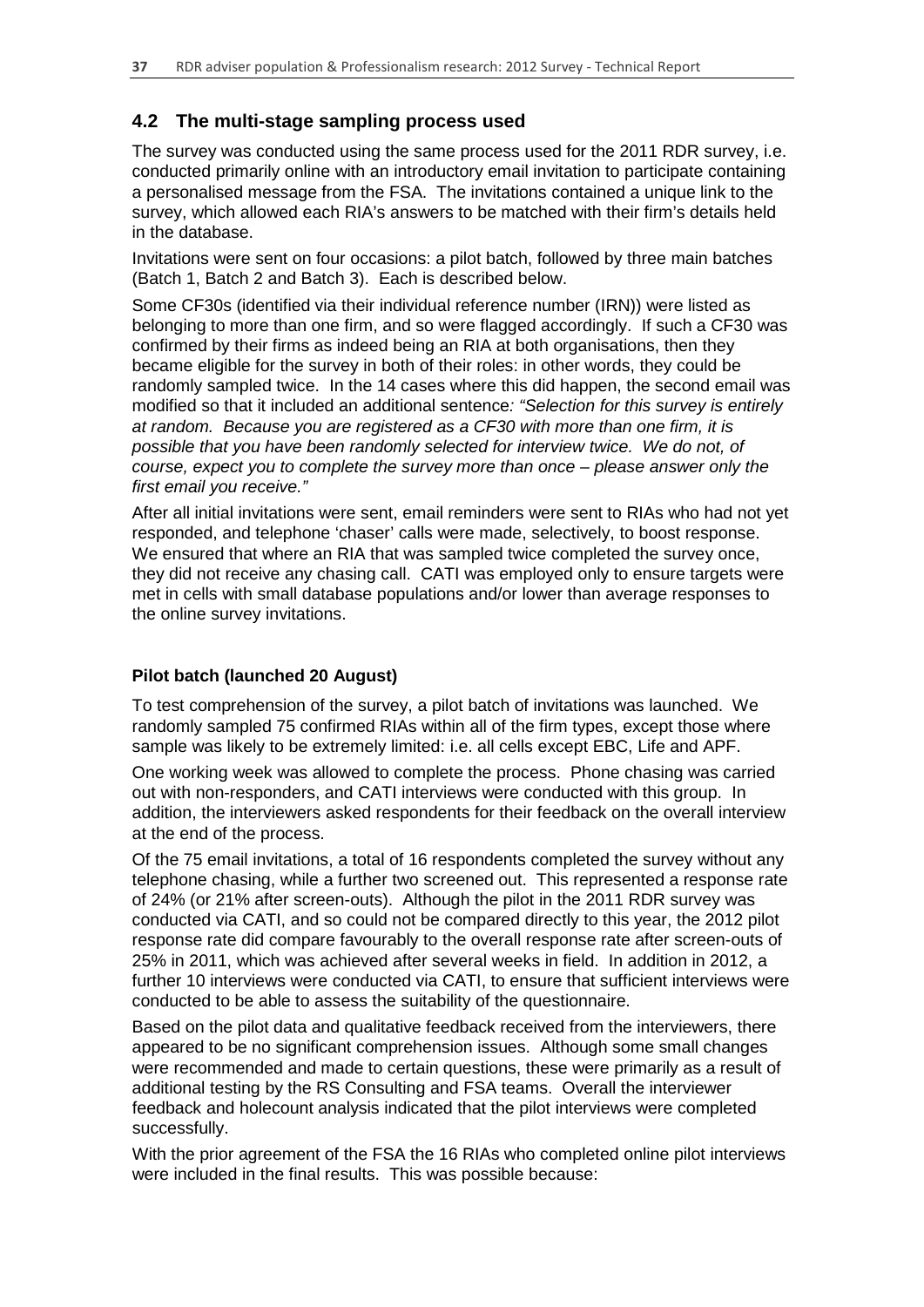## 4.2 The multi-stage sampling process used

The survey was conducted using the same process used for the 2011 RDR survey, i.e. conducted primarily online with an introductory email invitation to participate containing a personalised message from the FSA. The invitations contained a unique link to the survey, which allowed each RIA's answers to be matched with their firm's details held in the database.

Invitations were sent on four occasions: a pilot batch, followed by three main batches (Batch 1, Batch 2 and Batch 3). Each is described below.

Some CF30s (identified via their individual reference number (IRN)) were listed as belonging to more than one firm, and so were flagged accordingly. If such a CF30 was confirmed by their firms as indeed being an RIA at both organisations, then they became eligible for the survey in both of their roles: in other words, they could be randomly sampled twice. In the 14 cases where this did happen, the second email was modified so that it included an additional sentence*: "Selection for this survey is entirely at random. Because you are registered as a CF30 with more than one firm, it is possible that you have been randomly selected for interview twice. We do not, of course, expect you to complete the survey more than once – please answer only the first email you receive."*

After all initial invitations were sent, email reminders were sent to RIAs who had not yet responded, and telephone 'chaser' calls were made, selectively, to boost response. We ensured that where an RIA that was sampled twice completed the survey once, they did not receive any chasing call. CATI was employed only to ensure targets were met in cells with small database populations and/or lower than average responses to the online survey invitations.

**Pilot batch (launched 20 August)**

To test comprehension of the survey, a pilot batch of invitations was launched. We randomly sampled 75 confirmed RIAs within all of the firm types, except those where sample was likely to be extremely limited: i.e. all cells except EBC, Life and APF.

One working week was allowed to complete the process. Phone chasing was carried out with non-responders, and CATI interviews were conducted with this group. In addition, the interviewers asked respondents for their feedback on the overall interview at the end of the process.

Of the 75 email invitations, a total of 16 respondents completed the survey without any telephone chasing, while a further two screened out. This represented a response rate of 24% (or 21% after screen-outs). Although the pilot in the 2011 RDR survey was conducted via CATI, and so could not be compared directly to this year, the 2012 pilot response rate did compare favourably to the overall response rate after screen-outs of 25% in 2011, which was achieved after several weeks in field. In addition in 2012, a further 10 interviews were conducted via CATI, to ensure that sufficient interviews were conducted to be able to assess the suitability of the questionnaire.

Based on the pilot data and qualitative feedback received from the interviewers, there appeared to be no significant comprehension issues. Although some small changes were recommended and made to certain questions, these were primarily as a result of additional testing by the RS Consulting and FSA teams. Overall the interviewer feedback and holecount analysis indicated that the pilot interviews were completed successfully.

With the prior agreement of the FSA the 16 RIAs who completed online pilot interviews were included in the final results. This was possible because: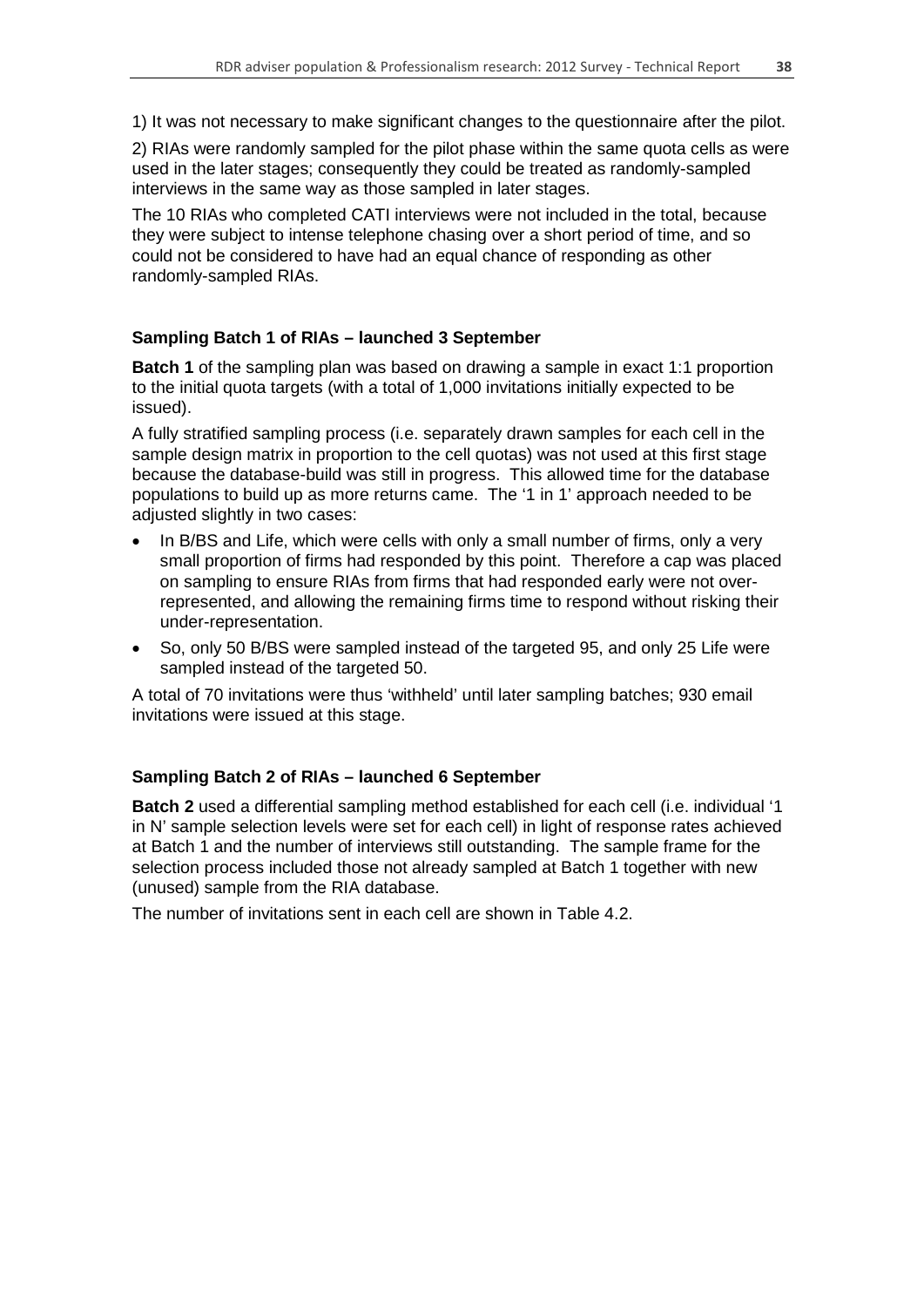1) It was not necessary to make significant changes to the questionnaire after the pilot.

2) RIAs were randomly sampled for the pilot phase within the same quota cells as were used in the later stages; consequently they could be treated as randomly-sampled interviews in the same way as those sampled in later stages.

The 10 RIAs who completed CATI interviews were not included in the total, because they were subject to intense telephone chasing over a short period of time, and so could not be considered to have had an equal chance of responding as other randomly-sampled RIAs.

### Sampling Batch 1 of RIAs – launched 3 September

**Batch 1** of the sampling plan was based on drawing a sample in exact 1:1 proportion to the initial quota targets (with a total of 1,000 invitations initially expected to be issued).

A fully stratified sampling process (i.e. separately drawn samples for each cell in the sample design matrix in proportion to the cell quotas) was not used at this first stage because the database-build was still in progress. This allowed time for the database populations to build up as more returns came. The '1 in 1' approach needed to be adjusted slightly in two cases:

- In B/BS and Life, which were cells with only a small number of firms, only a very small proportion of firms had responded by this point. Therefore a cap was placed on sampling to ensure RIAs from firms that had responded early were not over-represented, and allowing the remaining firms time to respond without risking their under-representation.
- So, only 50 B/BS were sampled instead of the targeted 95, and only 25 Life were sampled instead of the targeted 50.

A total of 70 invitations were thus 'withheld' until later sampling batches; 930 email invitations were issued at this stage.

### Sampling Batch 2 of RIAs – launched 6 September

**Batch 2** used a differential sampling method established for each cell (i.e. individual '1 in N' sample selection levels were set for each cell) in light of response rates achieved at Batch 1 and the number of interviews still outstanding. The sample frame for the selection process included those not already sampled at Batch 1 together with new (unused) sample from the RIA database.

The number of invitations sent in each cell are shown in Table 4.2.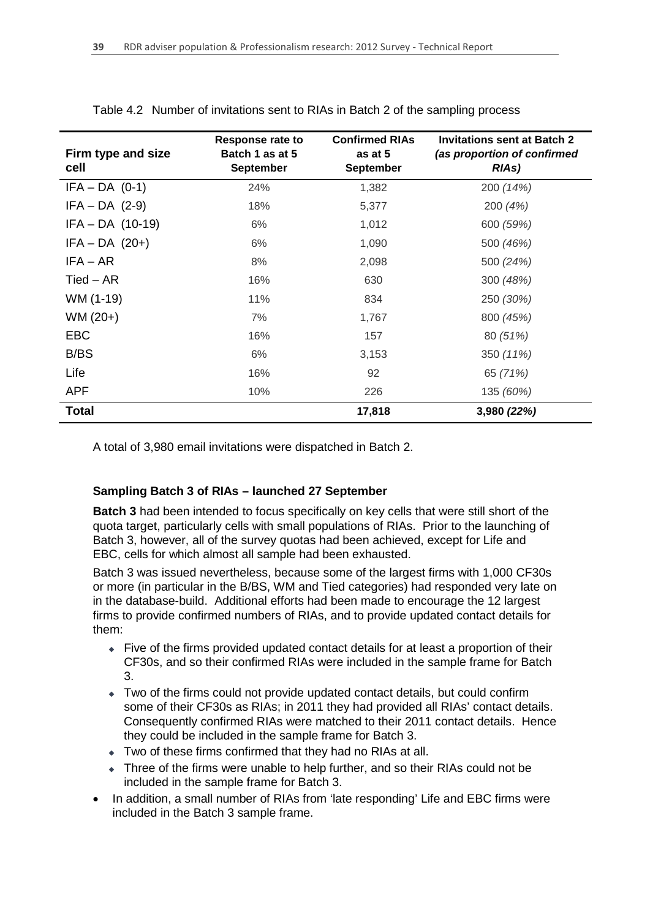Table 4.2 Number of invitations sent to RIAs in Batch 2 of the sampling process

| Firm type and size cell | Response rate to Batch 1 as at 5 September | Confirmed RIAs as at 5 September | Invitations sent at Batch 2 *(as proportion of confirmed RIAs)* |
|---|---|---|---|
| IFA – DA (0-1) | 24% | 1,382 | 200 *(14%)* |
| IFA – DA (2-9) | 18% | 5,377 | 200 *(4%)* |
| IFA – DA (10-19) | 6% | 1,012 | 600 *(59%)* |
| IFA – DA (20+) | 6% | 1,090 | 500 *(46%)* |
| IFA – AR | 8% | 2,098 | 500 *(24%)* |
| Tied – AR | 16% | 630 | 300 *(48%)* |
| WM (1-19) | 11% | 834 | 250 *(30%)* |
| WM (20+) | 7% | 1,767 | 800 *(45%)* |
| EBC | 16% | 157 | 80 *(51%)* |
| B/BS | 6% | 3,153 | 350 *(11%)* |
| Life | 16% | 92 | 65 *(71%)* |
| APF | 10% | 226 | 135 *(60%)* |
| **Total** | | **17,818** | **3,980 *(22%)*** |

A total of 3,980 email invitations were dispatched in Batch 2.

**Sampling Batch 3 of RIAs – launched 27 September**

**Batch 3** had been intended to focus specifically on key cells that were still short of the quota target, particularly cells with small populations of RIAs. Prior to the launching of Batch 3, however, all of the survey quotas had been achieved, except for Life and EBC, cells for which almost all sample had been exhausted.

Batch 3 was issued nevertheless, because some of the largest firms with 1,000 CF30s or more (in particular in the B/BS, WM and Tied categories) had responded very late on in the database-build. Additional efforts had been made to encourage the 12 largest firms to provide confirmed numbers of RIAs, and to provide updated contact details for them:

- Five of the firms provided updated contact details for at least a proportion of their CF30s, and so their confirmed RIAs were included in the sample frame for Batch 3.
- Two of the firms could not provide updated contact details, but could confirm some of their CF30s as RIAs; in 2011 they had provided all RIAs' contact details. Consequently confirmed RIAs were matched to their 2011 contact details. Hence they could be included in the sample frame for Batch 3.
- Two of these firms confirmed that they had no RIAs at all.
- Three of the firms were unable to help further, and so their RIAs could not be included in the sample frame for Batch 3.

- In addition, a small number of RIAs from 'late responding' Life and EBC firms were included in the Batch 3 sample frame.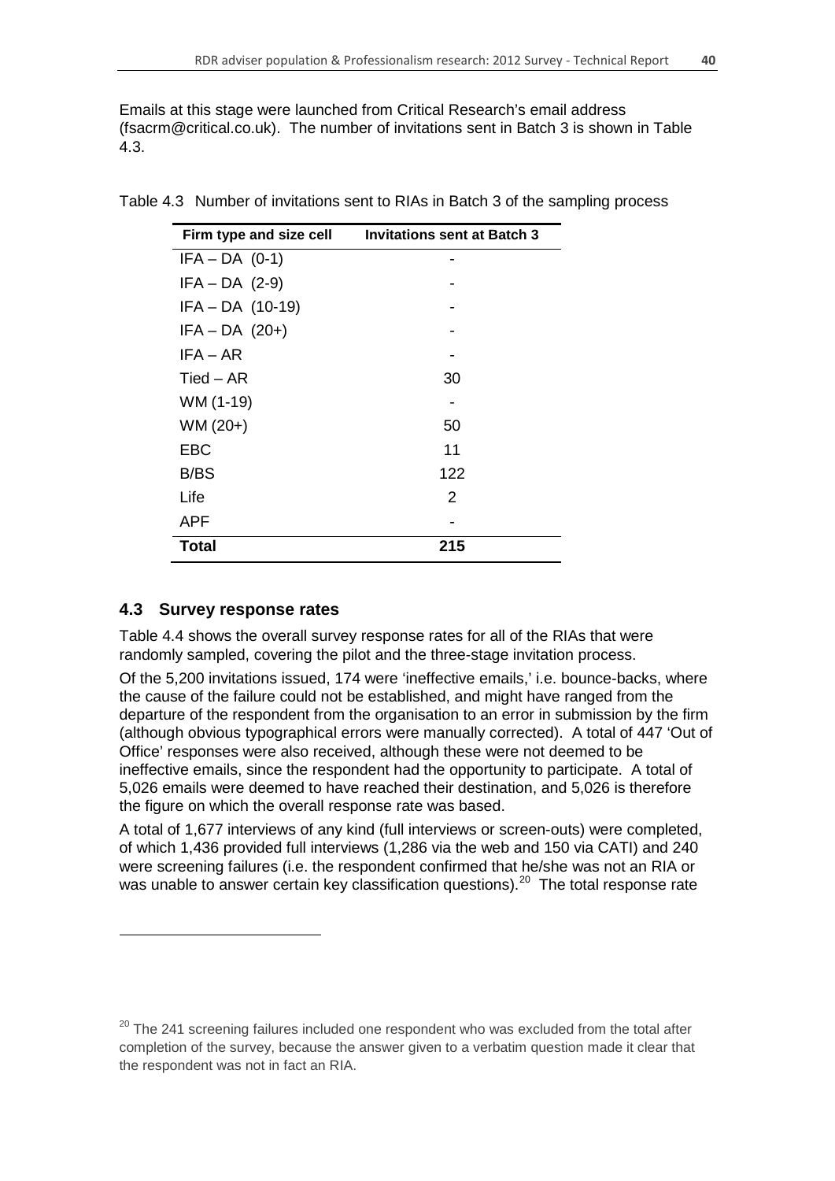Emails at this stage were launched from Critical Research's email address (fsacrm@critical.co.uk). The number of invitations sent in Batch 3 is shown in Table 4.3.

Table 4.3 Number of invitations sent to RIAs in Batch 3 of the sampling process

| Firm type and size cell | Invitations sent at Batch 3 |
|---|---|
| IFA – DA (0-1) | - |
| IFA – DA (2-9) | - |
| IFA – DA (10-19) | - |
| IFA – DA (20+) | - |
| IFA – AR | - |
| Tied – AR | 30 |
| WM (1-19) | - |
| WM (20+) | 50 |
| EBC | 11 |
| B/BS | 122 |
| Life | 2 |
| APF | - |
| **Total** | **215** |

## 4.3 Survey response rates

Table 4.4 shows the overall survey response rates for all of the RIAs that were randomly sampled, covering the pilot and the three-stage invitation process.

Of the 5,200 invitations issued, 174 were 'ineffective emails,' i.e. bounce-backs, where the cause of the failure could not be established, and might have ranged from the departure of the respondent from the organisation to an error in submission by the firm (although obvious typographical errors were manually corrected). A total of 447 'Out of Office' responses were also received, although these were not deemed to be ineffective emails, since the respondent had the opportunity to participate. A total of 5,026 emails were deemed to have reached their destination, and 5,026 is therefore the figure on which the overall response rate was based.

A total of 1,677 interviews of any kind (full interviews or screen-outs) were completed, of which 1,436 provided full interviews (1,286 via the web and 150 via CATI) and 240 were screening failures (i.e. the respondent confirmed that he/she was not an RIA or was unable to answer certain key classification questions).[20] The total response rate

[20] The 241 screening failures included one respondent who was excluded from the total after completion of the survey, because the answer given to a verbatim question made it clear that the respondent was not in fact an RIA.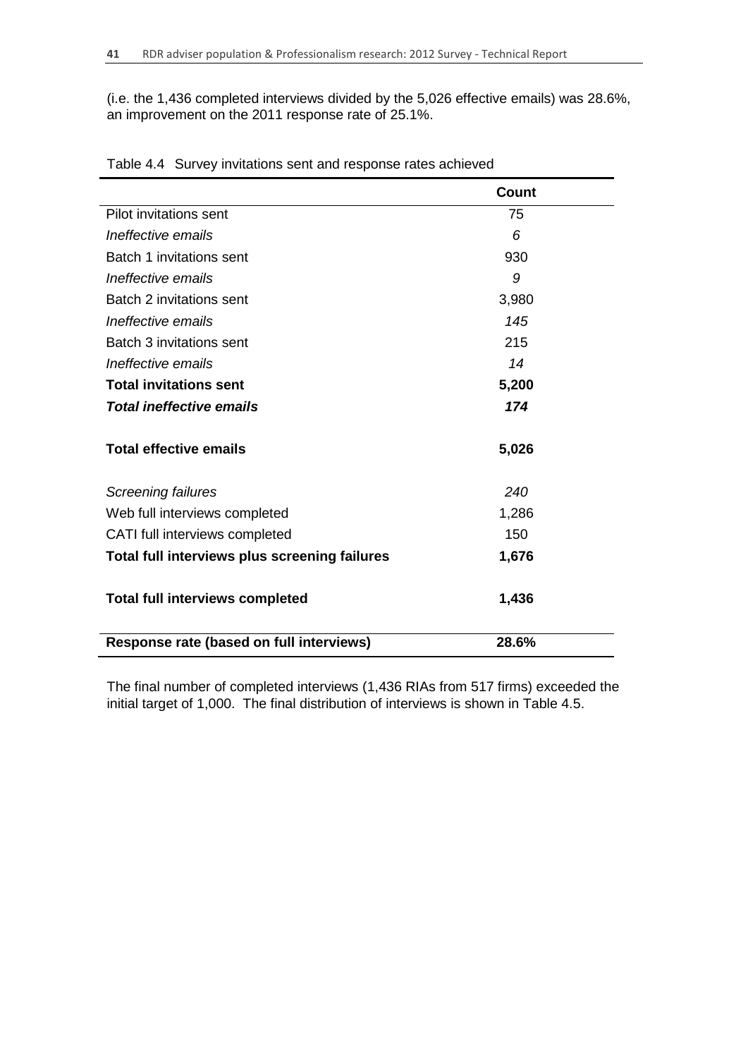(i.e. the 1,436 completed interviews divided by the 5,026 effective emails) was 28.6%, an improvement on the 2011 response rate of 25.1%.

Table 4.4 Survey invitations sent and response rates achieved

| | **Count** |
|---|---|
| Pilot invitations sent | 75 |
| *Ineffective emails* | *6* |
| Batch 1 invitations sent | 930 |
| *Ineffective emails* | *9* |
| Batch 2 invitations sent | 3,980 |
| *Ineffective emails* | *145* |
| Batch 3 invitations sent | 215 |
| *Ineffective emails* | *14* |
| **Total invitations sent** | **5,200** |
| ***Total ineffective emails*** | ***174*** |
| **Total effective emails** | **5,026** |
| *Screening failures* | *240* |
| Web full interviews completed | 1,286 |
| CATI full interviews completed | 150 |
| **Total full interviews plus screening failures** | **1,676** |
| **Total full interviews completed** | **1,436** |
| **Response rate (based on full interviews)** | **28.6%** |

The final number of completed interviews (1,436 RIAs from 517 firms) exceeded the initial target of 1,000. The final distribution of interviews is shown in Table 4.5.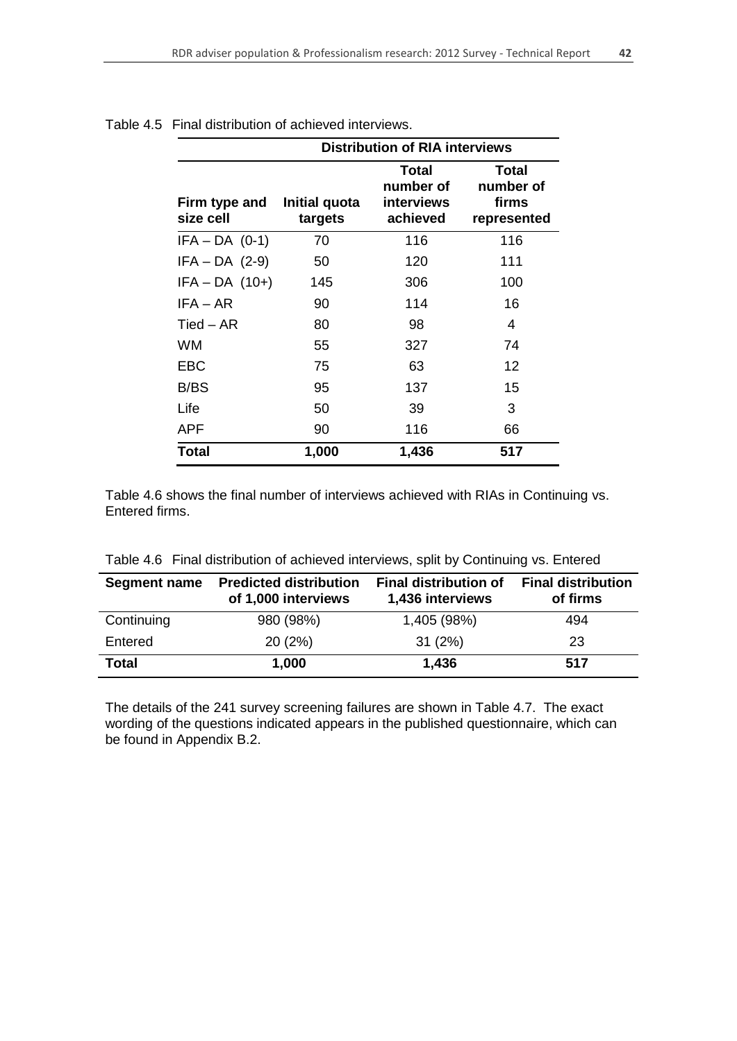Table 4.5 Final distribution of achieved interviews.

| | Distribution of RIA interviews | | |
|---|---|---|---|
| **Firm type and size cell** | **Initial quota targets** | **Total number of interviews achieved** | **Total number of firms represented** |
| IFA – DA (0-1) | 70 | 116 | 116 |
| IFA – DA (2-9) | 50 | 120 | 111 |
| IFA – DA (10+) | 145 | 306 | 100 |
| IFA – AR | 90 | 114 | 16 |
| Tied – AR | 80 | 98 | 4 |
| WM | 55 | 327 | 74 |
| EBC | 75 | 63 | 12 |
| B/BS | 95 | 137 | 15 |
| Life | 50 | 39 | 3 |
| APF | 90 | 116 | 66 |
| **Total** | **1,000** | **1,436** | **517** |

Table 4.6 shows the final number of interviews achieved with RIAs in Continuing vs. Entered firms.

Table 4.6 Final distribution of achieved interviews, split by Continuing vs. Entered

| Segment name | Predicted distribution of 1,000 interviews | Final distribution of 1,436 interviews | Final distribution of firms |
|---|---|---|---|
| Continuing | 980 (98%) | 1,405 (98%) | 494 |
| Entered | 20 (2%) | 31 (2%) | 23 |
| **Total** | **1,000** | **1,436** | **517** |

The details of the 241 survey screening failures are shown in Table 4.7. The exact wording of the questions indicated appears in the published questionnaire, which can be found in Appendix B.2.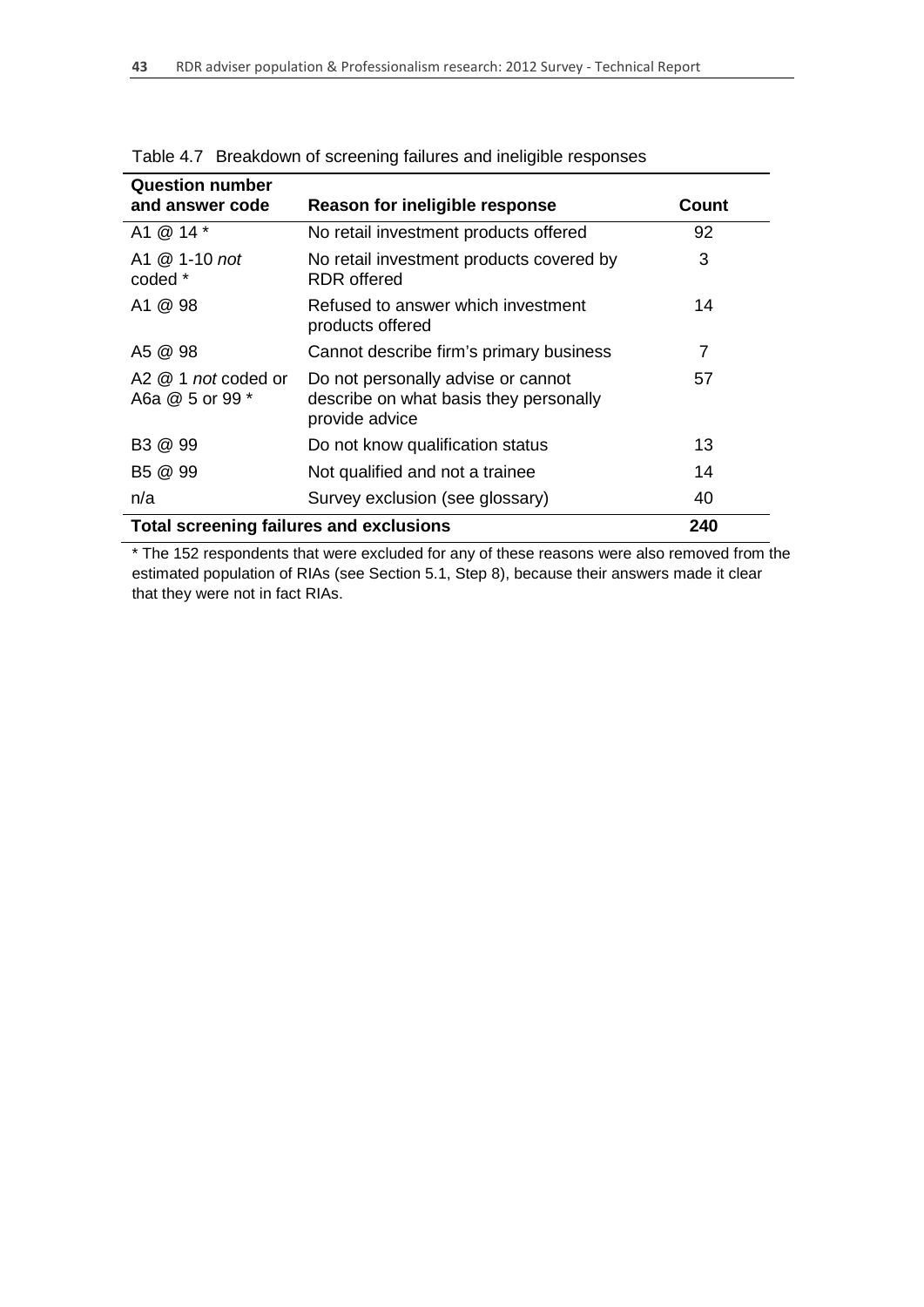Table 4.7 Breakdown of screening failures and ineligible responses

| Question number and answer code | Reason for ineligible response | Count |
|---|---|---|
| A1 @ 14 * | No retail investment products offered | 92 |
| A1 @ 1-10 *not* coded * | No retail investment products covered by RDR offered | 3 |
| A1 @ 98 | Refused to answer which investment products offered | 14 |
| A5 @ 98 | Cannot describe firm's primary business | 7 |
| A2 @ 1 *not* coded or A6a @ 5 or 99 * | Do not personally advise or cannot describe on what basis they personally provide advice | 57 |
| B3 @ 99 | Do not know qualification status | 13 |
| B5 @ 99 | Not qualified and not a trainee | 14 |
| n/a | Survey exclusion (see glossary) | 40 |
| **Total screening failures and exclusions** | | **240** |

* The 152 respondents that were excluded for any of these reasons were also removed from the estimated population of RIAs (see Section 5.1, Step 8), because their answers made it clear that they were not in fact RIAs.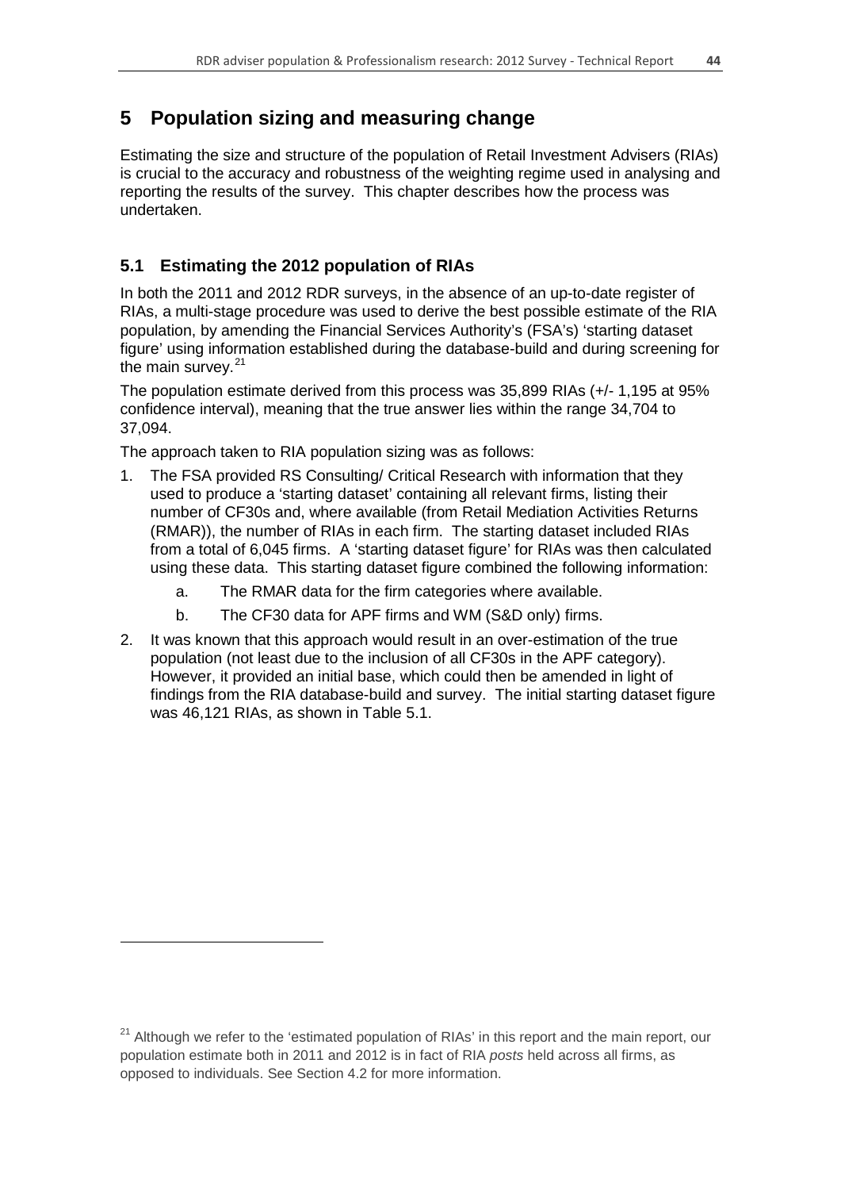# 5 Population sizing and measuring change

Estimating the size and structure of the population of Retail Investment Advisers (RIAs) is crucial to the accuracy and robustness of the weighting regime used in analysing and reporting the results of the survey. This chapter describes how the process was undertaken.

## 5.1 Estimating the 2012 population of RIAs

In both the 2011 and 2012 RDR surveys, in the absence of an up-to-date register of RIAs, a multi-stage procedure was used to derive the best possible estimate of the RIA population, by amending the Financial Services Authority's (FSA's) 'starting dataset figure' using information established during the database-build and during screening for the main survey.[21]

The population estimate derived from this process was 35,899 RIAs (+/- 1,195 at 95% confidence interval), meaning that the true answer lies within the range 34,704 to 37,094.

The approach taken to RIA population sizing was as follows:

1. The FSA provided RS Consulting/ Critical Research with information that they used to produce a 'starting dataset' containing all relevant firms, listing their number of CF30s and, where available (from Retail Mediation Activities Returns (RMAR)), the number of RIAs in each firm. The starting dataset included RIAs from a total of 6,045 firms. A 'starting dataset figure' for RIAs was then calculated using these data. This starting dataset figure combined the following information:
    a. The RMAR data for the firm categories where available.
    b. The CF30 data for APF firms and WM (S&D only) firms.
2. It was known that this approach would result in an over-estimation of the true population (not least due to the inclusion of all CF30s in the APF category). However, it provided an initial base, which could then be amended in light of findings from the RIA database-build and survey. The initial starting dataset figure was 46,121 RIAs, as shown in Table 5.1.

---

[21] Although we refer to the 'estimated population of RIAs' in this report and the main report, our population estimate both in 2011 and 2012 is in fact of RIA *posts* held across all firms, as opposed to individuals. See Section 4.2 for more information.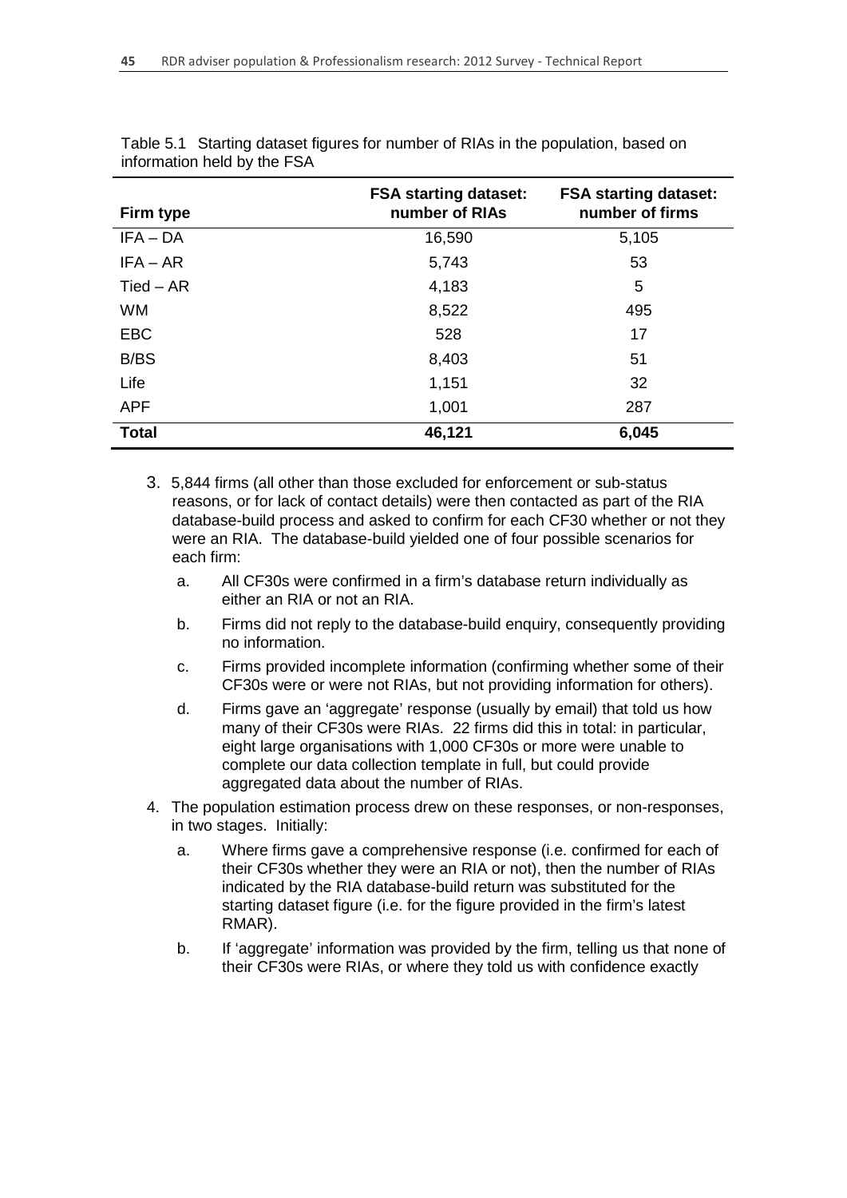Table 5.1 Starting dataset figures for number of RIAs in the population, based on information held by the FSA

| Firm type | FSA starting dataset: number of RIAs | FSA starting dataset: number of firms |
|---|---|---|
| IFA – DA | 16,590 | 5,105 |
| IFA – AR | 5,743 | 53 |
| Tied – AR | 4,183 | 5 |
| WM | 8,522 | 495 |
| EBC | 528 | 17 |
| B/BS | 8,403 | 51 |
| Life | 1,151 | 32 |
| APF | 1,001 | 287 |
| **Total** | **46,121** | **6,045** |

3. 5,844 firms (all other than those excluded for enforcement or sub-status reasons, or for lack of contact details) were then contacted as part of the RIA database-build process and asked to confirm for each CF30 whether or not they were an RIA. The database-build yielded one of four possible scenarios for each firm:
   a. All CF30s were confirmed in a firm's database return individually as either an RIA or not an RIA.
   b. Firms did not reply to the database-build enquiry, consequently providing no information.
   c. Firms provided incomplete information (confirming whether some of their CF30s were or were not RIAs, but not providing information for others).
   d. Firms gave an 'aggregate' response (usually by email) that told us how many of their CF30s were RIAs. 22 firms did this in total: in particular, eight large organisations with 1,000 CF30s or more were unable to complete our data collection template in full, but could provide aggregated data about the number of RIAs.
4. The population estimation process drew on these responses, or non-responses, in two stages. Initially:
   a. Where firms gave a comprehensive response (i.e. confirmed for each of their CF30s whether they were an RIA or not), then the number of RIAs indicated by the RIA database-build return was substituted for the starting dataset figure (i.e. for the figure provided in the firm's latest RMAR).
   b. If 'aggregate' information was provided by the firm, telling us that none of their CF30s were RIAs, or where they told us with confidence exactly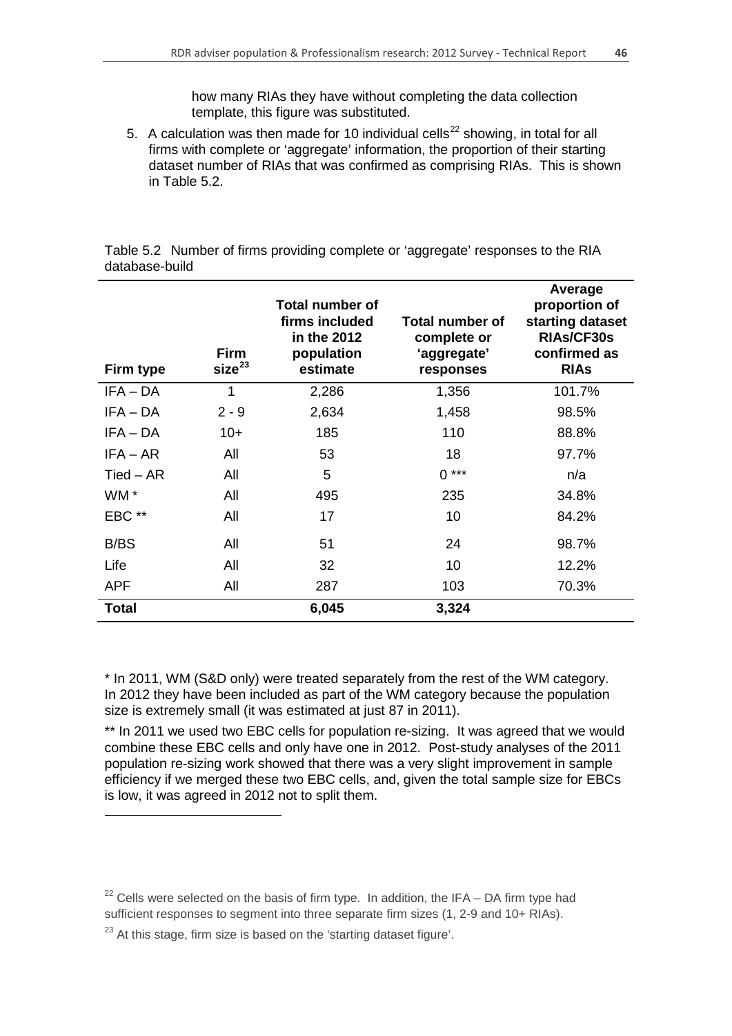how many RIAs they have without completing the data collection template, this figure was substituted.

5. A calculation was then made for 10 individual cells[22] showing, in total for all firms with complete or 'aggregate' information, the proportion of their starting dataset number of RIAs that was confirmed as comprising RIAs. This is shown in Table 5.2.

Table 5.2 Number of firms providing complete or 'aggregate' responses to the RIA database-build

| Firm type | Firm size[23] | Total number of firms included in the 2012 population estimate | Total number of complete or 'aggregate' responses | Average proportion of starting dataset RIAs/CF30s confirmed as RIAs |
|---|---|---|---|---|
| IFA – DA | 1 | 2,286 | 1,356 | 101.7% |
| IFA – DA | 2 - 9 | 2,634 | 1,458 | 98.5% |
| IFA – DA | 10+ | 185 | 110 | 88.8% |
| IFA – AR | All | 53 | 18 | 97.7% |
| Tied – AR | All | 5 | 0 *** | n/a |
| WM * | All | 495 | 235 | 34.8% |
| EBC ** | All | 17 | 10 | 84.2% |
| B/BS | All | 51 | 24 | 98.7% |
| Life | All | 32 | 10 | 12.2% |
| APF | All | 287 | 103 | 70.3% |
| **Total** | | **6,045** | **3,324** | |

\* In 2011, WM (S&D only) were treated separately from the rest of the WM category. In 2012 they have been included as part of the WM category because the population size is extremely small (it was estimated at just 87 in 2011).

** In 2011 we used two EBC cells for population re-sizing. It was agreed that we would combine these EBC cells and only have one in 2012. Post-study analyses of the 2011 population re-sizing work showed that there was a very slight improvement in sample efficiency if we merged these two EBC cells, and, given the total sample size for EBCs is low, it was agreed in 2012 not to split them.

[22] Cells were selected on the basis of firm type. In addition, the IFA – DA firm type had sufficient responses to segment into three separate firm sizes (1, 2-9 and 10+ RIAs).

[23] At this stage, firm size is based on the 'starting dataset figure'.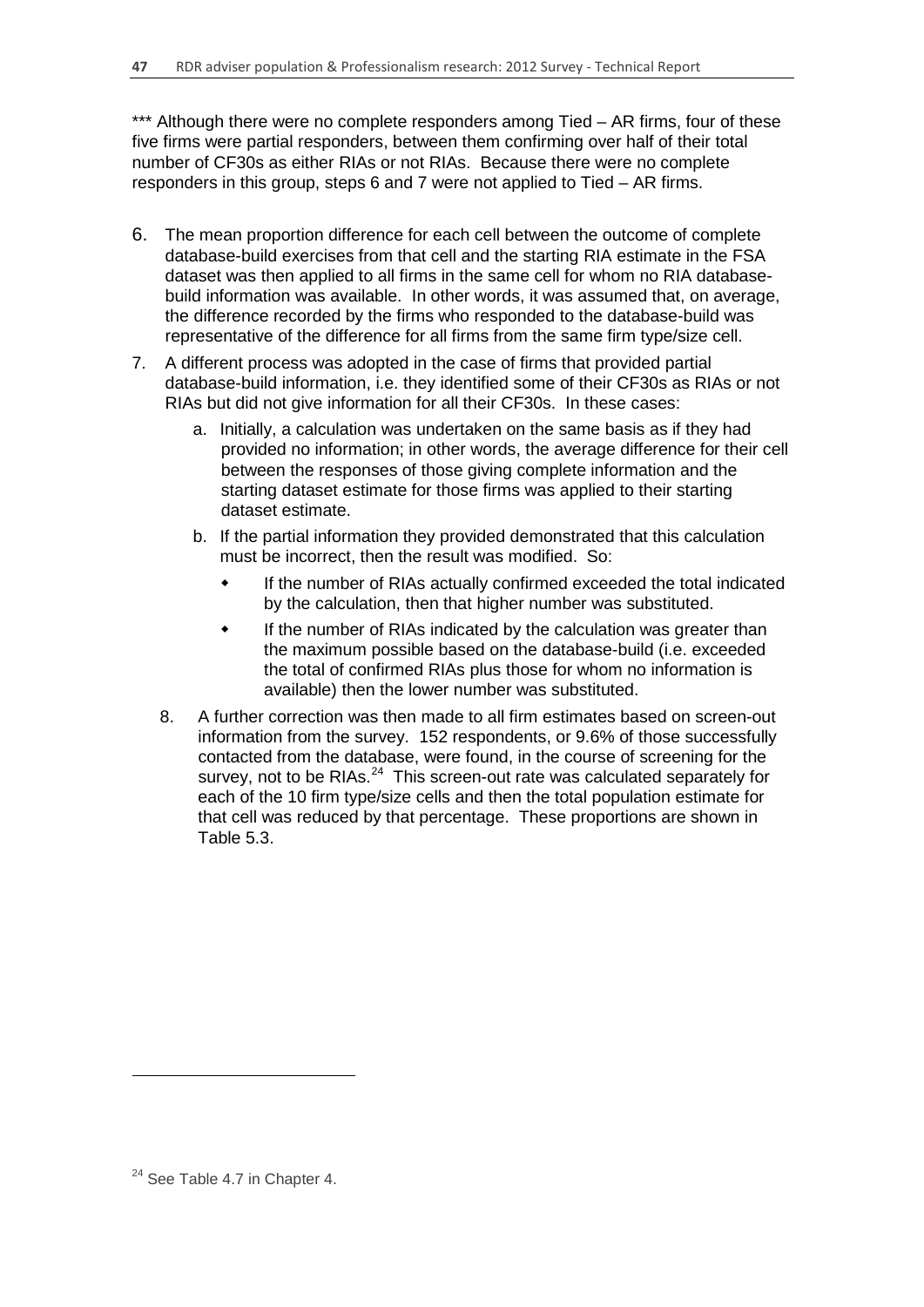*** Although there were no complete responders among Tied – AR firms, four of these five firms were partial responders, between them confirming over half of their total number of CF30s as either RIAs or not RIAs. Because there were no complete responders in this group, steps 6 and 7 were not applied to Tied – AR firms.

6. The mean proportion difference for each cell between the outcome of complete database-build exercises from that cell and the starting RIA estimate in the FSA dataset was then applied to all firms in the same cell for whom no RIA database-build information was available. In other words, it was assumed that, on average, the difference recorded by the firms who responded to the database-build was representative of the difference for all firms from the same firm type/size cell.
7. A different process was adopted in the case of firms that provided partial database-build information, i.e. they identified some of their CF30s as RIAs or not RIAs but did not give information for all their CF30s. In these cases:
   a. Initially, a calculation was undertaken on the same basis as if they had provided no information; in other words, the average difference for their cell between the responses of those giving complete information and the starting dataset estimate for those firms was applied to their starting dataset estimate.
   b. If the partial information they provided demonstrated that this calculation must be incorrect, then the result was modified. So:
      - If the number of RIAs actually confirmed exceeded the total indicated by the calculation, then that higher number was substituted.
      - If the number of RIAs indicated by the calculation was greater than the maximum possible based on the database-build (i.e. exceeded the total of confirmed RIAs plus those for whom no information is available) then the lower number was substituted.
8. A further correction was then made to all firm estimates based on screen-out information from the survey. 152 respondents, or 9.6% of those successfully contacted from the database, were found, in the course of screening for the survey, not to be RIAs.[24] This screen-out rate was calculated separately for each of the 10 firm type/size cells and then the total population estimate for that cell was reduced by that percentage. These proportions are shown in Table 5.3.

[24] See Table 4.7 in Chapter 4.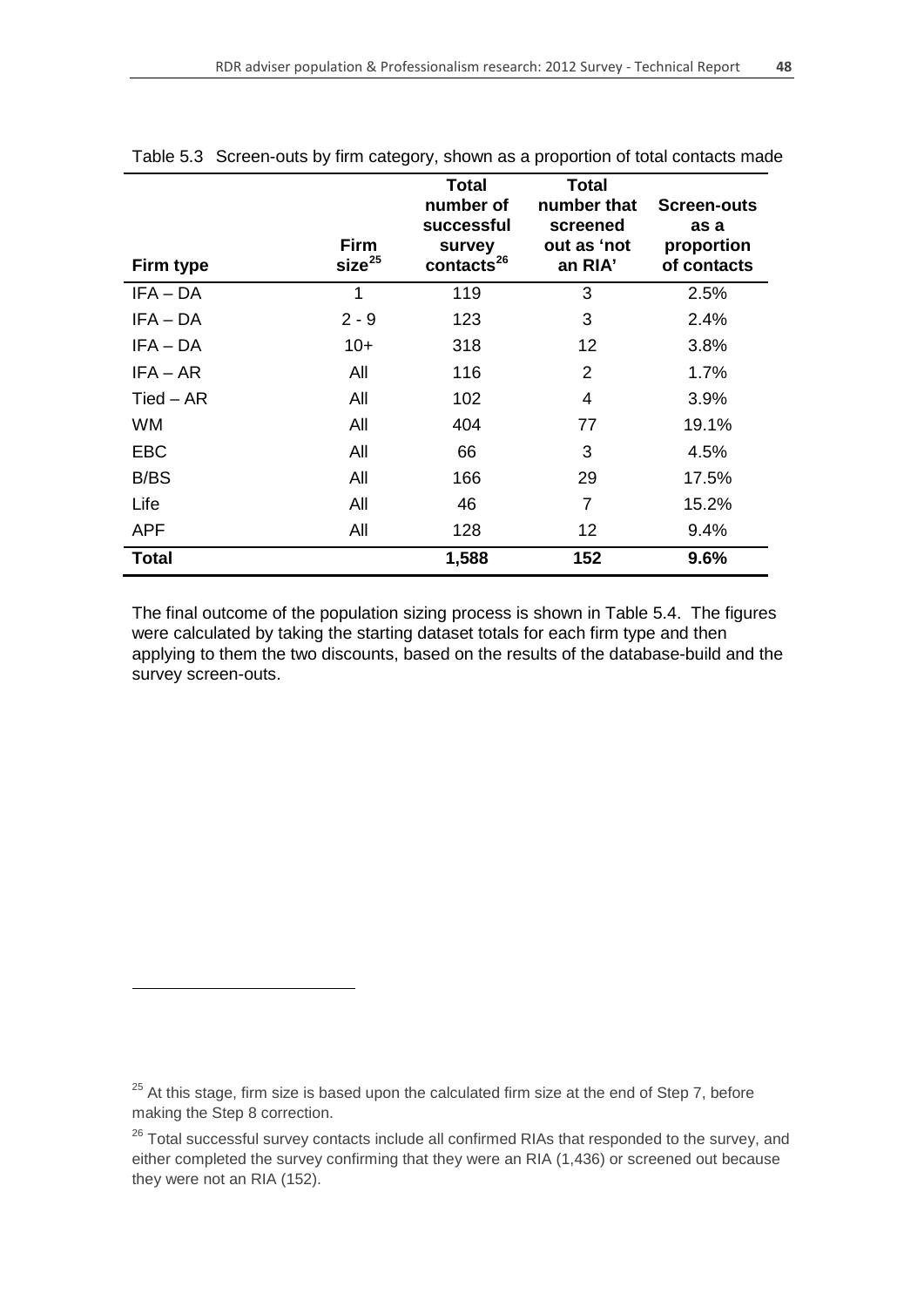Table 5.3 Screen-outs by firm category, shown as a proportion of total contacts made

| Firm type | Firm size[25] | Total number of successful survey contacts[26] | Total number that screened out as 'not an RIA' | Screen-outs as a proportion of contacts |
|---|---|---|---|---|
| IFA – DA | 1 | 119 | 3 | 2.5% |
| IFA – DA | 2 - 9 | 123 | 3 | 2.4% |
| IFA – DA | 10+ | 318 | 12 | 3.8% |
| IFA – AR | All | 116 | 2 | 1.7% |
| Tied – AR | All | 102 | 4 | 3.9% |
| WM | All | 404 | 77 | 19.1% |
| EBC | All | 66 | 3 | 4.5% |
| B/BS | All | 166 | 29 | 17.5% |
| Life | All | 46 | 7 | 15.2% |
| APF | All | 128 | 12 | 9.4% |
| **Total** | | **1,588** | **152** | **9.6%** |

The final outcome of the population sizing process is shown in Table 5.4. The figures were calculated by taking the starting dataset totals for each firm type and then applying to them the two discounts, based on the results of the database-build and the survey screen-outs.

[25] At this stage, firm size is based upon the calculated firm size at the end of Step 7, before making the Step 8 correction.

[26] Total successful survey contacts include all confirmed RIAs that responded to the survey, and either completed the survey confirming that they were an RIA (1,436) or screened out because they were not an RIA (152).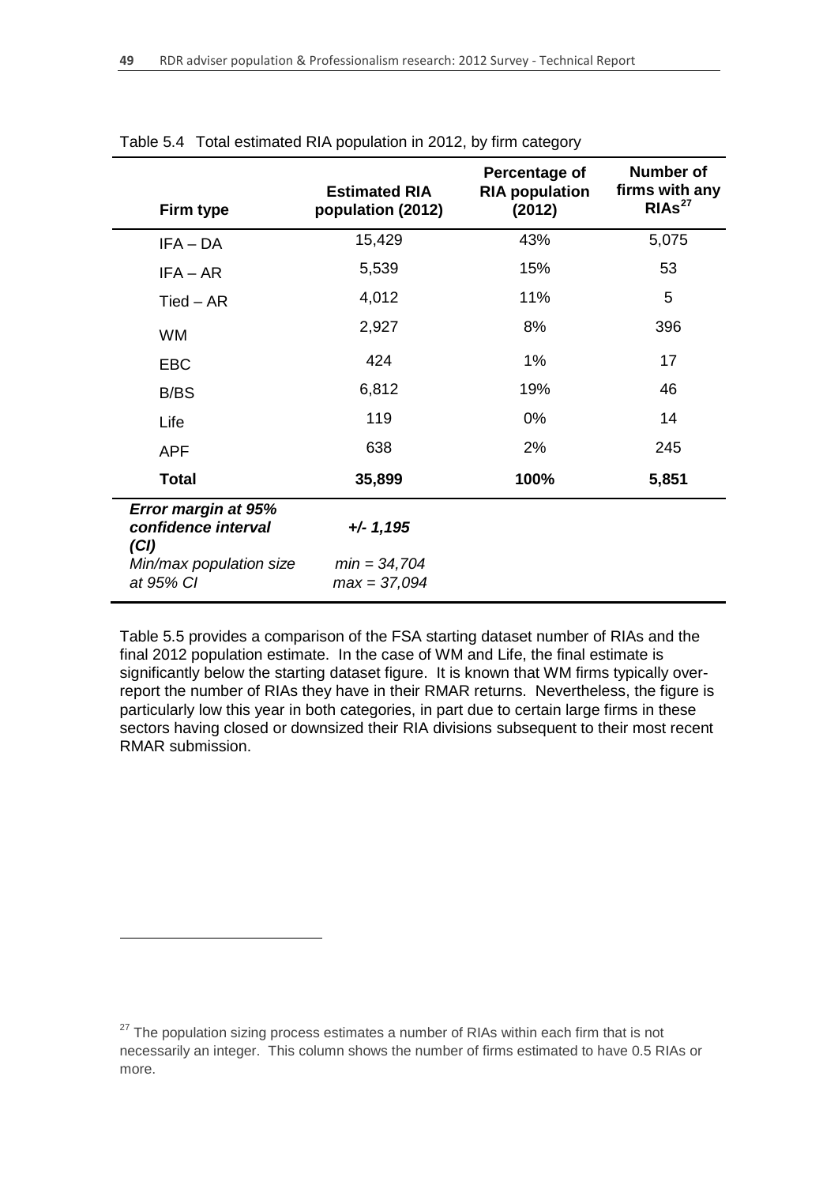Table 5.4 Total estimated RIA population in 2012, by firm category

| Firm type | Estimated RIA population (2012) | Percentage of RIA population (2012) | Number of firms with any RIAs[27] |
|---|---|---|---|
| IFA – DA | 15,429 | 43% | 5,075 |
| IFA – AR | 5,539 | 15% | 53 |
| Tied – AR | 4,012 | 11% | 5 |
| WM | 2,927 | 8% | 396 |
| EBC | 424 | 1% | 17 |
| B/BS | 6,812 | 19% | 46 |
| Life | 119 | 0% | 14 |
| APF | 638 | 2% | 245 |
| **Total** | **35,899** | **100%** | **5,851** |
| ***Error margin at 95% confidence interval (CI)*** | ***+/- 1,195*** | | |
| *Min/max population size at 95% CI* | *min = 34,704 max = 37,094* | | |

Table 5.5 provides a comparison of the FSA starting dataset number of RIAs and the final 2012 population estimate. In the case of WM and Life, the final estimate is significantly below the starting dataset figure. It is known that WM firms typically over-report the number of RIAs they have in their RMAR returns. Nevertheless, the figure is particularly low this year in both categories, in part due to certain large firms in these sectors having closed or downsized their RIA divisions subsequent to their most recent RMAR submission.

[27] The population sizing process estimates a number of RIAs within each firm that is not necessarily an integer. This column shows the number of firms estimated to have 0.5 RIAs or more.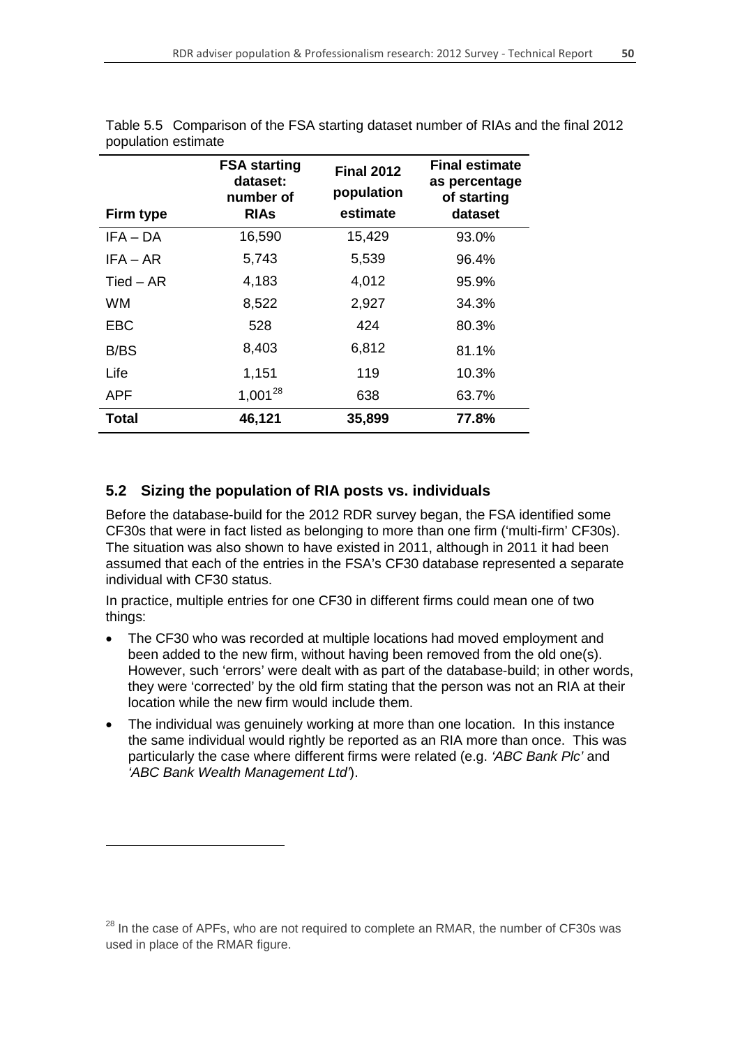Table 5.5 Comparison of the FSA starting dataset number of RIAs and the final 2012 population estimate

| Firm type | FSA starting dataset: number of RIAs | Final 2012 population estimate | Final estimate as percentage of starting dataset |
|---|---|---|---|
| IFA – DA | 16,590 | 15,429 | 93.0% |
| IFA – AR | 5,743 | 5,539 | 96.4% |
| Tied – AR | 4,183 | 4,012 | 95.9% |
| WM | 8,522 | 2,927 | 34.3% |
| EBC | 528 | 424 | 80.3% |
| B/BS | 8,403 | 6,812 | 81.1% |
| Life | 1,151 | 119 | 10.3% |
| APF | 1,001[28] | 638 | 63.7% |
| **Total** | **46,121** | **35,899** | **77.8%** |

## 5.2 Sizing the population of RIA posts vs. individuals

Before the database-build for the 2012 RDR survey began, the FSA identified some CF30s that were in fact listed as belonging to more than one firm ('multi-firm' CF30s). The situation was also shown to have existed in 2011, although in 2011 it had been assumed that each of the entries in the FSA's CF30 database represented a separate individual with CF30 status.

In practice, multiple entries for one CF30 in different firms could mean one of two things:

- The CF30 who was recorded at multiple locations had moved employment and been added to the new firm, without having been removed from the old one(s). However, such 'errors' were dealt with as part of the database-build; in other words, they were 'corrected' by the old firm stating that the person was not an RIA at their location while the new firm would include them.
- The individual was genuinely working at more than one location. In this instance the same individual would rightly be reported as an RIA more than once. This was particularly the case where different firms were related (e.g. *'ABC Bank Plc'* and *'ABC Bank Wealth Management Ltd'*).

[28] In the case of APFs, who are not required to complete an RMAR, the number of CF30s was used in place of the RMAR figure.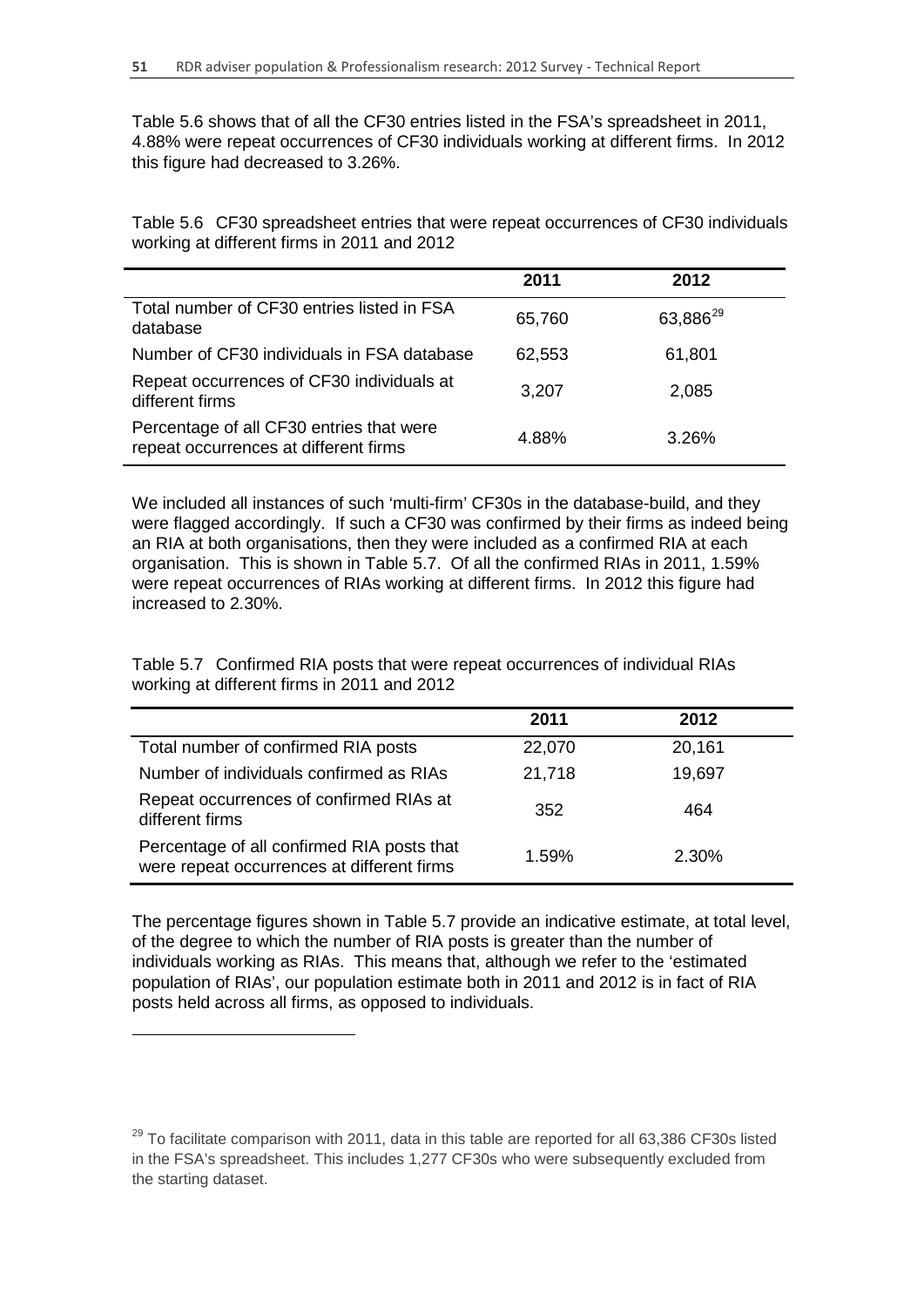Table 5.6 shows that of all the CF30 entries listed in the FSA's spreadsheet in 2011, 4.88% were repeat occurrences of CF30 individuals working at different firms. In 2012 this figure had decreased to 3.26%.

Table 5.6 CF30 spreadsheet entries that were repeat occurrences of CF30 individuals working at different firms in 2011 and 2012

| | 2011 | 2012 |
|---|---|---|
| Total number of CF30 entries listed in FSA database | 65,760 | 63,886[29] |
| Number of CF30 individuals in FSA database | 62,553 | 61,801 |
| Repeat occurrences of CF30 individuals at different firms | 3,207 | 2,085 |
| Percentage of all CF30 entries that were repeat occurrences at different firms | 4.88% | 3.26% |

We included all instances of such 'multi-firm' CF30s in the database-build, and they were flagged accordingly. If such a CF30 was confirmed by their firms as indeed being an RIA at both organisations, then they were included as a confirmed RIA at each organisation. This is shown in Table 5.7. Of all the confirmed RIAs in 2011, 1.59% were repeat occurrences of RIAs working at different firms. In 2012 this figure had increased to 2.30%.

Table 5.7 Confirmed RIA posts that were repeat occurrences of individual RIAs working at different firms in 2011 and 2012

| | 2011 | 2012 |
|---|---|---|
| Total number of confirmed RIA posts | 22,070 | 20,161 |
| Number of individuals confirmed as RIAs | 21,718 | 19,697 |
| Repeat occurrences of confirmed RIAs at different firms | 352 | 464 |
| Percentage of all confirmed RIA posts that were repeat occurrences at different firms | 1.59% | 2.30% |

The percentage figures shown in Table 5.7 provide an indicative estimate, at total level, of the degree to which the number of RIA posts is greater than the number of individuals working as RIAs. This means that, although we refer to the 'estimated population of RIAs', our population estimate both in 2011 and 2012 is in fact of RIA posts held across all firms, as opposed to individuals.

[29] To facilitate comparison with 2011, data in this table are reported for all 63,386 CF30s listed in the FSA's spreadsheet. This includes 1,277 CF30s who were subsequently excluded from the starting dataset.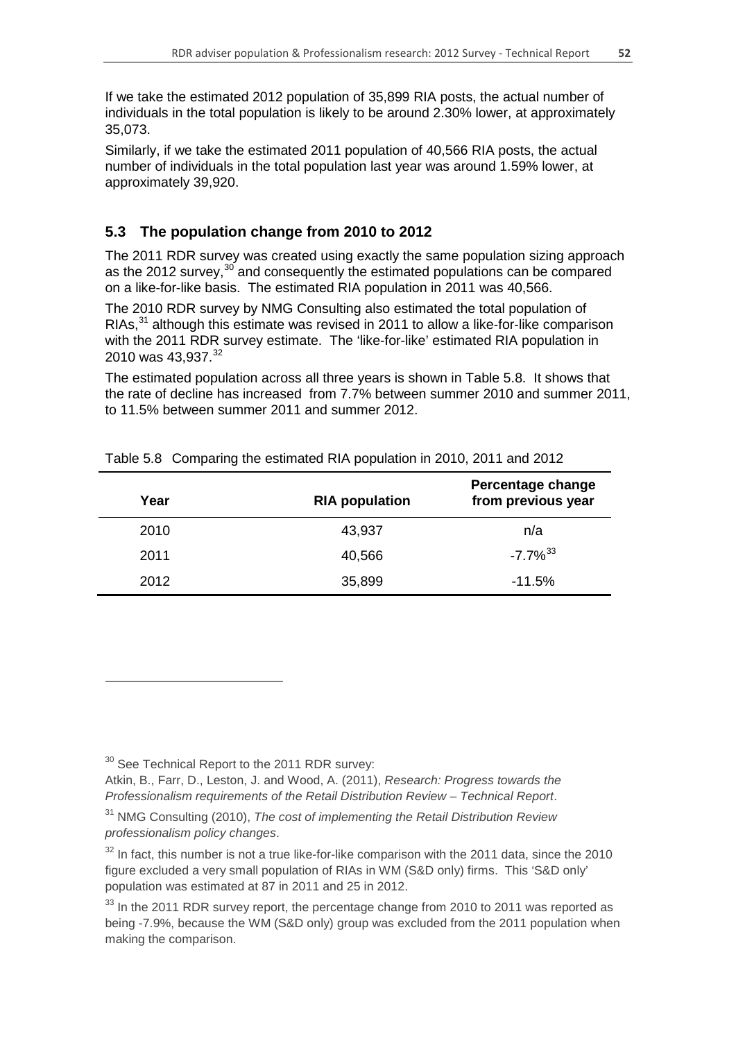If we take the estimated 2012 population of 35,899 RIA posts, the actual number of individuals in the total population is likely to be around 2.30% lower, at approximately 35,073.

Similarly, if we take the estimated 2011 population of 40,566 RIA posts, the actual number of individuals in the total population last year was around 1.59% lower, at approximately 39,920.

## 5.3 The population change from 2010 to 2012

The 2011 RDR survey was created using exactly the same population sizing approach as the 2012 survey,[30] and consequently the estimated populations can be compared on a like-for-like basis. The estimated RIA population in 2011 was 40,566.

The 2010 RDR survey by NMG Consulting also estimated the total population of RIAs,[31] although this estimate was revised in 2011 to allow a like-for-like comparison with the 2011 RDR survey estimate. The 'like-for-like' estimated RIA population in 2010 was 43,937.[32]

The estimated population across all three years is shown in Table 5.8. It shows that the rate of decline has increased from 7.7% between summer 2010 and summer 2011, to 11.5% between summer 2011 and summer 2012.

Table 5.8 Comparing the estimated RIA population in 2010, 2011 and 2012

| Year | RIA population | Percentage change from previous year |
|---|---|---|
| 2010 | 43,937 | n/a |
| 2011 | 40,566 | -7.7%[33] |
| 2012 | 35,899 | -11.5% |

[30] See Technical Report to the 2011 RDR survey:
Atkin, B., Farr, D., Leston, J. and Wood, A. (2011), *Research: Progress towards the Professionalism requirements of the Retail Distribution Review – Technical Report*.

[31] NMG Consulting (2010), *The cost of implementing the Retail Distribution Review professionalism policy changes*.

[32] In fact, this number is not a true like-for-like comparison with the 2011 data, since the 2010 figure excluded a very small population of RIAs in WM (S&D only) firms. This 'S&D only' population was estimated at 87 in 2011 and 25 in 2012.

[33] In the 2011 RDR survey report, the percentage change from 2010 to 2011 was reported as being -7.9%, because the WM (S&D only) group was excluded from the 2011 population when making the comparison.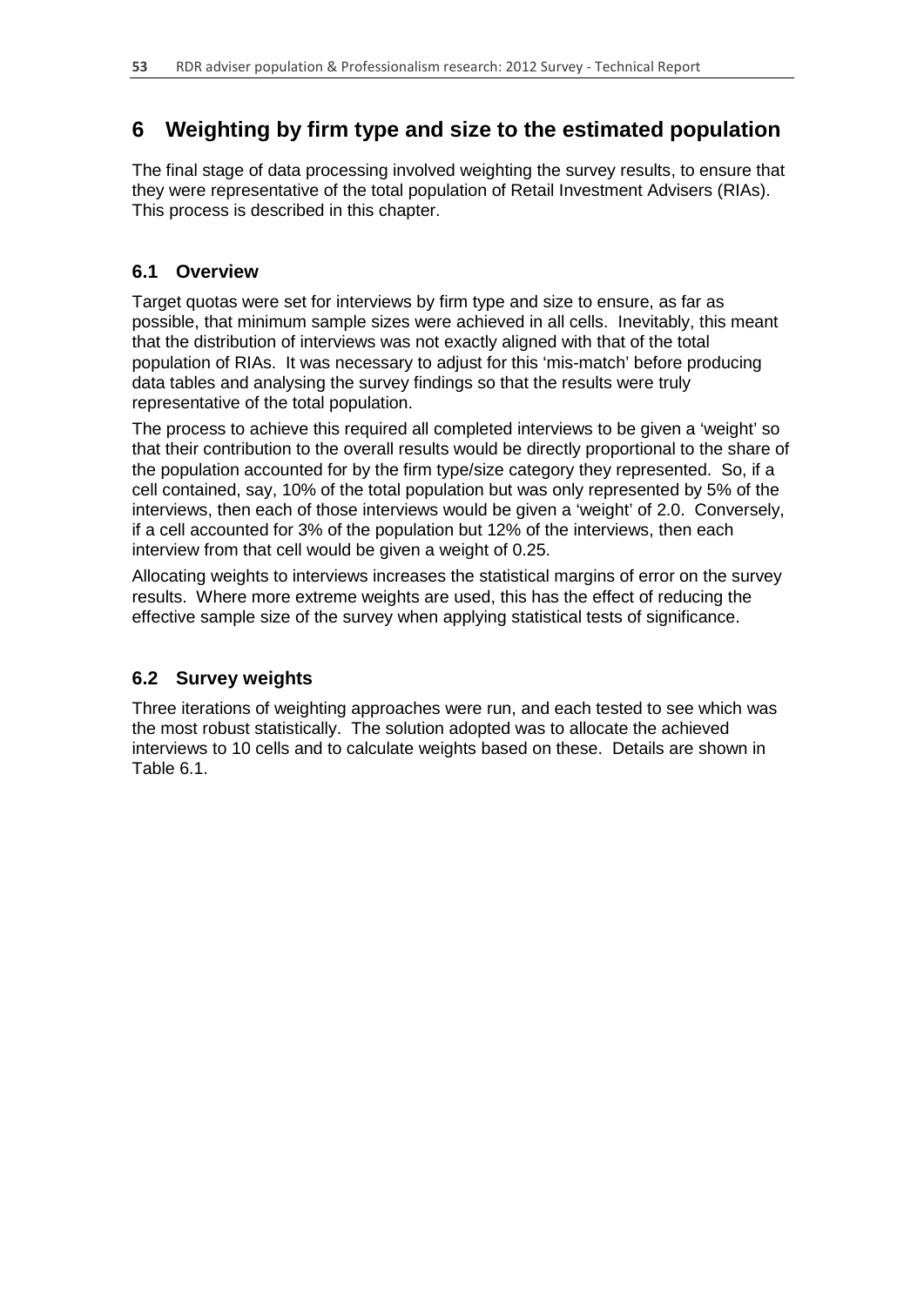# 6 Weighting by firm type and size to the estimated population

The final stage of data processing involved weighting the survey results, to ensure that they were representative of the total population of Retail Investment Advisers (RIAs). This process is described in this chapter.

## 6.1 Overview

Target quotas were set for interviews by firm type and size to ensure, as far as possible, that minimum sample sizes were achieved in all cells. Inevitably, this meant that the distribution of interviews was not exactly aligned with that of the total population of RIAs. It was necessary to adjust for this 'mis-match' before producing data tables and analysing the survey findings so that the results were truly representative of the total population.

The process to achieve this required all completed interviews to be given a 'weight' so that their contribution to the overall results would be directly proportional to the share of the population accounted for by the firm type/size category they represented. So, if a cell contained, say, 10% of the total population but was only represented by 5% of the interviews, then each of those interviews would be given a 'weight' of 2.0. Conversely, if a cell accounted for 3% of the population but 12% of the interviews, then each interview from that cell would be given a weight of 0.25.

Allocating weights to interviews increases the statistical margins of error on the survey results. Where more extreme weights are used, this has the effect of reducing the effective sample size of the survey when applying statistical tests of significance.

## 6.2 Survey weights

Three iterations of weighting approaches were run, and each tested to see which was the most robust statistically. The solution adopted was to allocate the achieved interviews to 10 cells and to calculate weights based on these. Details are shown in Table 6.1.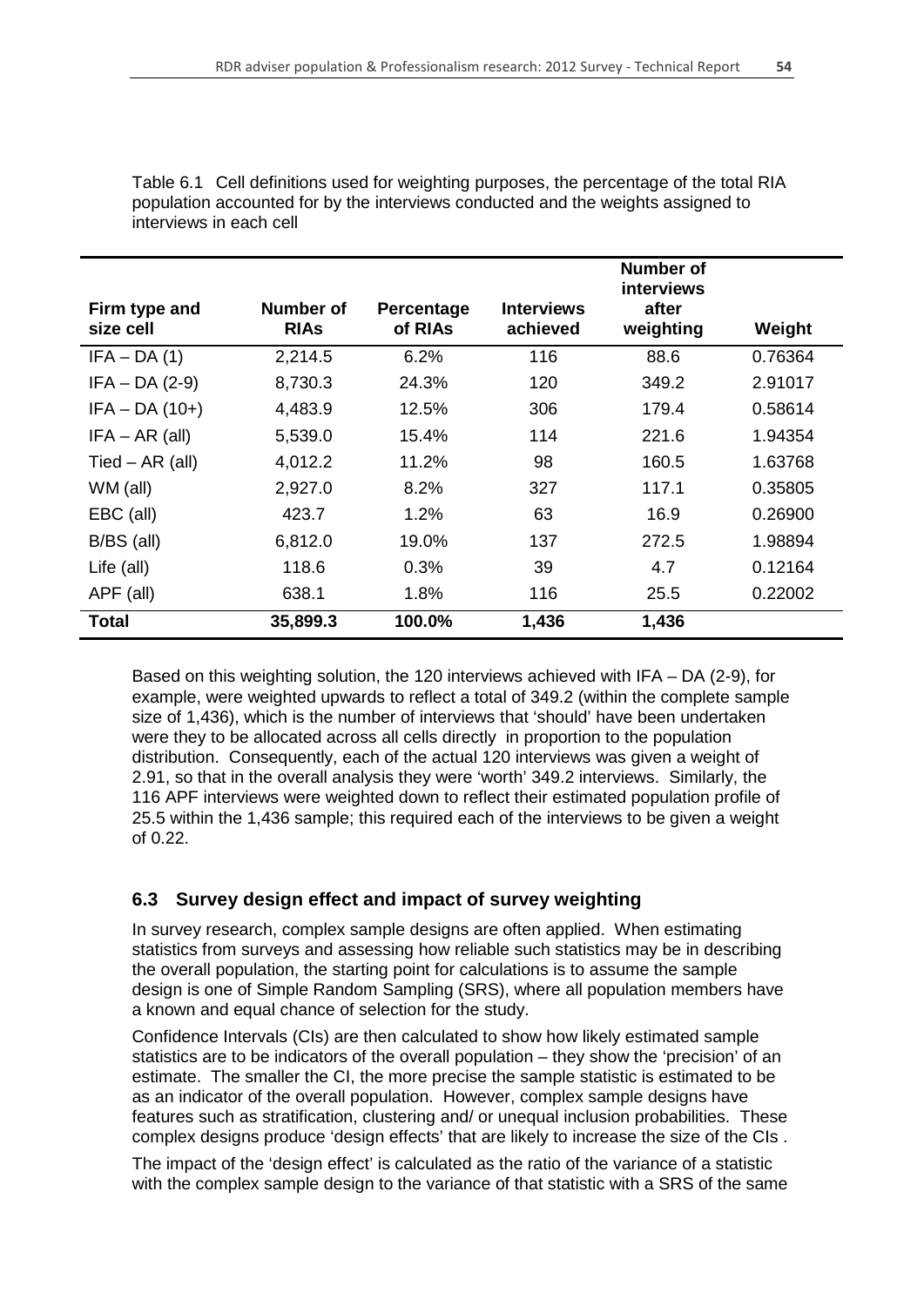Table 6.1 Cell definitions used for weighting purposes, the percentage of the total RIA population accounted for by the interviews conducted and the weights assigned to interviews in each cell

| Firm type and size cell | Number of RIAs | Percentage of RIAs | Interviews achieved | Number of interviews after weighting | Weight |
|---|---|---|---|---|---|
| IFA – DA (1) | 2,214.5 | 6.2% | 116 | 88.6 | 0.76364 |
| IFA – DA (2-9) | 8,730.3 | 24.3% | 120 | 349.2 | 2.91017 |
| IFA – DA (10+) | 4,483.9 | 12.5% | 306 | 179.4 | 0.58614 |
| IFA – AR (all) | 5,539.0 | 15.4% | 114 | 221.6 | 1.94354 |
| Tied – AR (all) | 4,012.2 | 11.2% | 98 | 160.5 | 1.63768 |
| WM (all) | 2,927.0 | 8.2% | 327 | 117.1 | 0.35805 |
| EBC (all) | 423.7 | 1.2% | 63 | 16.9 | 0.26900 |
| B/BS (all) | 6,812.0 | 19.0% | 137 | 272.5 | 1.98894 |
| Life (all) | 118.6 | 0.3% | 39 | 4.7 | 0.12164 |
| APF (all) | 638.1 | 1.8% | 116 | 25.5 | 0.22002 |
| **Total** | **35,899.3** | **100.0%** | **1,436** | **1,436** | |

Based on this weighting solution, the 120 interviews achieved with IFA – DA (2-9), for example, were weighted upwards to reflect a total of 349.2 (within the complete sample size of 1,436), which is the number of interviews that 'should' have been undertaken were they to be allocated across all cells directly in proportion to the population distribution. Consequently, each of the actual 120 interviews was given a weight of 2.91, so that in the overall analysis they were 'worth' 349.2 interviews. Similarly, the 116 APF interviews were weighted down to reflect their estimated population profile of 25.5 within the 1,436 sample; this required each of the interviews to be given a weight of 0.22.

### 6.3 Survey design effect and impact of survey weighting

In survey research, complex sample designs are often applied. When estimating statistics from surveys and assessing how reliable such statistics may be in describing the overall population, the starting point for calculations is to assume the sample design is one of Simple Random Sampling (SRS), where all population members have a known and equal chance of selection for the study.

Confidence Intervals (CIs) are then calculated to show how likely estimated sample statistics are to be indicators of the overall population – they show the 'precision' of an estimate. The smaller the CI, the more precise the sample statistic is estimated to be as an indicator of the overall population. However, complex sample designs have features such as stratification, clustering and/ or unequal inclusion probabilities. These complex designs produce 'design effects' that are likely to increase the size of the CIs .

The impact of the 'design effect' is calculated as the ratio of the variance of a statistic with the complex sample design to the variance of that statistic with a SRS of the same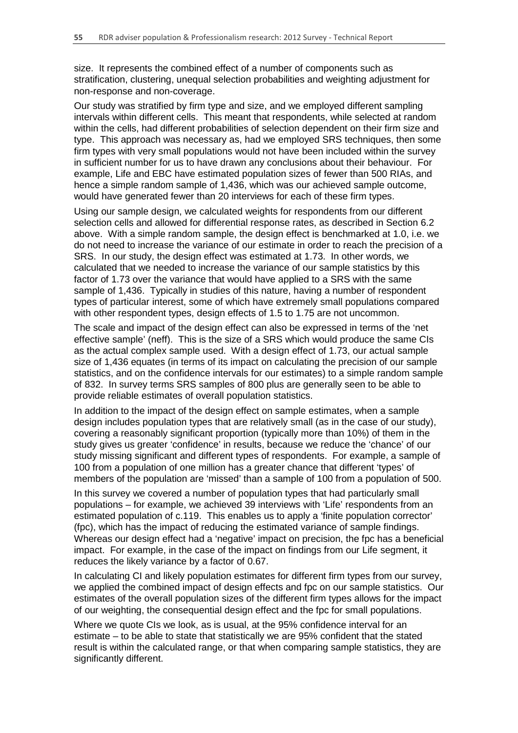size. It represents the combined effect of a number of components such as stratification, clustering, unequal selection probabilities and weighting adjustment for non-response and non-coverage.

Our study was stratified by firm type and size, and we employed different sampling intervals within different cells. This meant that respondents, while selected at random within the cells, had different probabilities of selection dependent on their firm size and type. This approach was necessary as, had we employed SRS techniques, then some firm types with very small populations would not have been included within the survey in sufficient number for us to have drawn any conclusions about their behaviour. For example, Life and EBC have estimated population sizes of fewer than 500 RIAs, and hence a simple random sample of 1,436, which was our achieved sample outcome, would have generated fewer than 20 interviews for each of these firm types.

Using our sample design, we calculated weights for respondents from our different selection cells and allowed for differential response rates, as described in Section 6.2 above. With a simple random sample, the design effect is benchmarked at 1.0, i.e. we do not need to increase the variance of our estimate in order to reach the precision of a SRS. In our study, the design effect was estimated at 1.73. In other words, we calculated that we needed to increase the variance of our sample statistics by this factor of 1.73 over the variance that would have applied to a SRS with the same sample of 1,436. Typically in studies of this nature, having a number of respondent types of particular interest, some of which have extremely small populations compared with other respondent types, design effects of 1.5 to 1.75 are not uncommon.

The scale and impact of the design effect can also be expressed in terms of the 'net effective sample' (neff). This is the size of a SRS which would produce the same CIs as the actual complex sample used. With a design effect of 1.73, our actual sample size of 1,436 equates (in terms of its impact on calculating the precision of our sample statistics, and on the confidence intervals for our estimates) to a simple random sample of 832. In survey terms SRS samples of 800 plus are generally seen to be able to provide reliable estimates of overall population statistics.

In addition to the impact of the design effect on sample estimates, when a sample design includes population types that are relatively small (as in the case of our study), covering a reasonably significant proportion (typically more than 10%) of them in the study gives us greater 'confidence' in results, because we reduce the 'chance' of our study missing significant and different types of respondents. For example, a sample of 100 from a population of one million has a greater chance that different 'types' of members of the population are 'missed' than a sample of 100 from a population of 500.

In this survey we covered a number of population types that had particularly small populations – for example, we achieved 39 interviews with 'Life' respondents from an estimated population of c.119. This enables us to apply a 'finite population corrector' (fpc), which has the impact of reducing the estimated variance of sample findings. Whereas our design effect had a 'negative' impact on precision, the fpc has a beneficial impact. For example, in the case of the impact on findings from our Life segment, it reduces the likely variance by a factor of 0.67.

In calculating CI and likely population estimates for different firm types from our survey, we applied the combined impact of design effects and fpc on our sample statistics. Our estimates of the overall population sizes of the different firm types allows for the impact of our weighting, the consequential design effect and the fpc for small populations.

Where we quote CIs we look, as is usual, at the 95% confidence interval for an estimate – to be able to state that statistically we are 95% confident that the stated result is within the calculated range, or that when comparing sample statistics, they are significantly different.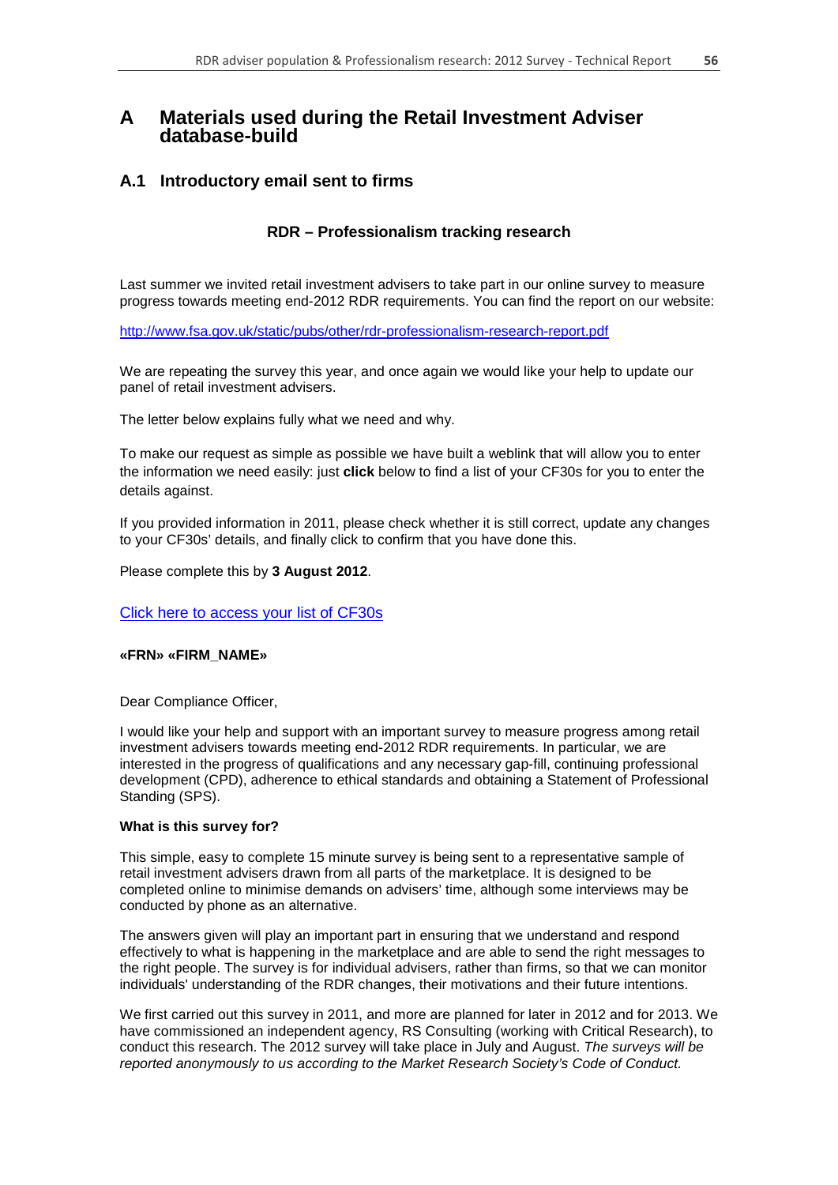# A Materials used during the Retail Investment Adviser database-build

## A.1 Introductory email sent to firms

### RDR – Professionalism tracking research

Last summer we invited retail investment advisers to take part in our online survey to measure progress towards meeting end-2012 RDR requirements. You can find the report on our website:

http://www.fsa.gov.uk/static/pubs/other/rdr-professionalism-research-report.pdf

We are repeating the survey this year, and once again we would like your help to update our panel of retail investment advisers.

The letter below explains fully what we need and why.

To make our request as simple as possible we have built a weblink that will allow you to enter the information we need easily: just **click** below to find a list of your CF30s for you to enter the details against.

If you provided information in 2011, please check whether it is still correct, update any changes to your CF30s' details, and finally click to confirm that you have done this.

Please complete this by **3 August 2012**.

Click here to access your list of CF30s

**«FRN» «FIRM_NAME»**

Dear Compliance Officer,

I would like your help and support with an important survey to measure progress among retail investment advisers towards meeting end-2012 RDR requirements. In particular, we are interested in the progress of qualifications and any necessary gap-fill, continuing professional development (CPD), adherence to ethical standards and obtaining a Statement of Professional Standing (SPS).

**What is this survey for?**

This simple, easy to complete 15 minute survey is being sent to a representative sample of retail investment advisers drawn from all parts of the marketplace. It is designed to be completed online to minimise demands on advisers' time, although some interviews may be conducted by phone as an alternative.

The answers given will play an important part in ensuring that we understand and respond effectively to what is happening in the marketplace and are able to send the right messages to the right people. The survey is for individual advisers, rather than firms, so that we can monitor individuals' understanding of the RDR changes, their motivations and their future intentions.

We first carried out this survey in 2011, and more are planned for later in 2012 and for 2013. We have commissioned an independent agency, RS Consulting (working with Critical Research), to conduct this research. The 2012 survey will take place in July and August. *The surveys will be reported anonymously to us according to the Market Research Society's Code of Conduct.*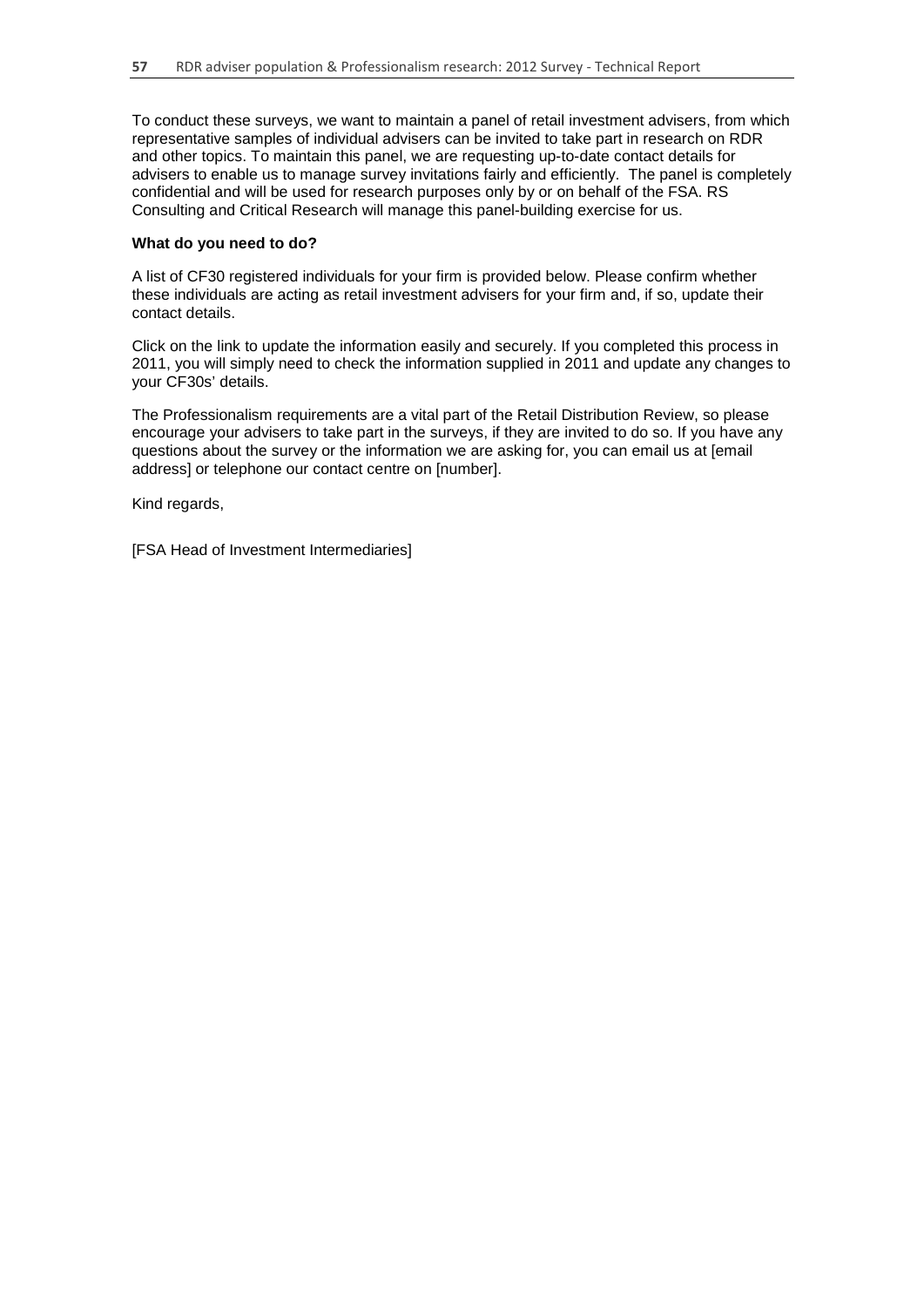To conduct these surveys, we want to maintain a panel of retail investment advisers, from which representative samples of individual advisers can be invited to take part in research on RDR and other topics. To maintain this panel, we are requesting up-to-date contact details for advisers to enable us to manage survey invitations fairly and efficiently. The panel is completely confidential and will be used for research purposes only by or on behalf of the FSA. RS Consulting and Critical Research will manage this panel-building exercise for us.

**What do you need to do?**

A list of CF30 registered individuals for your firm is provided below. Please confirm whether these individuals are acting as retail investment advisers for your firm and, if so, update their contact details.

Click on the link to update the information easily and securely. If you completed this process in 2011, you will simply need to check the information supplied in 2011 and update any changes to your CF30s' details.

The Professionalism requirements are a vital part of the Retail Distribution Review, so please encourage your advisers to take part in the surveys, if they are invited to do so. If you have any questions about the survey or the information we are asking for, you can email us at [email address] or telephone our contact centre on [number].

Kind regards,

[FSA Head of Investment Intermediaries]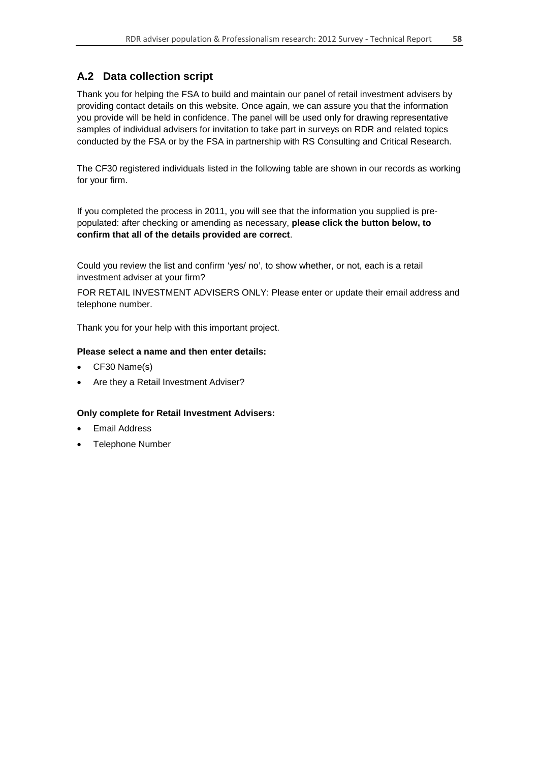## A.2 Data collection script

Thank you for helping the FSA to build and maintain our panel of retail investment advisers by providing contact details on this website. Once again, we can assure you that the information you provide will be held in confidence. The panel will be used only for drawing representative samples of individual advisers for invitation to take part in surveys on RDR and related topics conducted by the FSA or by the FSA in partnership with RS Consulting and Critical Research.

The CF30 registered individuals listed in the following table are shown in our records as working for your firm.

If you completed the process in 2011, you will see that the information you supplied is pre-populated: after checking or amending as necessary, **please click the button below, to confirm that all of the details provided are correct**.

Could you review the list and confirm 'yes/ no', to show whether, or not, each is a retail investment adviser at your firm?

FOR RETAIL INVESTMENT ADVISERS ONLY: Please enter or update their email address and telephone number.

Thank you for your help with this important project.

**Please select a name and then enter details:**

- CF30 Name(s)
- Are they a Retail Investment Adviser?

**Only complete for Retail Investment Advisers:**

- Email Address
- Telephone Number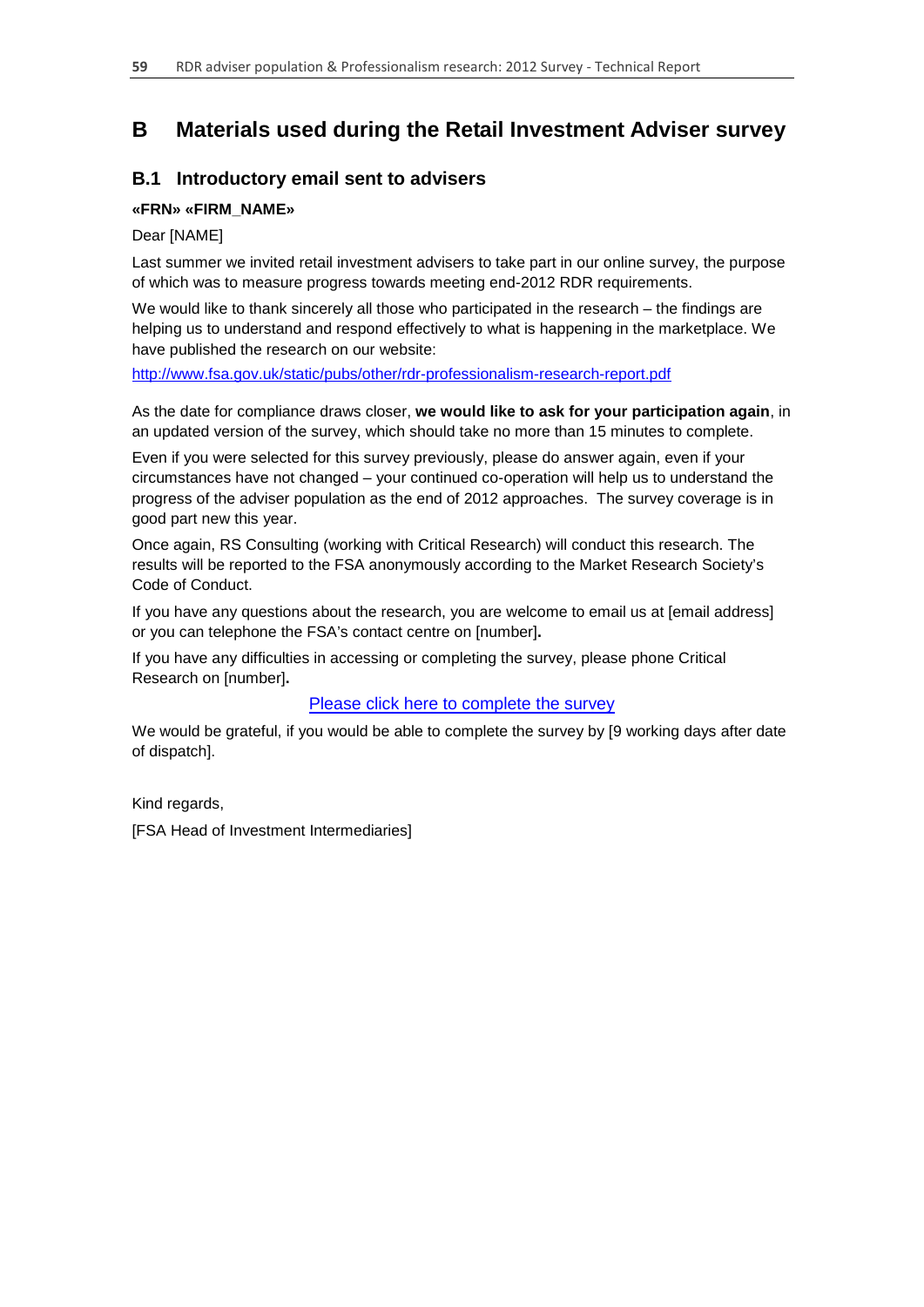# B Materials used during the Retail Investment Adviser survey

## B.1 Introductory email sent to advisers

**«FRN» «FIRM_NAME»**

Dear [NAME]

Last summer we invited retail investment advisers to take part in our online survey, the purpose of which was to measure progress towards meeting end-2012 RDR requirements.

We would like to thank sincerely all those who participated in the research – the findings are helping us to understand and respond effectively to what is happening in the marketplace. We have published the research on our website:

http://www.fsa.gov.uk/static/pubs/other/rdr-professionalism-research-report.pdf

As the date for compliance draws closer, **we would like to ask for your participation again**, in an updated version of the survey, which should take no more than 15 minutes to complete.

Even if you were selected for this survey previously, please do answer again, even if your circumstances have not changed – your continued co-operation will help us to understand the progress of the adviser population as the end of 2012 approaches. The survey coverage is in good part new this year.

Once again, RS Consulting (working with Critical Research) will conduct this research. The results will be reported to the FSA anonymously according to the Market Research Society's Code of Conduct.

If you have any questions about the research, you are welcome to email us at [email address] or you can telephone the FSA's contact centre on [number].

If you have any difficulties in accessing or completing the survey, please phone Critical Research on [number].

Please click here to complete the survey

We would be grateful, if you would be able to complete the survey by [9 working days after date of dispatch].

Kind regards,

[FSA Head of Investment Intermediaries]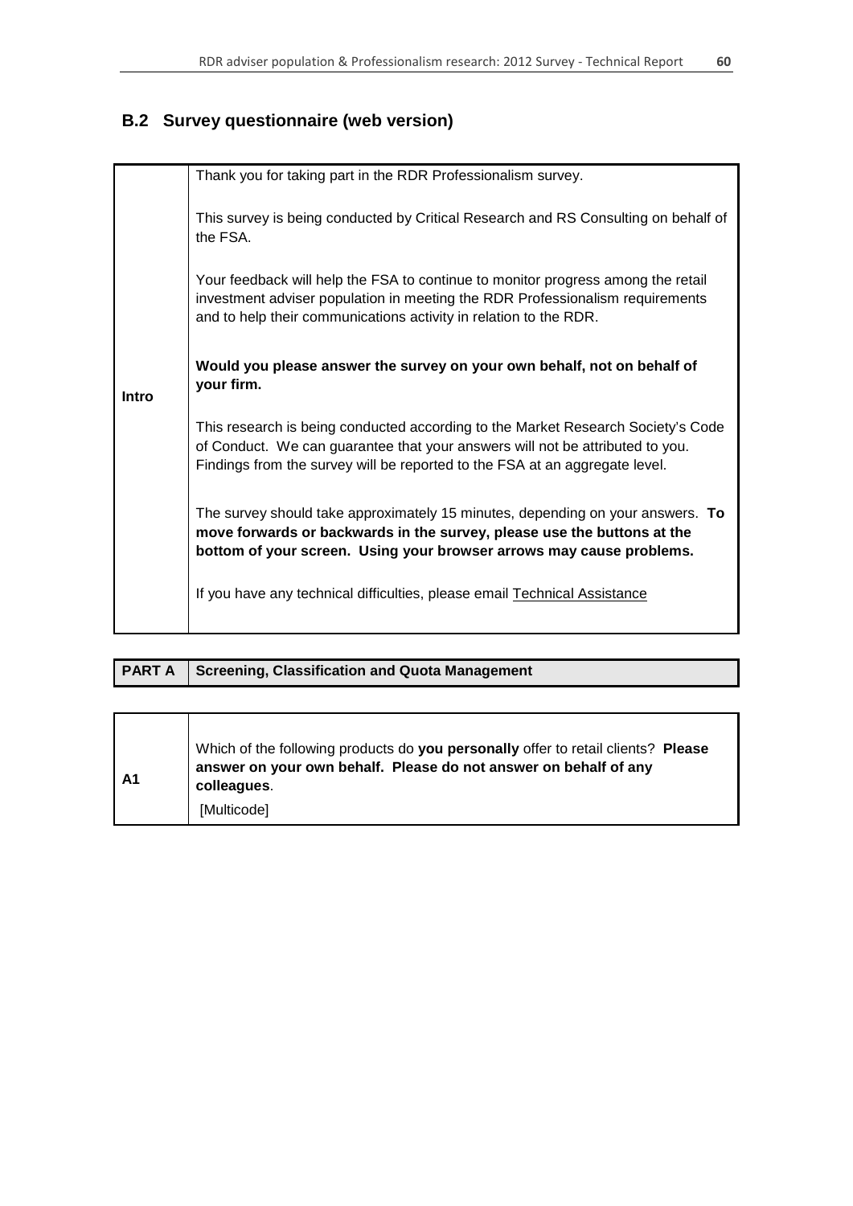## B.2 Survey questionnaire (web version)

| | |
|---|---|
| **Intro** | Thank you for taking part in the RDR Professionalism survey.<br><br>This survey is being conducted by Critical Research and RS Consulting on behalf of the FSA.<br><br>Your feedback will help the FSA to continue to monitor progress among the retail investment adviser population in meeting the RDR Professionalism requirements and to help their communications activity in relation to the RDR.<br><br>**Would you please answer the survey on your own behalf, not on behalf of your firm.**<br><br>This research is being conducted according to the Market Research Society's Code of Conduct. We can guarantee that your answers will not be attributed to you. Findings from the survey will be reported to the FSA at an aggregate level.<br><br>The survey should take approximately 15 minutes, depending on your answers. **To move forwards or backwards in the survey, please use the buttons at the bottom of your screen. Using your browser arrows may cause problems.**<br><br>If you have any technical difficulties, please email Technical Assistance |

| **PART A** | **Screening, Classification and Quota Management** |
|---|---|

| | |
|---|---|
| **A1** | Which of the following products do **you personally** offer to retail clients? **Please answer on your own behalf. Please do not answer on behalf of any colleagues**.<br>[Multicode] |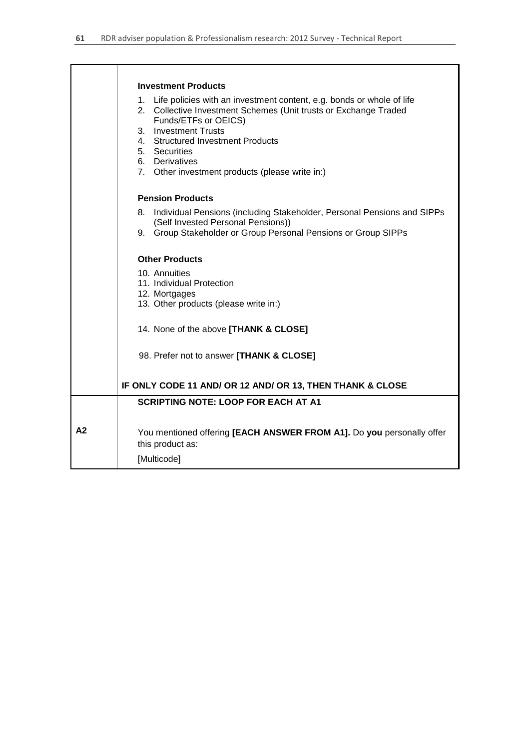| | |
|---|---|
| | **Investment Products**<br><br>1. Life policies with an investment content, e.g. bonds or whole of life<br>2. Collective Investment Schemes (Unit trusts or Exchange Traded Funds/ETFs or OEICS)<br>3. Investment Trusts<br>4. Structured Investment Products<br>5. Securities<br>6. Derivatives<br>7. Other investment products (please write in:)<br><br>**Pension Products**<br><br>8. Individual Pensions (including Stakeholder, Personal Pensions and SIPPs (Self Invested Personal Pensions))<br>9. Group Stakeholder or Group Personal Pensions or Group SIPPs<br><br>**Other Products**<br><br>10. Annuities<br>11. Individual Protection<br>12. Mortgages<br>13. Other products (please write in:)<br><br>14. None of the above **[THANK & CLOSE]**<br><br>98. Prefer not to answer **[THANK & CLOSE]**<br><br>**IF ONLY CODE 11 AND/ OR 12 AND/ OR 13, THEN THANK & CLOSE** |
| **A2** | **SCRIPTING NOTE: LOOP FOR EACH AT A1**<br><br>You mentioned offering **[EACH ANSWER FROM A1].** Do **you** personally offer this product as:<br><br>[Multicode] |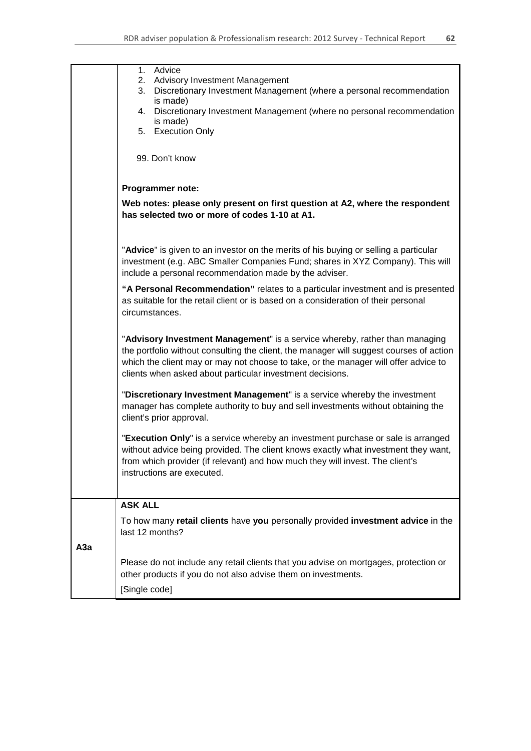| | |
|---|---|
| | 1. Advice<br>2. Advisory Investment Management<br>3. Discretionary Investment Management (where a personal recommendation is made)<br>4. Discretionary Investment Management (where no personal recommendation is made)<br>5. Execution Only<br><br>99. Don't know<br><br>**Programmer note:**<br>**Web notes: please only present on first question at A2, where the respondent has selected two or more of codes 1-10 at A1.**<br><br>"**Advice**" is given to an investor on the merits of his buying or selling a particular investment (e.g. ABC Smaller Companies Fund; shares in XYZ Company). This will include a personal recommendation made by the adviser.<br><br>**"A Personal Recommendation"** relates to a particular investment and is presented as suitable for the retail client or is based on a consideration of their personal circumstances.<br><br>"**Advisory Investment Management**" is a service whereby, rather than managing the portfolio without consulting the client, the manager will suggest courses of action which the client may or may not choose to take, or the manager will offer advice to clients when asked about particular investment decisions.<br><br>"**Discretionary Investment Management**" is a service whereby the investment manager has complete authority to buy and sell investments without obtaining the client's prior approval.<br><br>"**Execution Only**" is a service whereby an investment purchase or sale is arranged without advice being provided. The client knows exactly what investment they want, from which provider (if relevant) and how much they will invest. The client's instructions are executed. |
| **A3a** | **ASK ALL**<br><br>To how many **retail clients** have **you** personally provided **investment advice** in the last 12 months?<br><br>Please do not include any retail clients that you advise on mortgages, protection or other products if you do not also advise them on investments.<br><br>[Single code] |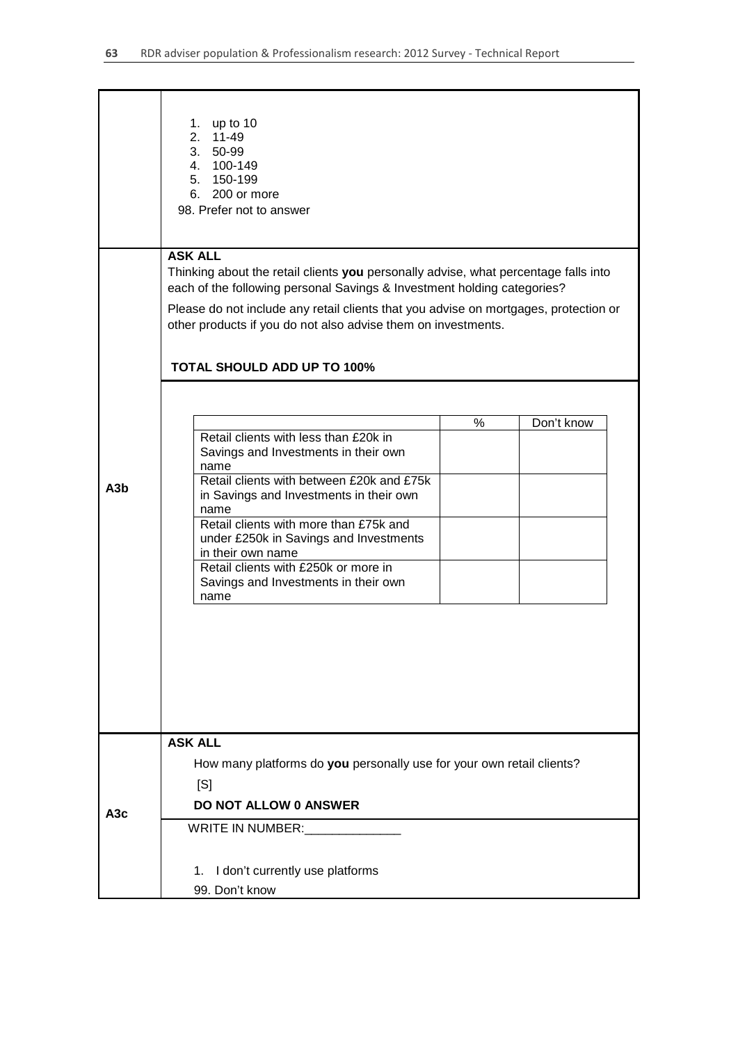1. up to 10
2. 11-49
3. 50-99
4. 100-149
5. 150-199
6. 200 or more

98. Prefer not to answer

**A3b**

**ASK ALL**

Thinking about the retail clients **you** personally advise, what percentage falls into each of the following personal Savings & Investment holding categories?

Please do not include any retail clients that you advise on mortgages, protection or other products if you do not also advise them on investments.

**TOTAL SHOULD ADD UP TO 100%**

| | % | Don't know |
|---|---|---|
| Retail clients with less than £20k in Savings and Investments in their own name | | |
| Retail clients with between £20k and £75k in Savings and Investments in their own name | | |
| Retail clients with more than £75k and under £250k in Savings and Investments in their own name | | |
| Retail clients with £250k or more in Savings and Investments in their own name | | |

**A3c**

**ASK ALL**

How many platforms do **you** personally use for your own retail clients?

[S]

**DO NOT ALLOW 0 ANSWER**

WRITE IN NUMBER:______________

1. I don't currently use platforms

99. Don't know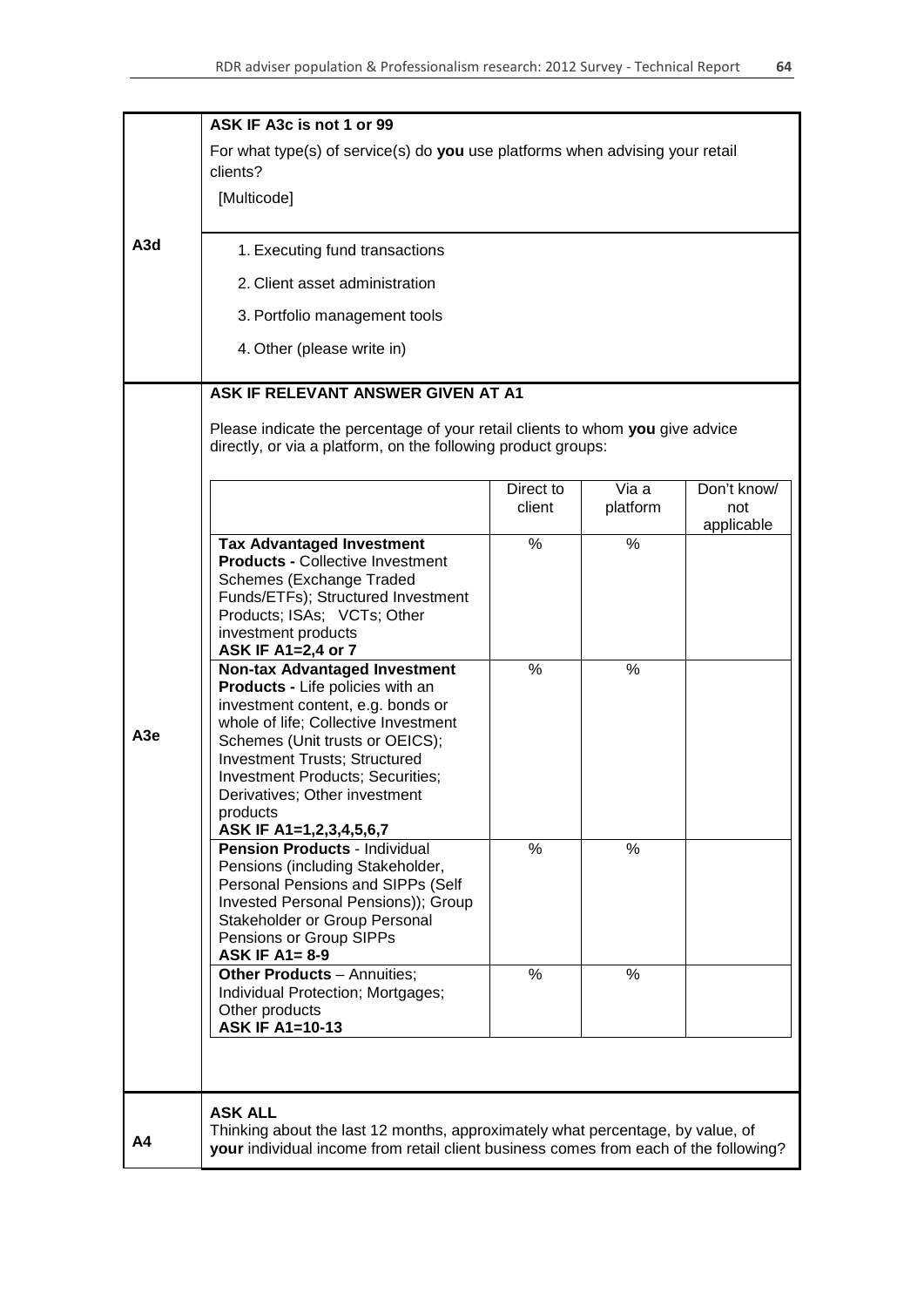| | |
|---|---|
| **A3d** | **ASK IF A3c is not 1 or 99**<br>For what type(s) of service(s) do **you** use platforms when advising your retail clients?<br>[Multicode]<br>1. Executing fund transactions<br>2. Client asset administration<br>3. Portfolio management tools<br>4. Other (please write in) |
| **A3e** | **ASK IF RELEVANT ANSWER GIVEN AT A1**<br>Please indicate the percentage of your retail clients to whom **you** give advice directly, or via a platform, on the following product groups: |

| | Direct to client | Via a platform | Don't know/ not applicable |
|---|---|---|---|
| **Tax Advantaged Investment Products -** Collective Investment Schemes (Exchange Traded Funds/ETFs); Structured Investment Products; ISAs; VCTs; Other investment products **ASK IF A1=2,4 or 7** | % | % | |
| **Non-tax Advantaged Investment Products -** Life policies with an investment content, e.g. bonds or whole of life; Collective Investment Schemes (Unit trusts or OEICS); Investment Trusts; Structured Investment Products; Securities; Derivatives; Other investment products **ASK IF A1=1,2,3,4,5,6,7** | % | % | |
| **Pension Products** - Individual Pensions (including Stakeholder, Personal Pensions and SIPPs (Self Invested Personal Pensions)); Group Stakeholder or Group Personal Pensions or Group SIPPs **ASK IF A1= 8-9** | % | % | |
| **Other Products** – Annuities; Individual Protection; Mortgages; Other products **ASK IF A1=10-13** | % | % | |

| | |
|---|---|
| **A4** | **ASK ALL**<br>Thinking about the last 12 months, approximately what percentage, by value, of **your** individual income from retail client business comes from each of the following? |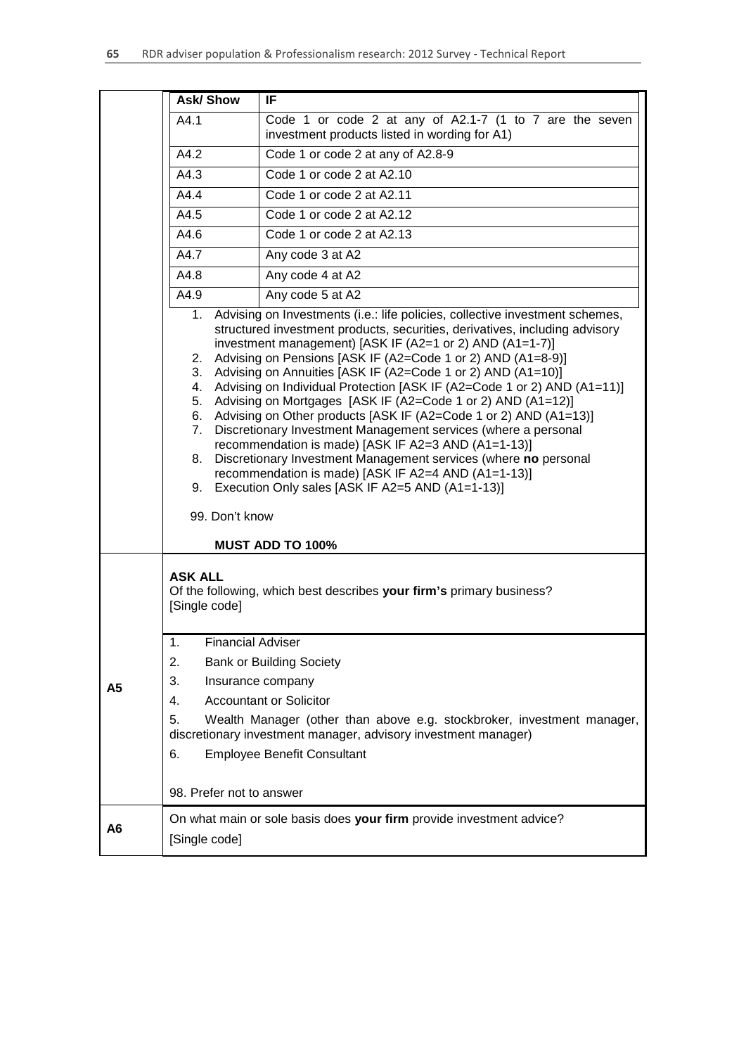| Ask/ Show | IF |
|---|---|
| A4.1 | Code 1 or code 2 at any of A2.1-7 (1 to 7 are the seven investment products listed in wording for A1) |
| A4.2 | Code 1 or code 2 at any of A2.8-9 |
| A4.3 | Code 1 or code 2 at A2.10 |
| A4.4 | Code 1 or code 2 at A2.11 |
| A4.5 | Code 1 or code 2 at A2.12 |
| A4.6 | Code 1 or code 2 at A2.13 |
| A4.7 | Any code 3 at A2 |
| A4.8 | Any code 4 at A2 |
| A4.9 | Any code 5 at A2 |

1. Advising on Investments (i.e.: life policies, collective investment schemes, structured investment products, securities, derivatives, including advisory investment management) [ASK IF (A2=1 or 2) AND (A1=1-7)]
2. Advising on Pensions [ASK IF (A2=Code 1 or 2) AND (A1=8-9)]
3. Advising on Annuities [ASK IF (A2=Code 1 or 2) AND (A1=10)]
4. Advising on Individual Protection [ASK IF (A2=Code 1 or 2) AND (A1=11)]
5. Advising on Mortgages [ASK IF (A2=Code 1 or 2) AND (A1=12)]
6. Advising on Other products [ASK IF (A2=Code 1 or 2) AND (A1=13)]
7. Discretionary Investment Management services (where a personal recommendation is made) [ASK IF A2=3 AND (A1=1-13)]
8. Discretionary Investment Management services (where **no** personal recommendation is made) [ASK IF A2=4 AND (A1=1-13)]
9. Execution Only sales [ASK IF A2=5 AND (A1=1-13)]

99. Don't know

**MUST ADD TO 100%**

---

**A5**

**ASK ALL**
Of the following, which best describes **your firm's** primary business?
[Single code]

1. Financial Adviser
2. Bank or Building Society
3. Insurance company
4. Accountant or Solicitor
5. Wealth Manager (other than above e.g. stockbroker, investment manager, discretionary investment manager, advisory investment manager)
6. Employee Benefit Consultant

98. Prefer not to answer

---

**A6**

On what main or sole basis does **your firm** provide investment advice?
[Single code]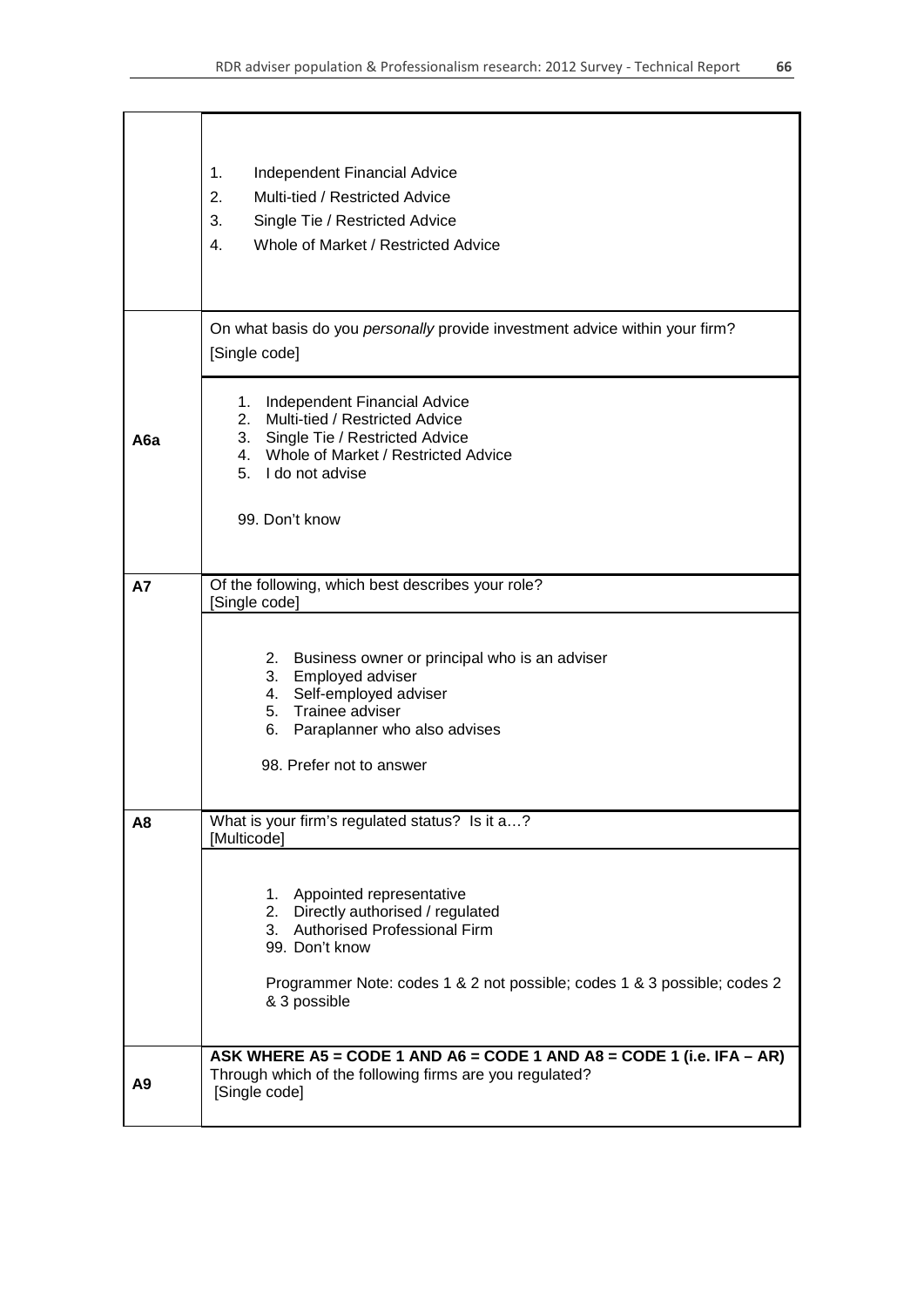| | |
|---|---|
| | 1. Independent Financial Advice<br>2. Multi-tied / Restricted Advice<br>3. Single Tie / Restricted Advice<br>4. Whole of Market / Restricted Advice |
| | On what basis do you *personally* provide investment advice within your firm?<br>[Single code] |
| **A6a** | 1. Independent Financial Advice<br>2. Multi-tied / Restricted Advice<br>3. Single Tie / Restricted Advice<br>4. Whole of Market / Restricted Advice<br>5. I do not advise<br><br>99. Don't know |
| **A7** | Of the following, which best describes your role?<br>[Single code] |
| | 2. Business owner or principal who is an adviser<br>3. Employed adviser<br>4. Self-employed adviser<br>5. Trainee adviser<br>6. Paraplanner who also advises<br><br>98. Prefer not to answer |
| **A8** | What is your firm's regulated status? Is it a…?<br>[Multicode] |
| | 1. Appointed representative<br>2. Directly authorised / regulated<br>3. Authorised Professional Firm<br>99. Don't know<br><br>Programmer Note: codes 1 & 2 not possible; codes 1 & 3 possible; codes 2 & 3 possible |
| **A9** | **ASK WHERE A5 = CODE 1 AND A6 = CODE 1 AND A8 = CODE 1 (i.e. IFA – AR)**<br>Through which of the following firms are you regulated?<br>[Single code] |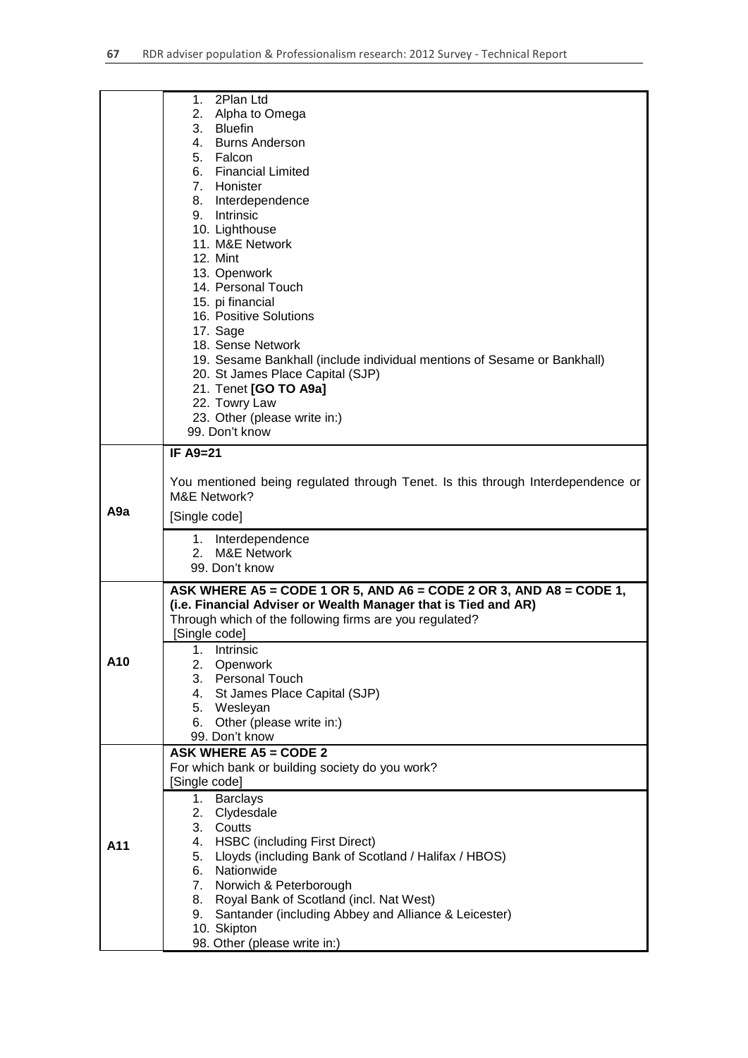| | |
|---|---|
| | 1. 2Plan Ltd<br>2. Alpha to Omega<br>3. Bluefin<br>4. Burns Anderson<br>5. Falcon<br>6. Financial Limited<br>7. Honister<br>8. Interdependence<br>9. Intrinsic<br>10. Lighthouse<br>11. M&E Network<br>12. Mint<br>13. Openwork<br>14. Personal Touch<br>15. pi financial<br>16. Positive Solutions<br>17. Sage<br>18. Sense Network<br>19. Sesame Bankhall (include individual mentions of Sesame or Bankhall)<br>20. St James Place Capital (SJP)<br>21. Tenet **[GO TO A9a]**<br>22. Towry Law<br>23. Other (please write in:)<br>99. Don't know |
| **A9a** | **IF A9=21**<br><br>You mentioned being regulated through Tenet. Is this through Interdependence or M&E Network?<br><br>[Single code] |
| | 1. Interdependence<br>2. M&E Network<br>99. Don't know |
| **A10** | **ASK WHERE A5 = CODE 1 OR 5, AND A6 = CODE 2 OR 3, AND A8 = CODE 1, (i.e. Financial Adviser or Wealth Manager that is Tied and AR)**<br>Through which of the following firms are you regulated?<br>[Single code] |
| | 1. Intrinsic<br>2. Openwork<br>3. Personal Touch<br>4. St James Place Capital (SJP)<br>5. Wesleyan<br>6. Other (please write in:)<br>99. Don't know |
| **A11** | **ASK WHERE A5 = CODE 2**<br>For which bank or building society do you work?<br>[Single code] |
| | 1. Barclays<br>2. Clydesdale<br>3. Coutts<br>4. HSBC (including First Direct)<br>5. Lloyds (including Bank of Scotland / Halifax / HBOS)<br>6. Nationwide<br>7. Norwich & Peterborough<br>8. Royal Bank of Scotland (incl. Nat West)<br>9. Santander (including Abbey and Alliance & Leicester)<br>10. Skipton<br>98. Other (please write in:) |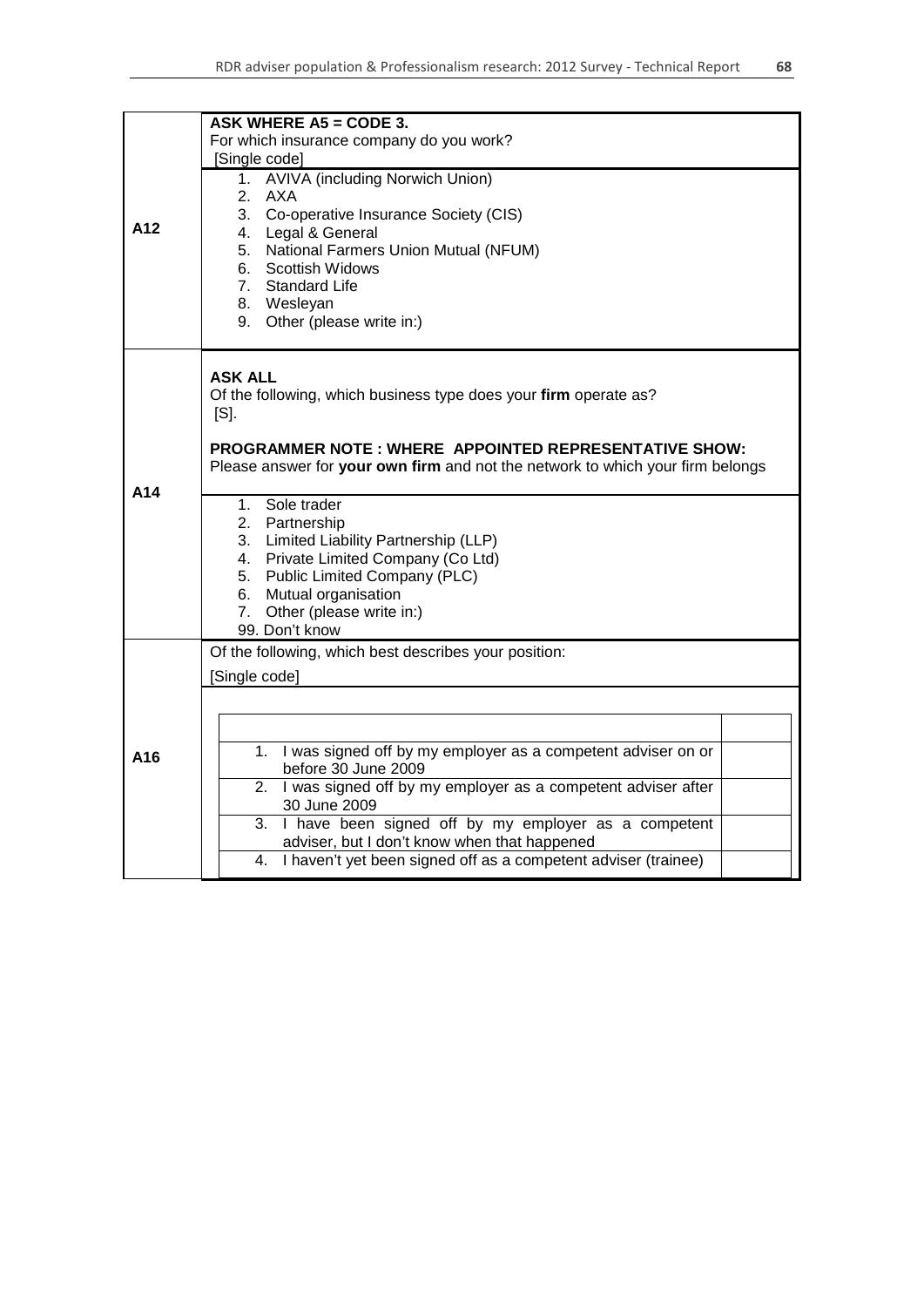| | |
|---|---|
| **A12** | **ASK WHERE A5 = CODE 3.**<br>For which insurance company do you work?<br>[Single code]<br><br>1. AVIVA (including Norwich Union)<br>2. AXA<br>3. Co-operative Insurance Society (CIS)<br>4. Legal & General<br>5. National Farmers Union Mutual (NFUM)<br>6. Scottish Widows<br>7. Standard Life<br>8. Wesleyan<br>9. Other (please write in:) |
| **A14** | **ASK ALL**<br>Of the following, which business type does your **firm** operate as?<br>[S].<br><br>**PROGRAMMER NOTE : WHERE APPOINTED REPRESENTATIVE SHOW:**<br>Please answer for **your own firm** and not the network to which your firm belongs<br><br>1. Sole trader<br>2. Partnership<br>3. Limited Liability Partnership (LLP)<br>4. Private Limited Company (Co Ltd)<br>5. Public Limited Company (PLC)<br>6. Mutual organisation<br>7. Other (please write in:)<br>99. Don't know |
| **A16** | Of the following, which best describes your position:<br>[Single code]<br><br>1. I was signed off by my employer as a competent adviser on or before 30 June 2009<br>2. I was signed off by my employer as a competent adviser after 30 June 2009<br>3. I have been signed off by my employer as a competent adviser, but I don't know when that happened<br>4. I haven't yet been signed off as a competent adviser (trainee) |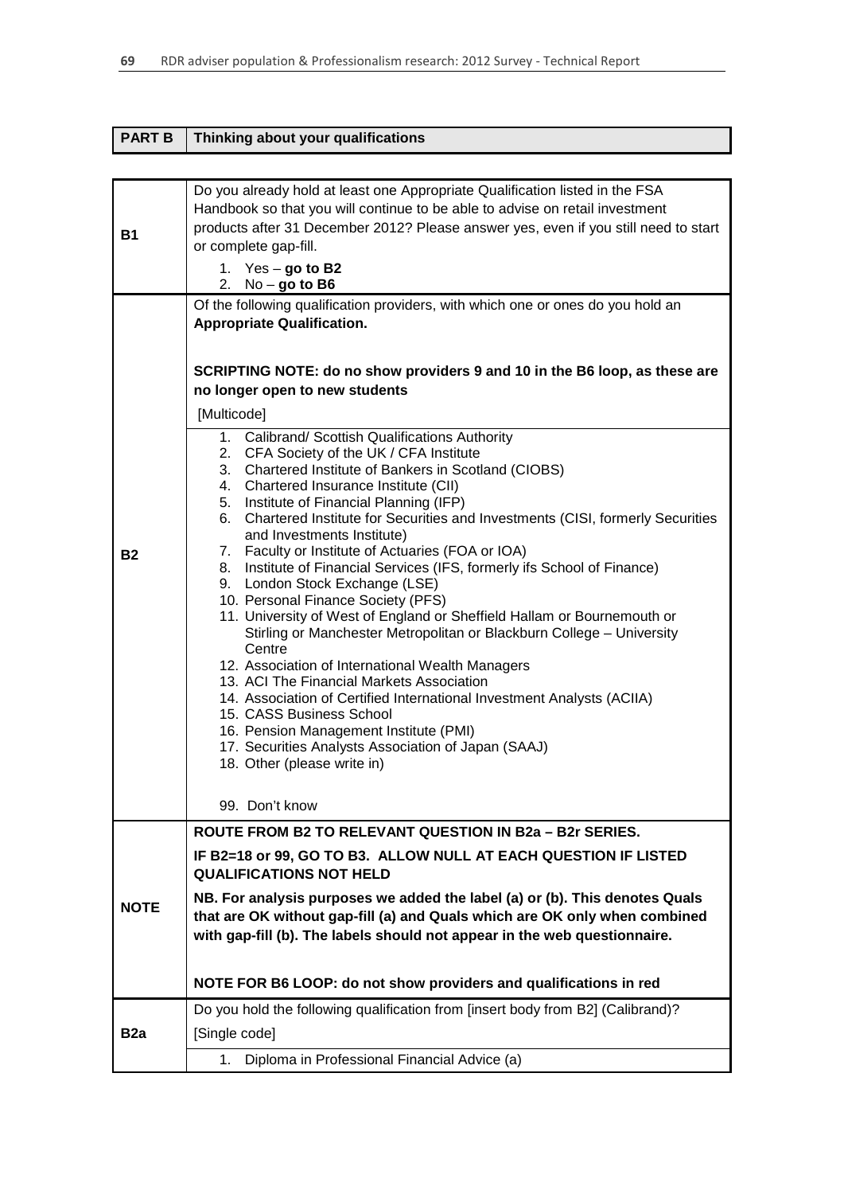| PART B | Thinking about your qualifications |
|---|---|

| | |
|---|---|
| **B1** | Do you already hold at least one Appropriate Qualification listed in the FSA Handbook so that you will continue to be able to advise on retail investment products after 31 December 2012? Please answer yes, even if you still need to start or complete gap-fill.<br><br>1. Yes – **go to B2**<br>2. No – **go to B6** |
| **B2** | Of the following qualification providers, with which one or ones do you hold an **Appropriate Qualification.**<br><br>**SCRIPTING NOTE: do no show providers 9 and 10 in the B6 loop, as these are no longer open to new students**<br><br>[Multicode]<br><br>1. Calibrand/ Scottish Qualifications Authority<br>2. CFA Society of the UK / CFA Institute<br>3. Chartered Institute of Bankers in Scotland (CIOBS)<br>4. Chartered Insurance Institute (CII)<br>5. Institute of Financial Planning (IFP)<br>6. Chartered Institute for Securities and Investments (CISI, formerly Securities and Investments Institute)<br>7. Faculty or Institute of Actuaries (FOA or IOA)<br>8. Institute of Financial Services (IFS, formerly ifs School of Finance)<br>9. London Stock Exchange (LSE)<br>10. Personal Finance Society (PFS)<br>11. University of West of England or Sheffield Hallam or Bournemouth or Stirling or Manchester Metropolitan or Blackburn College – University Centre<br>12. Association of International Wealth Managers<br>13. ACI The Financial Markets Association<br>14. Association of Certified International Investment Analysts (ACIIA)<br>15. CASS Business School<br>16. Pension Management Institute (PMI)<br>17. Securities Analysts Association of Japan (SAAJ)<br>18. Other (please write in)<br><br>99. Don't know |
| **NOTE** | **ROUTE FROM B2 TO RELEVANT QUESTION IN B2a – B2r SERIES.**<br><br>**IF B2=18 or 99, GO TO B3. ALLOW NULL AT EACH QUESTION IF LISTED QUALIFICATIONS NOT HELD**<br><br>**NB. For analysis purposes we added the label (a) or (b). This denotes Quals that are OK without gap-fill (a) and Quals which are OK only when combined with gap-fill (b). The labels should not appear in the web questionnaire.**<br><br>**NOTE FOR B6 LOOP: do not show providers and qualifications in red** |
| **B2a** | Do you hold the following qualification from [insert body from B2] (Calibrand)?<br><br>[Single code]<br><br>1. Diploma in Professional Financial Advice (a) |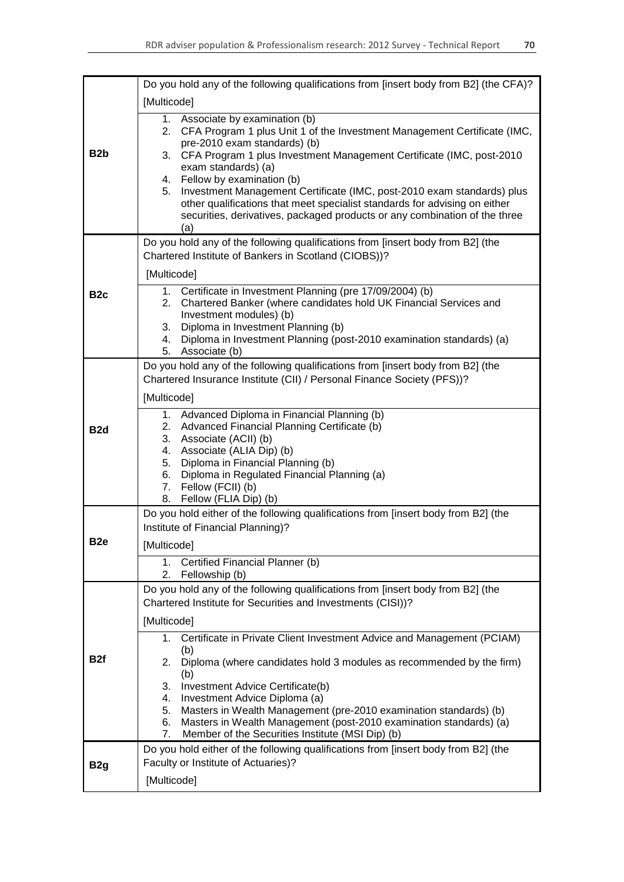| | |
|---|---|
| **B2b** | Do you hold any of the following qualifications from [insert body from B2] (the CFA)?<br><br>[Multicode] |
| | 1. Associate by examination (b)<br>2. CFA Program 1 plus Unit 1 of the Investment Management Certificate (IMC, pre-2010 exam standards) (b)<br>3. CFA Program 1 plus Investment Management Certificate (IMC, post-2010 exam standards) (a)<br>4. Fellow by examination (b)<br>5. Investment Management Certificate (IMC, post-2010 exam standards) plus other qualifications that meet specialist standards for advising on either securities, derivatives, packaged products or any combination of the three (a) |
| **B2c** | Do you hold any of the following qualifications from [insert body from B2] (the Chartered Institute of Bankers in Scotland (CIOBS))?<br><br>[Multicode] |
| | 1. Certificate in Investment Planning (pre 17/09/2004) (b)<br>2. Chartered Banker (where candidates hold UK Financial Services and Investment modules) (b)<br>3. Diploma in Investment Planning (b)<br>4. Diploma in Investment Planning (post-2010 examination standards) (a)<br>5. Associate (b) |
| **B2d** | Do you hold any of the following qualifications from [insert body from B2] (the Chartered Insurance Institute (CII) / Personal Finance Society (PFS))?<br><br>[Multicode] |
| | 1. Advanced Diploma in Financial Planning (b)<br>2. Advanced Financial Planning Certificate (b)<br>3. Associate (ACII) (b)<br>4. Associate (ALIA Dip) (b)<br>5. Diploma in Financial Planning (b)<br>6. Diploma in Regulated Financial Planning (a)<br>7. Fellow (FCII) (b)<br>8. Fellow (FLIA Dip) (b) |
| **B2e** | Do you hold either of the following qualifications from [insert body from B2] (the Institute of Financial Planning)?<br><br>[Multicode] |
| | 1. Certified Financial Planner (b)<br>2. Fellowship (b) |
| **B2f** | Do you hold any of the following qualifications from [insert body from B2] (the Chartered Institute for Securities and Investments (CISI))?<br><br>[Multicode] |
| | 1. Certificate in Private Client Investment Advice and Management (PCIAM) (b)<br>2. Diploma (where candidates hold 3 modules as recommended by the firm) (b)<br>3. Investment Advice Certificate(b)<br>4. Investment Advice Diploma (a)<br>5. Masters in Wealth Management (pre-2010 examination standards) (b)<br>6. Masters in Wealth Management (post-2010 examination standards) (a)<br>7. Member of the Securities Institute (MSI Dip) (b) |
| **B2g** | Do you hold either of the following qualifications from [insert body from B2] (the Faculty or Institute of Actuaries)?<br><br>[Multicode] |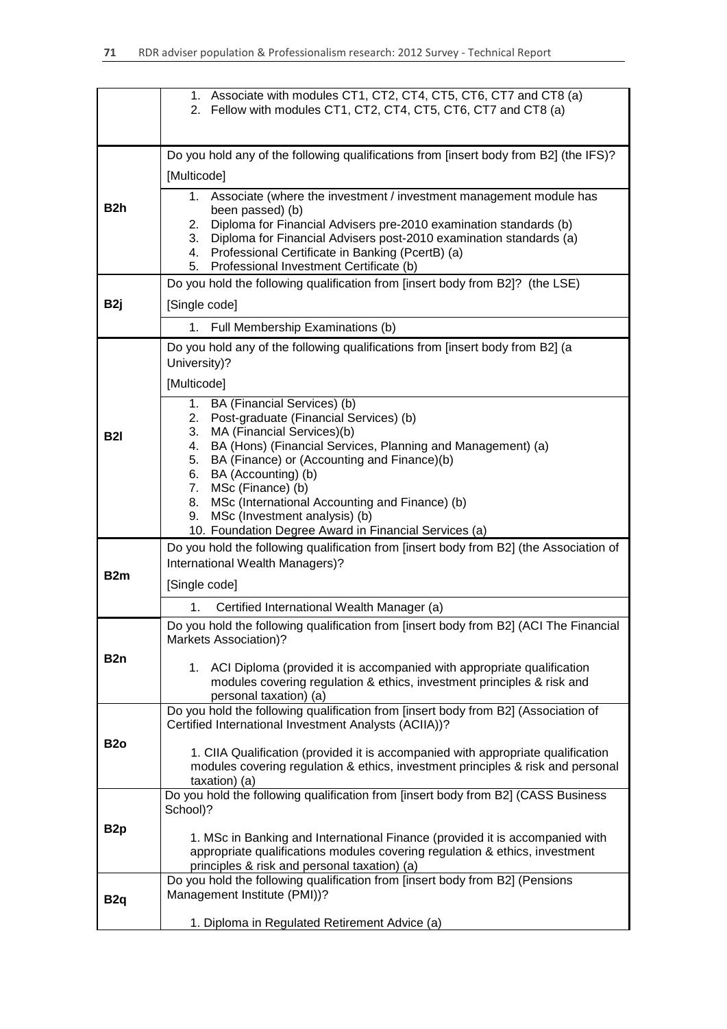| | |
|---|---|
| | 1. Associate with modules CT1, CT2, CT4, CT5, CT6, CT7 and CT8 (a)<br>2. Fellow with modules CT1, CT2, CT4, CT5, CT6, CT7 and CT8 (a) |
| B2h | Do you hold any of the following qualifications from [insert body from B2] (the IFS)?<br>[Multicode]<br>1. Associate (where the investment / investment management module has been passed) (b)<br>2. Diploma for Financial Advisers pre-2010 examination standards (b)<br>3. Diploma for Financial Advisers post-2010 examination standards (a)<br>4. Professional Certificate in Banking (PcertB) (a)<br>5. Professional Investment Certificate (b) |
| B2j | Do you hold the following qualification from [insert body from B2]? (the LSE)<br>[Single code]<br>1. Full Membership Examinations (b) |
| B2l | Do you hold any of the following qualifications from [insert body from B2] (a University)?<br>[Multicode]<br>1. BA (Financial Services) (b)<br>2. Post-graduate (Financial Services) (b)<br>3. MA (Financial Services)(b)<br>4. BA (Hons) (Financial Services, Planning and Management) (a)<br>5. BA (Finance) or (Accounting and Finance)(b)<br>6. BA (Accounting) (b)<br>7. MSc (Finance) (b)<br>8. MSc (International Accounting and Finance) (b)<br>9. MSc (Investment analysis) (b)<br>10. Foundation Degree Award in Financial Services (a) |
| B2m | Do you hold the following qualification from [insert body from B2] (the Association of International Wealth Managers)?<br>[Single code]<br>1. Certified International Wealth Manager (a) |
| B2n | Do you hold the following qualification from [insert body from B2] (ACI The Financial Markets Association)?<br>1. ACI Diploma (provided it is accompanied with appropriate qualification modules covering regulation & ethics, investment principles & risk and personal taxation) (a) |
| B2o | Do you hold the following qualification from [insert body from B2] (Association of Certified International Investment Analysts (ACIIA))?<br>1. CIIA Qualification (provided it is accompanied with appropriate qualification modules covering regulation & ethics, investment principles & risk and personal taxation) (a) |
| B2p | Do you hold the following qualification from [insert body from B2] (CASS Business School)?<br>1. MSc in Banking and International Finance (provided it is accompanied with appropriate qualifications modules covering regulation & ethics, investment principles & risk and personal taxation) (a) |
| B2q | Do you hold the following qualification from [insert body from B2] (Pensions Management Institute (PMI))?<br>1. Diploma in Regulated Retirement Advice (a) |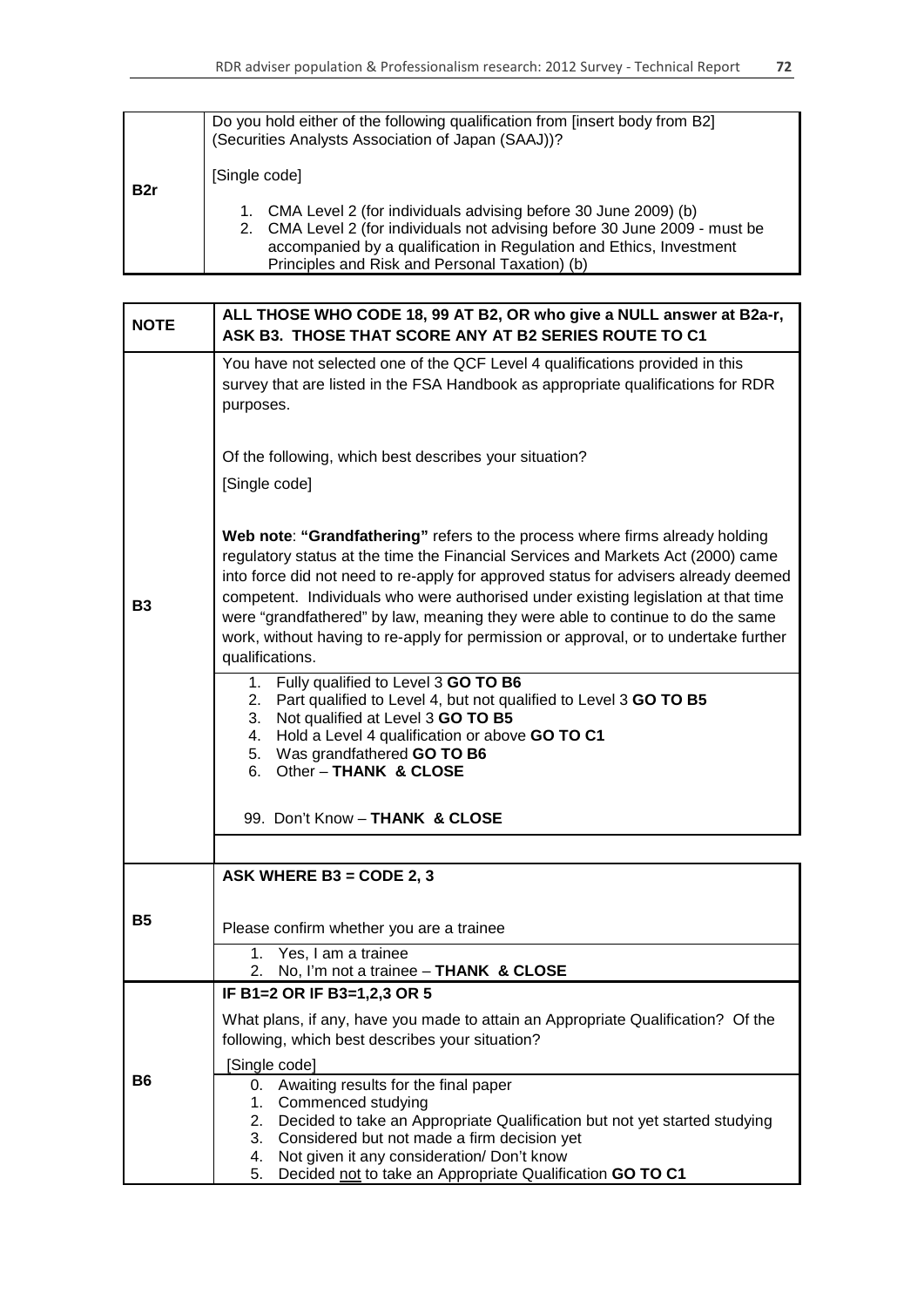| B2r | Do you hold either of the following qualification from [insert body from B2] (Securities Analysts Association of Japan (SAAJ))?<br><br>[Single code]<br><br>1. CMA Level 2 (for individuals advising before 30 June 2009) (b)<br>2. CMA Level 2 (for individuals not advising before 30 June 2009 - must be accompanied by a qualification in Regulation and Ethics, Investment Principles and Risk and Personal Taxation) (b) |
|---|---|

| NOTE | **ALL THOSE WHO CODE 18, 99 AT B2, OR who give a NULL answer at B2a-r, ASK B3. THOSE THAT SCORE ANY AT B2 SERIES ROUTE TO C1** |
|---|---|
| B3 | You have not selected one of the QCF Level 4 qualifications provided in this survey that are listed in the FSA Handbook as appropriate qualifications for RDR purposes.<br><br>Of the following, which best describes your situation?<br><br>[Single code]<br><br>**Web note**: **"Grandfathering"** refers to the process where firms already holding regulatory status at the time the Financial Services and Markets Act (2000) came into force did not need to re-apply for approved status for advisers already deemed competent. Individuals who were authorised under existing legislation at that time were "grandfathered" by law, meaning they were able to continue to do the same work, without having to re-apply for permission or approval, or to undertake further qualifications. |
| | 1. Fully qualified to Level 3 **GO TO B6**<br>2. Part qualified to Level 4, but not qualified to Level 3 **GO TO B5**<br>3. Not qualified at Level 3 **GO TO B5**<br>4. Hold a Level 4 qualification or above **GO TO C1**<br>5. Was grandfathered **GO TO B6**<br>6. Other – **THANK & CLOSE**<br><br>99. Don't Know – **THANK & CLOSE** |
| B5 | **ASK WHERE B3 = CODE 2, 3**<br><br>Please confirm whether you are a trainee |
| | 1. Yes, I am a trainee<br>2. No, I'm not a trainee – **THANK & CLOSE** |
| B6 | **IF B1=2 OR IF B3=1,2,3 OR 5**<br><br>What plans, if any, have you made to attain an Appropriate Qualification? Of the following, which best describes your situation?<br><br>[Single code] |
| | 0. Awaiting results for the final paper<br>1. Commenced studying<br>2. Decided to take an Appropriate Qualification but not yet started studying<br>3. Considered but not made a firm decision yet<br>4. Not given it any consideration/ Don't know<br>5. Decided <u>not</u> to take an Appropriate Qualification **GO TO C1** |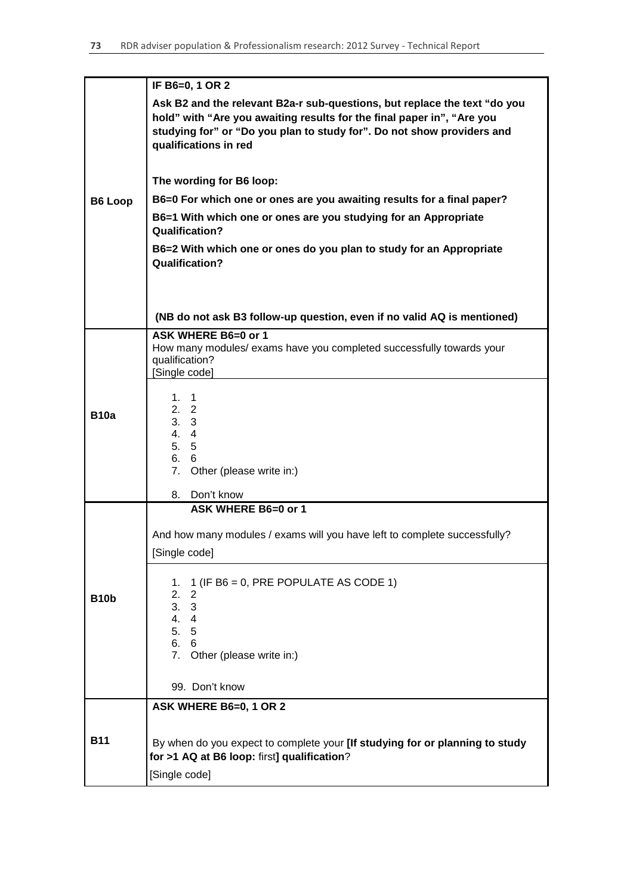| | |
|---|---|
| **B6 Loop** | **IF B6=0, 1 OR 2**<br><br>**Ask B2 and the relevant B2a-r sub-questions, but replace the text "do you hold" with "Are you awaiting results for the final paper in", "Are you studying for" or "Do you plan to study for". Do not show providers and qualifications in red**<br><br>**The wording for B6 loop:**<br><br>**B6=0 For which one or ones are you awaiting results for a final paper?**<br><br>**B6=1 With which one or ones are you studying for an Appropriate Qualification?**<br><br>**B6=2 With which one or ones do you plan to study for an Appropriate Qualification?**<br><br>**(NB do not ask B3 follow-up question, even if no valid AQ is mentioned)** |
| **B10a** | **ASK WHERE B6=0 or 1**<br>How many modules/ exams have you completed successfully towards your qualification?<br>[Single code]<br><br>1. 1<br>2. 2<br>3. 3<br>4. 4<br>5. 5<br>6. 6<br>7. Other (please write in:)<br><br>8. Don't know |
| **B10b** | **ASK WHERE B6=0 or 1**<br><br>And how many modules / exams will you have left to complete successfully?<br><br>[Single code]<br><br>1. 1 (IF B6 = 0, PRE POPULATE AS CODE 1)<br>2. 2<br>3. 3<br>4. 4<br>5. 5<br>6. 6<br>7. Other (please write in:)<br><br>99. Don't know |
| **B11** | **ASK WHERE B6=0, 1 OR 2**<br><br>By when do you expect to complete your **[If studying for or planning to study for >1 AQ at B6 loop:** first**] qualification**?<br><br>[Single code] |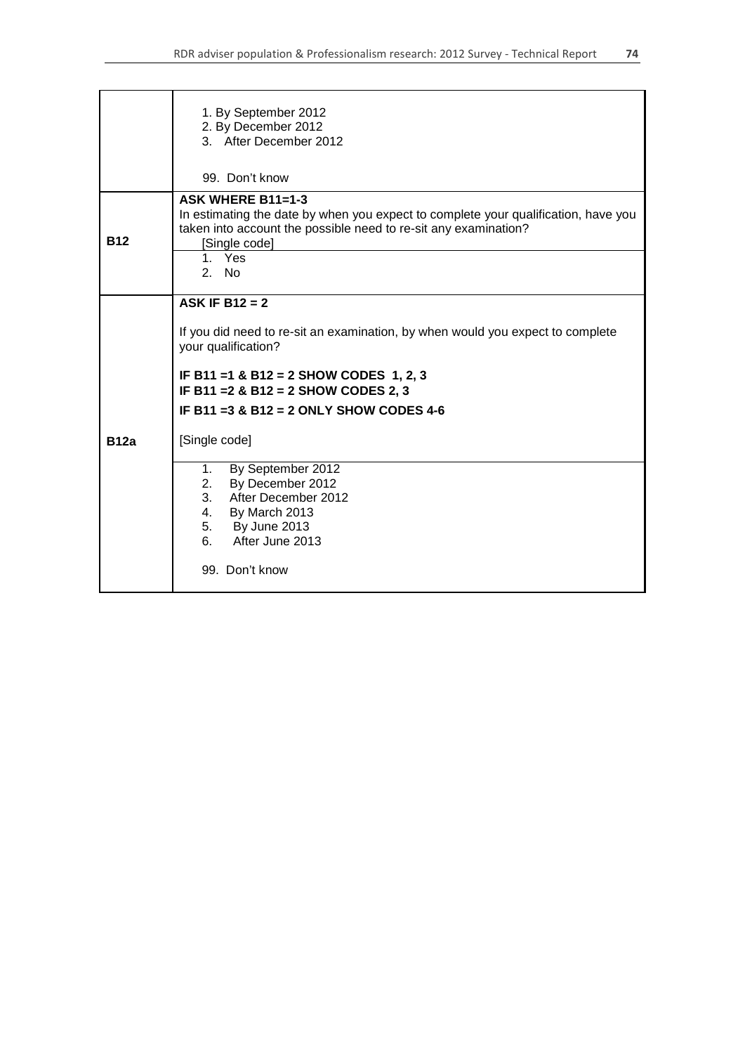| | |
|---|---|
| | 1. By September 2012<br>2. By December 2012<br>3. After December 2012<br><br>99. Don't know |
| **B12** | **ASK WHERE B11=1-3**<br>In estimating the date by when you expect to complete your qualification, have you taken into account the possible need to re-sit any examination?<br>[Single code] |
| | 1. Yes<br>2. No |
| **B12a** | **ASK IF B12 = 2**<br><br>If you did need to re-sit an examination, by when would you expect to complete your qualification?<br><br>**IF B11 =1 & B12 = 2 SHOW CODES 1, 2, 3**<br>**IF B11 =2 & B12 = 2 SHOW CODES 2, 3**<br>**IF B11 =3 & B12 = 2 ONLY SHOW CODES 4-6**<br><br>[Single code] |
| | 1. By September 2012<br>2. By December 2012<br>3. After December 2012<br>4. By March 2013<br>5. By June 2013<br>6. After June 2013<br><br>99. Don't know |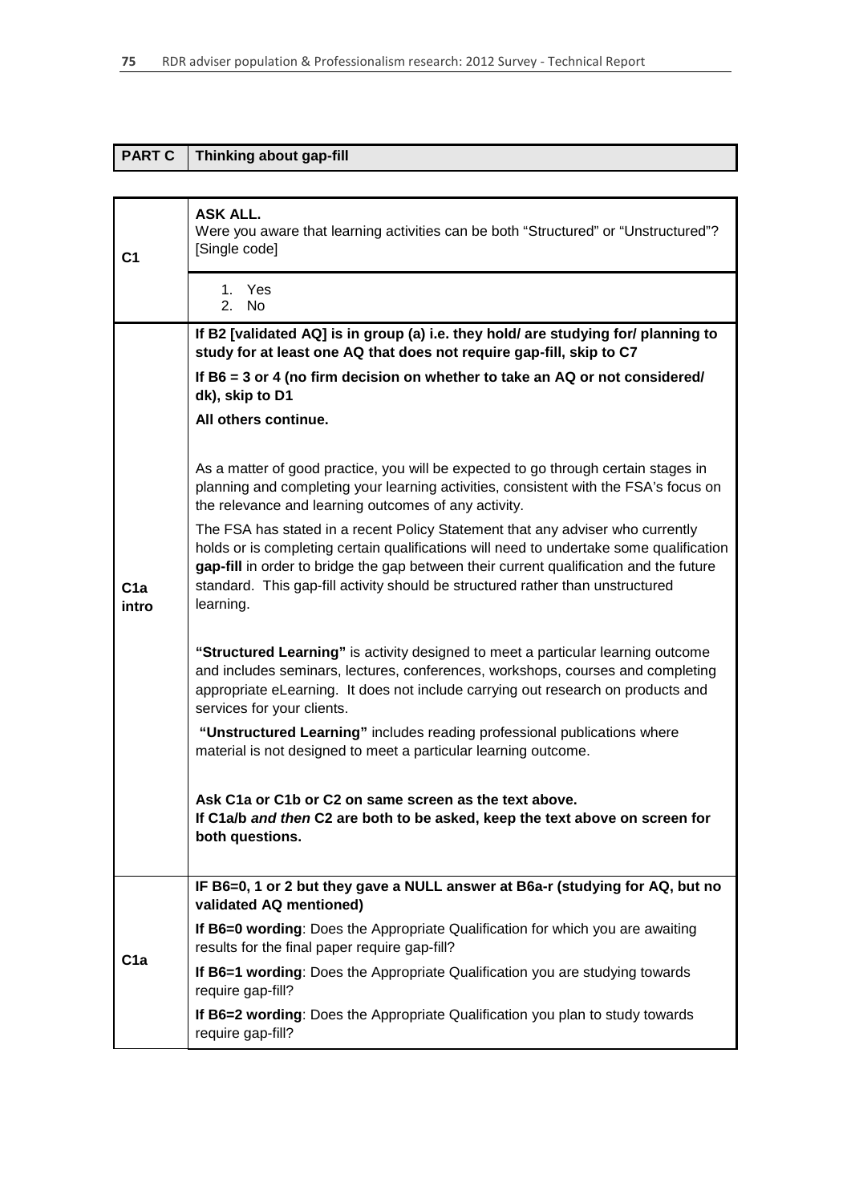| PART C | Thinking about gap-fill |
|---|---|

| | |
|---|---|
| C1 | **ASK ALL.**<br>Were you aware that learning activities can be both "Structured" or "Unstructured"? [Single code] |
| | 1. Yes<br>2. No |
| C1a intro | **If B2 [validated AQ] is in group (a) i.e. they hold/ are studying for/ planning to study for at least one AQ that does not require gap-fill, skip to C7**<br><br>**If B6 = 3 or 4 (no firm decision on whether to take an AQ or not considered/ dk), skip to D1**<br><br>**All others continue.**<br><br>As a matter of good practice, you will be expected to go through certain stages in planning and completing your learning activities, consistent with the FSA's focus on the relevance and learning outcomes of any activity.<br><br>The FSA has stated in a recent Policy Statement that any adviser who currently holds or is completing certain qualifications will need to undertake some qualification **gap-fill** in order to bridge the gap between their current qualification and the future standard. This gap-fill activity should be structured rather than unstructured learning.<br><br>**"Structured Learning"** is activity designed to meet a particular learning outcome and includes seminars, lectures, conferences, workshops, courses and completing appropriate eLearning. It does not include carrying out research on products and services for your clients.<br><br>**"Unstructured Learning"** includes reading professional publications where material is not designed to meet a particular learning outcome.<br><br>**Ask C1a or C1b or C2 on same screen as the text above.**<br>**If C1a/b *and then* C2 are both to be asked, keep the text above on screen for both questions.** |
| C1a | **IF B6=0, 1 or 2 but they gave a NULL answer at B6a-r (studying for AQ, but no validated AQ mentioned)**<br><br>**If B6=0 wording**: Does the Appropriate Qualification for which you are awaiting results for the final paper require gap-fill?<br><br>**If B6=1 wording**: Does the Appropriate Qualification you are studying towards require gap-fill?<br><br>**If B6=2 wording**: Does the Appropriate Qualification you plan to study towards require gap-fill? |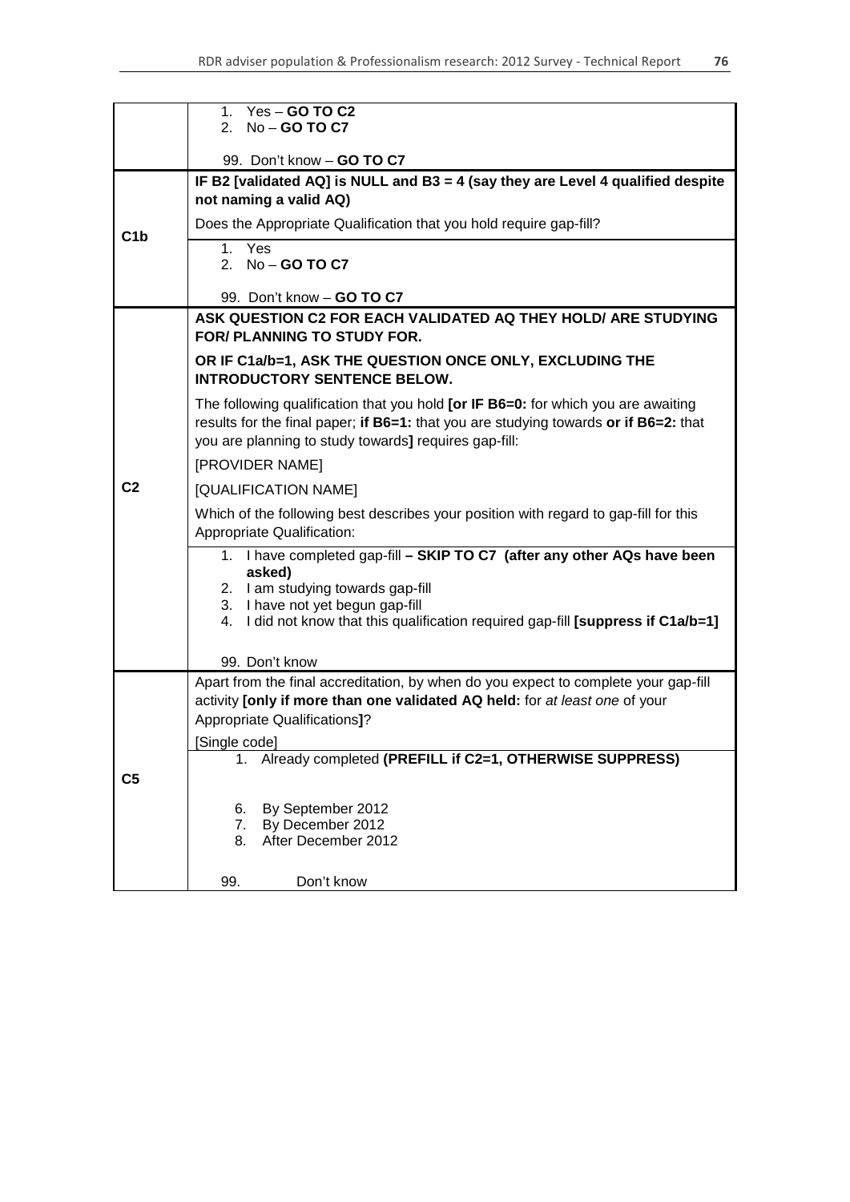| | |
|---|---|
| | 1. Yes – **GO TO C2**<br>2. No – **GO TO C7**<br><br>99. Don't know – **GO TO C7** |
| **C1b** | **IF B2 [validated AQ] is NULL and B3 = 4 (say they are Level 4 qualified despite not naming a valid AQ)**<br><br>Does the Appropriate Qualification that you hold require gap-fill?<br><br>1. Yes<br>2. No – **GO TO C7**<br><br>99. Don't know – **GO TO C7** |
| **C2** | **ASK QUESTION C2 FOR EACH VALIDATED AQ THEY HOLD/ ARE STUDYING FOR/ PLANNING TO STUDY FOR.**<br><br>**OR IF C1a/b=1, ASK THE QUESTION ONCE ONLY, EXCLUDING THE INTRODUCTORY SENTENCE BELOW.**<br><br>The following qualification that you hold **[or IF B6=0:** for which you are awaiting results for the final paper; **if B6=1:** that you are studying towards **or if B6=2:** that you are planning to study towards**]** requires gap-fill:<br><br>[PROVIDER NAME]<br><br>[QUALIFICATION NAME]<br><br>Which of the following best describes your position with regard to gap-fill for this Appropriate Qualification:<br><br>1. I have completed gap-fill **– SKIP TO C7 (after any other AQs have been asked)**<br>2. I am studying towards gap-fill<br>3. I have not yet begun gap-fill<br>4. I did not know that this qualification required gap-fill **[suppress if C1a/b=1]**<br><br>99. Don't know |
| **C5** | Apart from the final accreditation, by when do you expect to complete your gap-fill activity **[only if more than one validated AQ held:** for *at least one* of your Appropriate Qualifications**]**?<br><br>[Single code]<br><br>1. Already completed **(PREFILL if C2=1, OTHERWISE SUPPRESS)**<br><br>6. By September 2012<br>7. By December 2012<br>8. After December 2012<br><br>99. Don't know |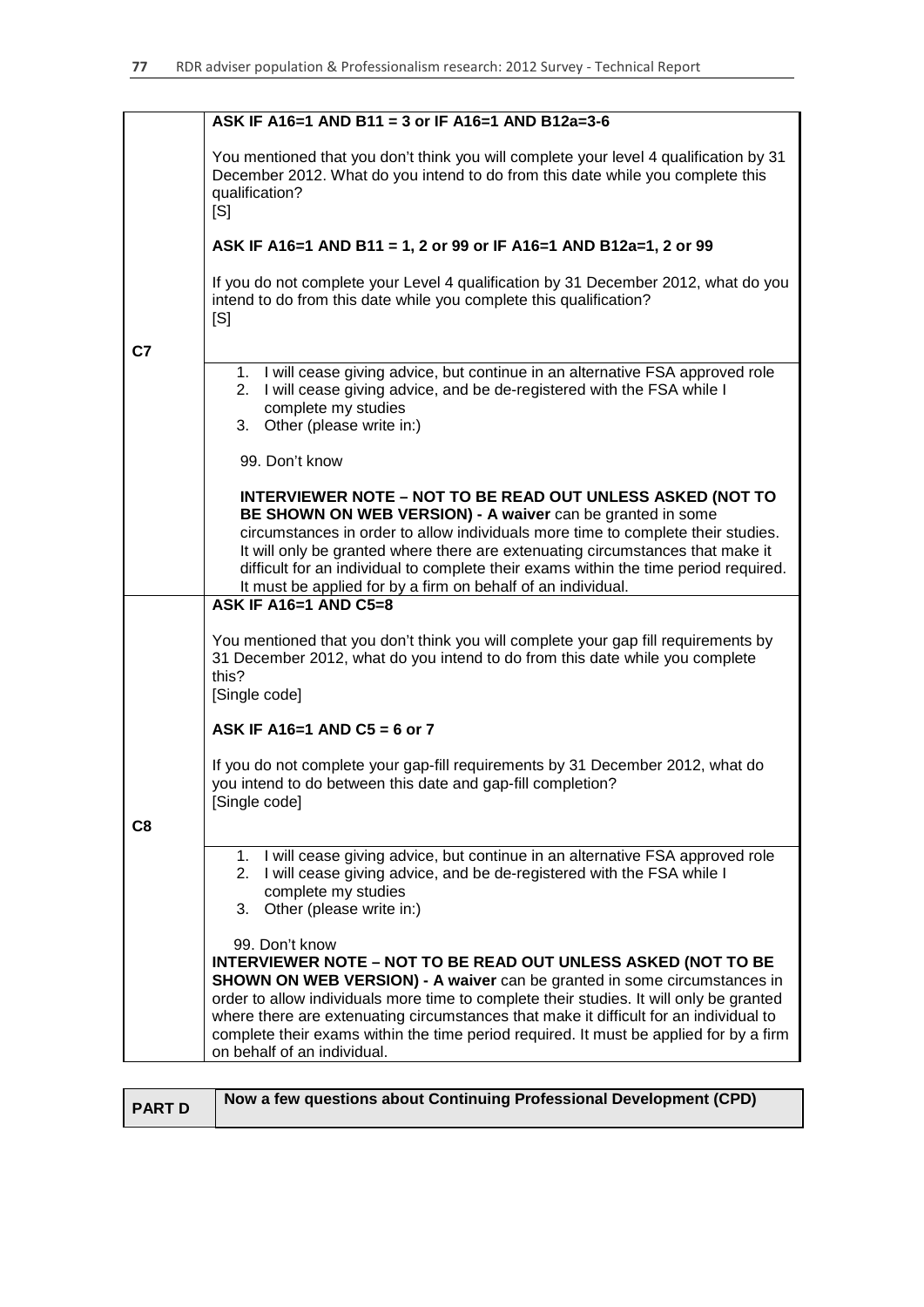| | |
|---|---|
| C7 | **ASK IF A16=1 AND B11 = 3 or IF A16=1 AND B12a=3-6**<br><br>You mentioned that you don't think you will complete your level 4 qualification by 31 December 2012. What do you intend to do from this date while you complete this qualification?<br>[S]<br><br>**ASK IF A16=1 AND B11 = 1, 2 or 99 or IF A16=1 AND B12a=1, 2 or 99**<br><br>If you do not complete your Level 4 qualification by 31 December 2012, what do you intend to do from this date while you complete this qualification?<br>[S] |
| | 1. I will cease giving advice, but continue in an alternative FSA approved role<br>2. I will cease giving advice, and be de-registered with the FSA while I complete my studies<br>3. Other (please write in:)<br><br>99. Don't know<br><br>**INTERVIEWER NOTE – NOT TO BE READ OUT UNLESS ASKED (NOT TO BE SHOWN ON WEB VERSION) - A waiver** can be granted in some circumstances in order to allow individuals more time to complete their studies. It will only be granted where there are extenuating circumstances that make it difficult for an individual to complete their exams within the time period required. It must be applied for by a firm on behalf of an individual. |
| C8 | **ASK IF A16=1 AND C5=8**<br><br>You mentioned that you don't think you will complete your gap fill requirements by 31 December 2012, what do you intend to do from this date while you complete this?<br>[Single code]<br><br>**ASK IF A16=1 AND C5 = 6 or 7**<br><br>If you do not complete your gap-fill requirements by 31 December 2012, what do you intend to do between this date and gap-fill completion?<br>[Single code] |
| | 1. I will cease giving advice, but continue in an alternative FSA approved role<br>2. I will cease giving advice, and be de-registered with the FSA while I complete my studies<br>3. Other (please write in:)<br><br>99. Don't know<br>**INTERVIEWER NOTE – NOT TO BE READ OUT UNLESS ASKED (NOT TO BE SHOWN ON WEB VERSION) - A waiver** can be granted in some circumstances in order to allow individuals more time to complete their studies. It will only be granted where there are extenuating circumstances that make it difficult for an individual to complete their exams within the time period required. It must be applied for by a firm on behalf of an individual. |

| **PART D** | **Now a few questions about Continuing Professional Development (CPD)** |
|---|---|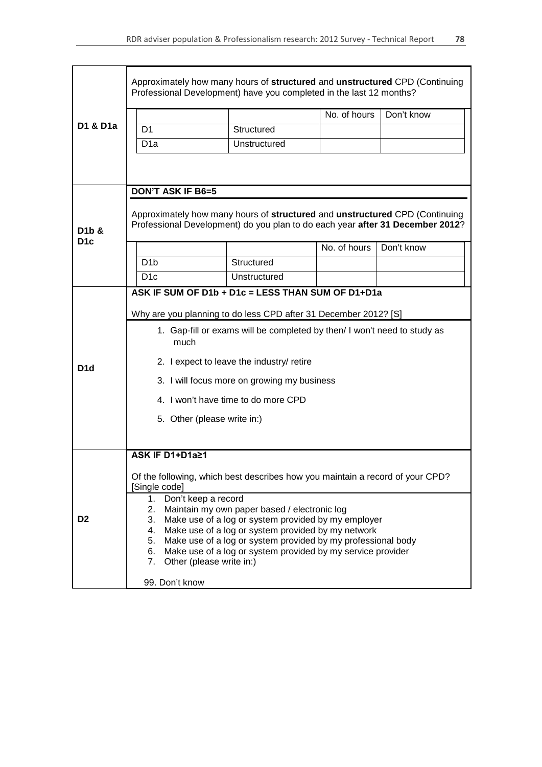| | |
|---|---|
| **D1 & D1a** | Approximately how many hours of **structured** and **unstructured** CPD (Continuing Professional Development) have you completed in the last 12 months? |

| | | No. of hours | Don't know |
|---|---|---|---|
| D1 | Structured | | |
| D1a | Unstructured | | |

| | |
|---|---|
| **D1b & D1c** | **DON'T ASK IF B6=5**<br><br>Approximately how many hours of **structured** and **unstructured** CPD (Continuing Professional Development) do you plan to do each year **after 31 December 2012**? |

| | | No. of hours | Don't know |
|---|---|---|---|
| D1b | Structured | | |
| D1c | Unstructured | | |

| | |
|---|---|
| **D1d** | **ASK IF SUM OF D1b + D1c = LESS THAN SUM OF D1+D1a**<br><br>Why are you planning to do less CPD after 31 December 2012? [S]<br><br>1. Gap-fill or exams will be completed by then/ I won't need to study as much<br>2. I expect to leave the industry/ retire<br>3. I will focus more on growing my business<br>4. I won't have time to do more CPD<br>5. Other (please write in:) |
| **D2** | **ASK IF D1+D1a≥1**<br><br>Of the following, which best describes how you maintain a record of your CPD? [Single code]<br><br>1. Don't keep a record<br>2. Maintain my own paper based / electronic log<br>3. Make use of a log or system provided by my employer<br>4. Make use of a log or system provided by my network<br>5. Make use of a log or system provided by my professional body<br>6. Make use of a log or system provided by my service provider<br>7. Other (please write in:)<br><br>99. Don't know |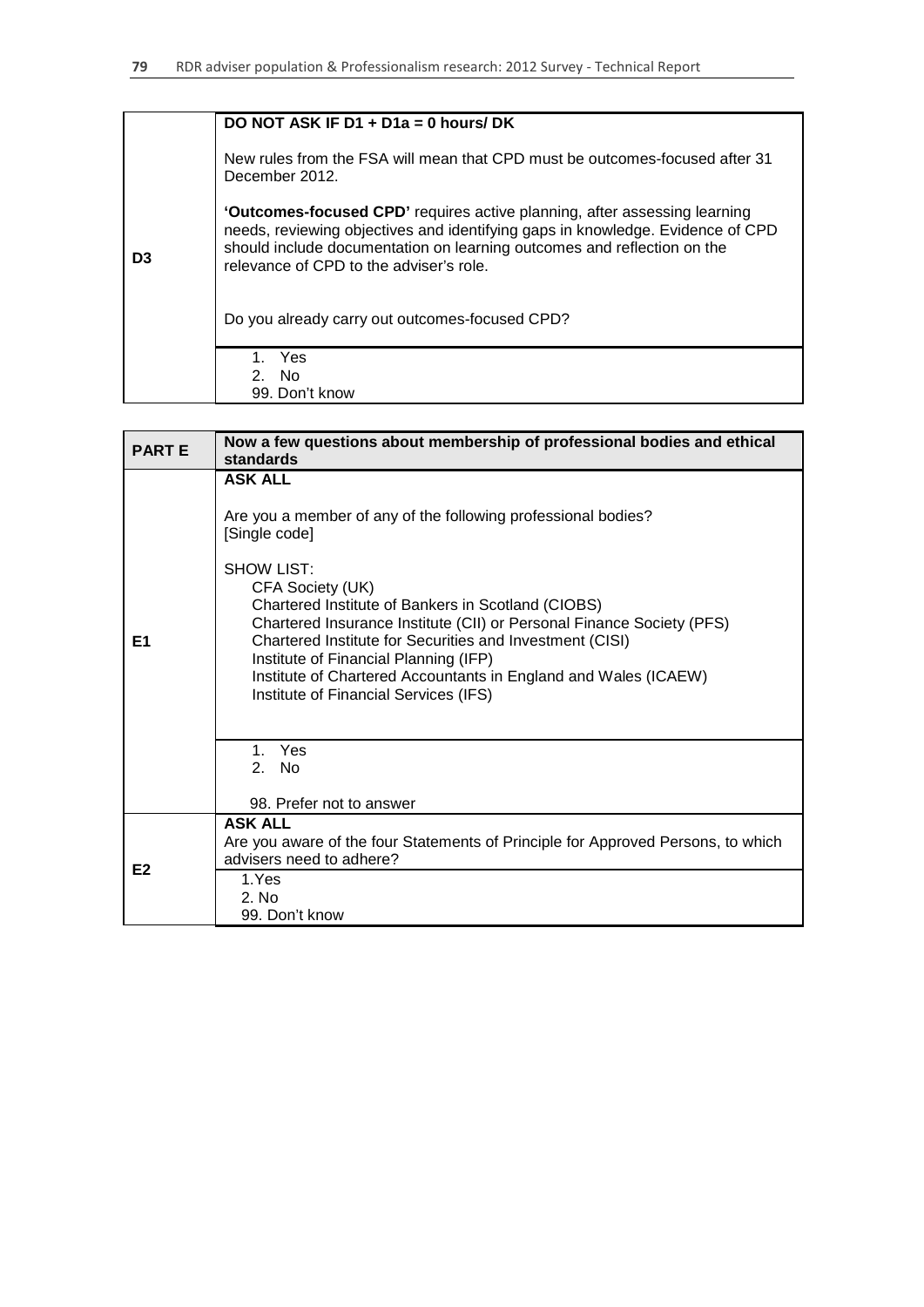| D3 | **DO NOT ASK IF D1 + D1a = 0 hours/ DK**<br><br>New rules from the FSA will mean that CPD must be outcomes-focused after 31 December 2012.<br><br>**'Outcomes-focused CPD'** requires active planning, after assessing learning needs, reviewing objectives and identifying gaps in knowledge. Evidence of CPD should include documentation on learning outcomes and reflection on the relevance of CPD to the adviser's role.<br><br>Do you already carry out outcomes-focused CPD? |
|---|---|
| | 1. Yes<br>2. No<br>99. Don't know |

| PART E | Now a few questions about membership of professional bodies and ethical standards |
|---|---|
| E1 | **ASK ALL**<br><br>Are you a member of any of the following professional bodies?<br>[Single code]<br><br>SHOW LIST:<br>CFA Society (UK)<br>Chartered Institute of Bankers in Scotland (CIOBS)<br>Chartered Insurance Institute (CII) or Personal Finance Society (PFS)<br>Chartered Institute for Securities and Investment (CISI)<br>Institute of Financial Planning (IFP)<br>Institute of Chartered Accountants in England and Wales (ICAEW)<br>Institute of Financial Services (IFS) |
| | 1. Yes<br>2. No<br><br>98. Prefer not to answer |
| E2 | **ASK ALL**<br>Are you aware of the four Statements of Principle for Approved Persons, to which advisers need to adhere? |
| | 1. Yes<br>2. No<br>99. Don't know |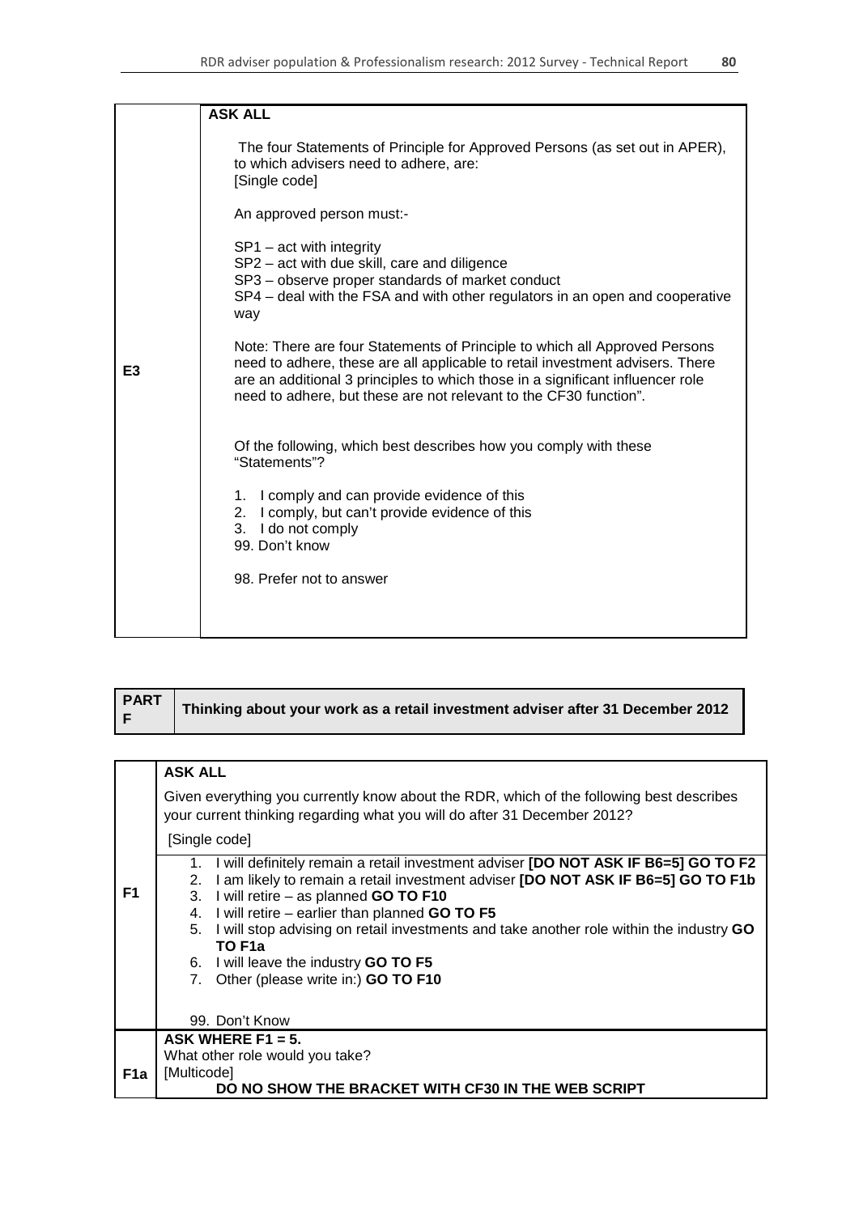| | ASK ALL |
|---|---|
| E3 | The four Statements of Principle for Approved Persons (as set out in APER), to which advisers need to adhere, are:<br>[Single code]<br><br>An approved person must:-<br><br>SP1 – act with integrity<br>SP2 – act with due skill, care and diligence<br>SP3 – observe proper standards of market conduct<br>SP4 – deal with the FSA and with other regulators in an open and cooperative way<br><br>Note: There are four Statements of Principle to which all Approved Persons need to adhere, these are all applicable to retail investment advisers. There are an additional 3 principles to which those in a significant influencer role need to adhere, but these are not relevant to the CF30 function".<br><br>Of the following, which best describes how you comply with these "Statements"?<br><br>1. I comply and can provide evidence of this<br>2. I comply, but can't provide evidence of this<br>3. I do not comply<br>99. Don't know<br><br>98. Prefer not to answer |

| PART F | Thinking about your work as a retail investment adviser after 31 December 2012 |
|---|---|

| | ASK ALL |
|---|---|
| F1 | Given everything you currently know about the RDR, which of the following best describes your current thinking regarding what you will do after 31 December 2012?<br><br>[Single code]<br><br>1. I will definitely remain a retail investment adviser **[DO NOT ASK IF B6=5] GO TO F2**<br>2. I am likely to remain a retail investment adviser **[DO NOT ASK IF B6=5] GO TO F1b**<br>3. I will retire – as planned **GO TO F10**<br>4. I will retire – earlier than planned **GO TO F5**<br>5. I will stop advising on retail investments and take another role within the industry **GO TO F1a**<br>6. I will leave the industry **GO TO F5**<br>7. Other (please write in:) **GO TO F10**<br><br>99. Don't Know |
| F1a | **ASK WHERE F1 = 5.**<br>What other role would you take?<br>[Multicode]<br>**DO NO SHOW THE BRACKET WITH CF30 IN THE WEB SCRIPT** |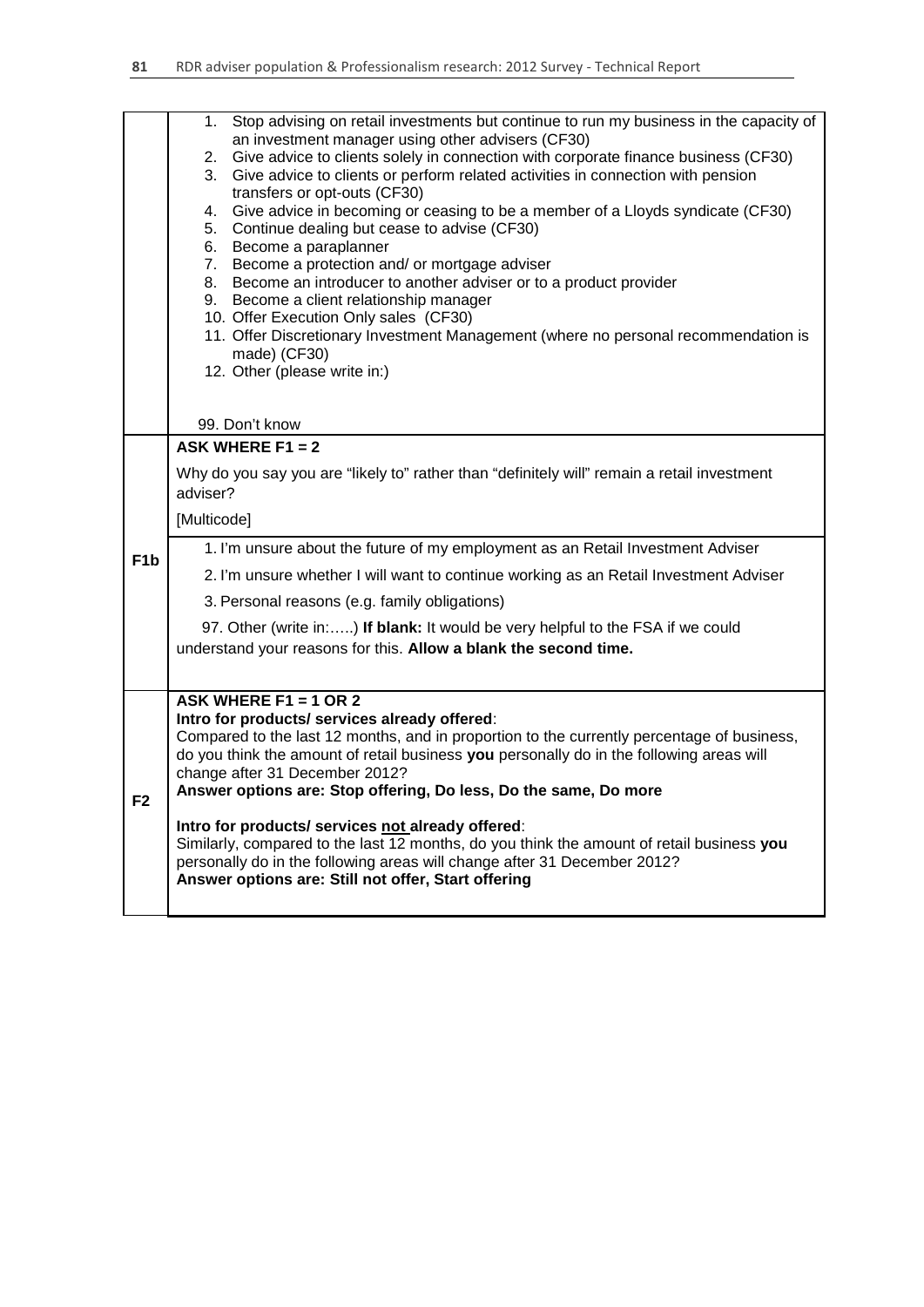| | |
|---|---|
| | 1. Stop advising on retail investments but continue to run my business in the capacity of an investment manager using other advisers (CF30)<br>2. Give advice to clients solely in connection with corporate finance business (CF30)<br>3. Give advice to clients or perform related activities in connection with pension transfers or opt-outs (CF30)<br>4. Give advice in becoming or ceasing to be a member of a Lloyds syndicate (CF30)<br>5. Continue dealing but cease to advise (CF30)<br>6. Become a paraplanner<br>7. Become a protection and/ or mortgage adviser<br>8. Become an introducer to another adviser or to a product provider<br>9. Become a client relationship manager<br>10. Offer Execution Only sales (CF30)<br>11. Offer Discretionary Investment Management (where no personal recommendation is made) (CF30)<br>12. Other (please write in:)<br><br>99. Don't know |
| F1b | **ASK WHERE F1 = 2**<br>Why do you say you are "likely to" rather than "definitely will" remain a retail investment adviser?<br>[Multicode] |
| | 1. I'm unsure about the future of my employment as an Retail Investment Adviser<br>2. I'm unsure whether I will want to continue working as an Retail Investment Adviser<br>3. Personal reasons (e.g. family obligations)<br>97. Other (write in:…..) **If blank:** It would be very helpful to the FSA if we could understand your reasons for this. **Allow a blank the second time.** |
| F2 | **ASK WHERE F1 = 1 OR 2**<br>**Intro for products/ services already offered**:<br>Compared to the last 12 months, and in proportion to the currently percentage of business, do you think the amount of retail business **you** personally do in the following areas will change after 31 December 2012?<br>**Answer options are: Stop offering, Do less, Do the same, Do more**<br><br>**Intro for products/ services not already offered**:<br>Similarly, compared to the last 12 months, do you think the amount of retail business **you** personally do in the following areas will change after 31 December 2012?<br>**Answer options are: Still not offer, Start offering** |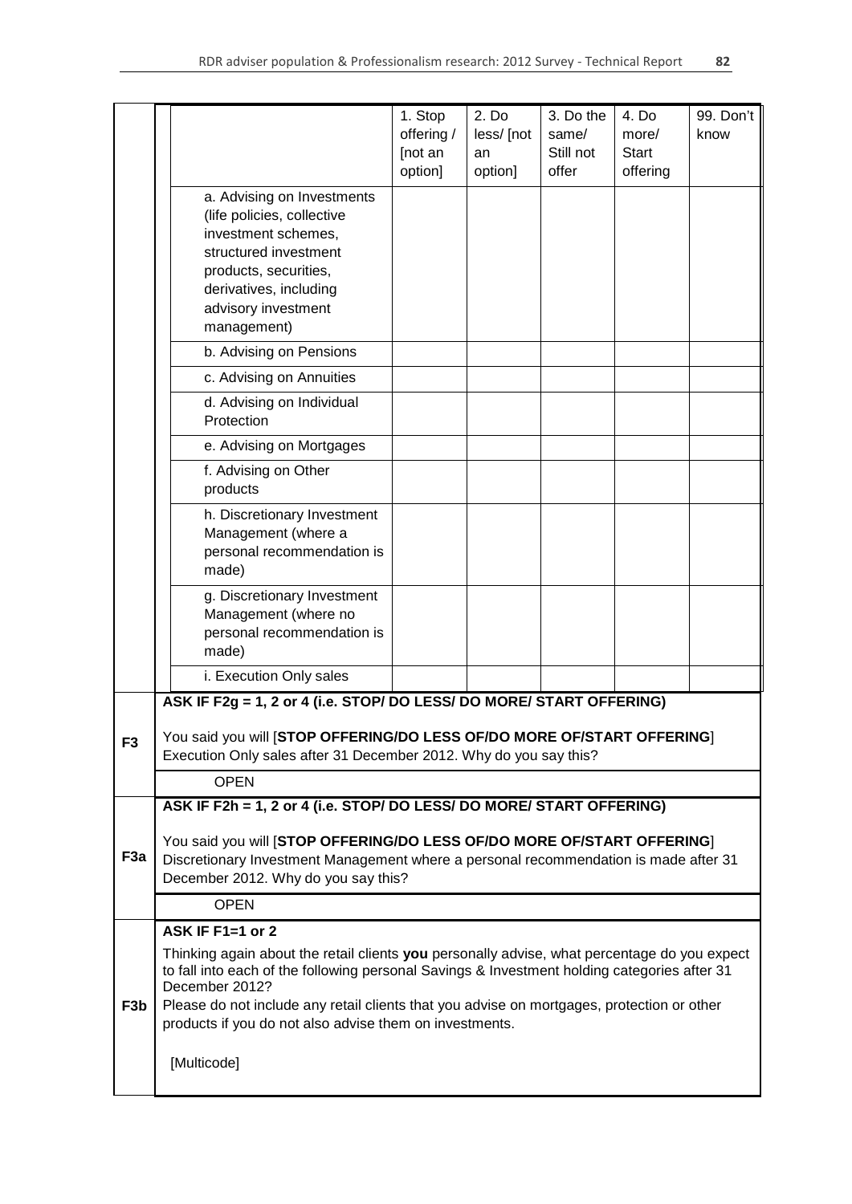| | 1. Stop offering / [not an option] | 2. Do less/ [not an option] | 3. Do the same/ Still not offer | 4. Do more/ Start offering | 99. Don't know |
|---|---|---|---|---|---|
| a. Advising on Investments (life policies, collective investment schemes, structured investment products, securities, derivatives, including advisory investment management) | | | | | |
| b. Advising on Pensions | | | | | |
| c. Advising on Annuities | | | | | |
| d. Advising on Individual Protection | | | | | |
| e. Advising on Mortgages | | | | | |
| f. Advising on Other products | | | | | |
| h. Discretionary Investment Management (where a personal recommendation is made) | | | | | |
| g. Discretionary Investment Management (where no personal recommendation is made) | | | | | |
| i. Execution Only sales | | | | | |

**F3**

**ASK IF F2g = 1, 2 or 4 (i.e. STOP/ DO LESS/ DO MORE/ START OFFERING)**

You said you will [**STOP OFFERING/DO LESS OF/DO MORE OF/START OFFERING**] Execution Only sales after 31 December 2012. Why do you say this?

OPEN

**F3a**

**ASK IF F2h = 1, 2 or 4 (i.e. STOP/ DO LESS/ DO MORE/ START OFFERING)**

You said you will [**STOP OFFERING/DO LESS OF/DO MORE OF/START OFFERING**] Discretionary Investment Management where a personal recommendation is made after 31 December 2012. Why do you say this?

OPEN

**F3b**

**ASK IF F1=1 or 2**

Thinking again about the retail clients **you** personally advise, what percentage do you expect to fall into each of the following personal Savings & Investment holding categories after 31 December 2012?

Please do not include any retail clients that you advise on mortgages, protection or other products if you do not also advise them on investments.

[Multicode]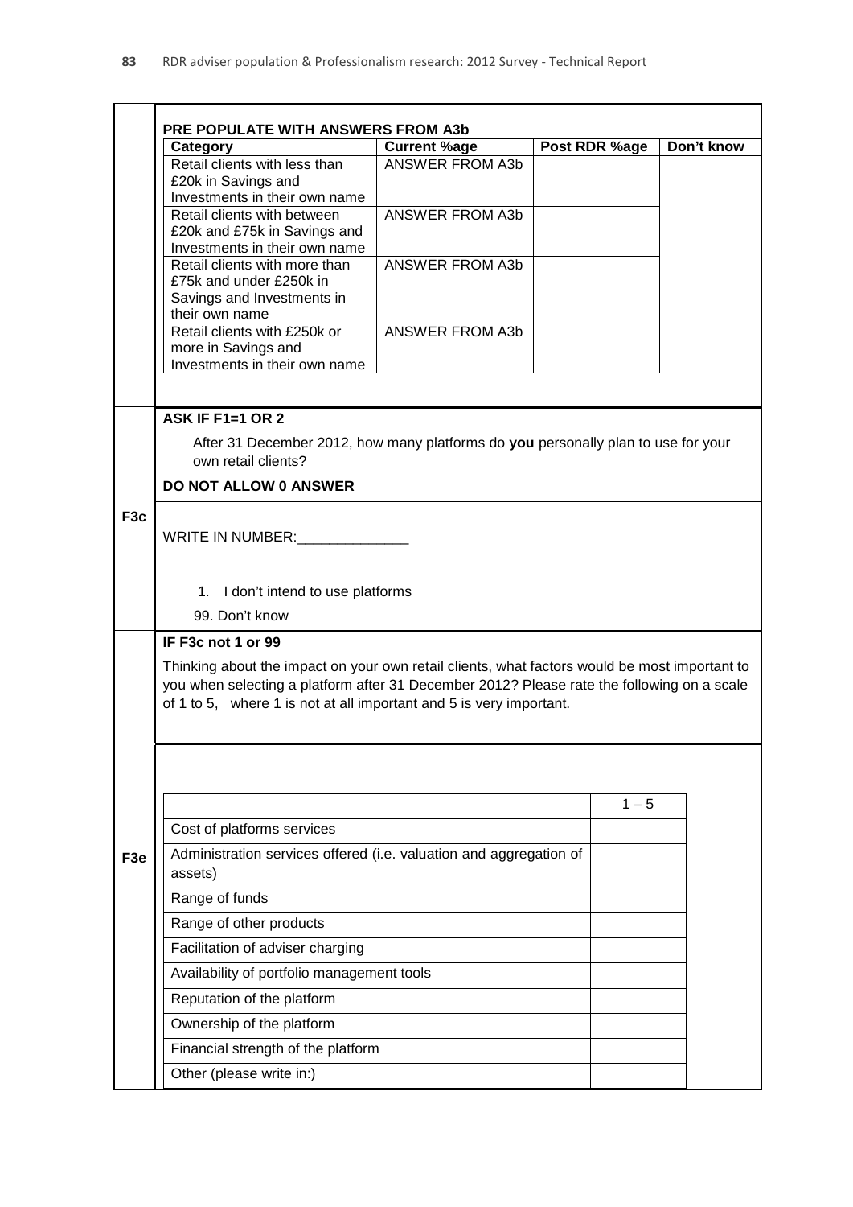**PRE POPULATE WITH ANSWERS FROM A3b**

| Category | Current %age | Post RDR %age | Don't know |
|---|---|---|---|
| Retail clients with less than £20k in Savings and Investments in their own name | ANSWER FROM A3b | | |
| Retail clients with between £20k and £75k in Savings and Investments in their own name | ANSWER FROM A3b | | |
| Retail clients with more than £75k and under £250k in Savings and Investments in their own name | ANSWER FROM A3b | | |
| Retail clients with £250k or more in Savings and Investments in their own name | ANSWER FROM A3b | | |

**F3c**

**ASK IF F1=1 OR 2**

After 31 December 2012, how many platforms do **you** personally plan to use for your own retail clients?

**DO NOT ALLOW 0 ANSWER**

WRITE IN NUMBER:______________

1. I don't intend to use platforms

99. Don't know

**F3e**

**IF F3c not 1 or 99**

Thinking about the impact on your own retail clients, what factors would be most important to you when selecting a platform after 31 December 2012? Please rate the following on a scale of 1 to 5, where 1 is not at all important and 5 is very important.

| | 1 – 5 |
|---|---|
| Cost of platforms services | |
| Administration services offered (i.e. valuation and aggregation of assets) | |
| Range of funds | |
| Range of other products | |
| Facilitation of adviser charging | |
| Availability of portfolio management tools | |
| Reputation of the platform | |
| Ownership of the platform | |
| Financial strength of the platform | |
| Other (please write in:) | |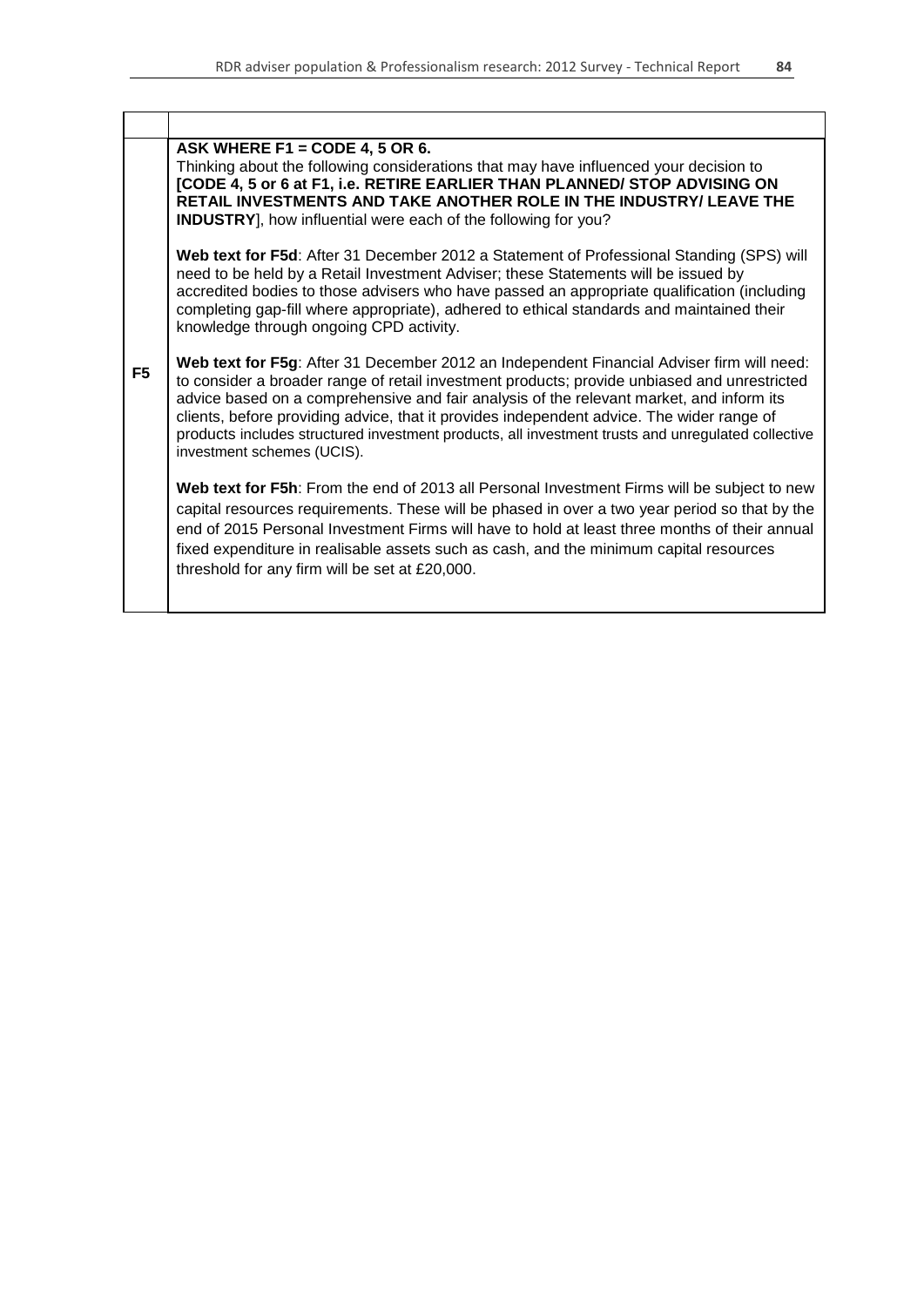| | |
|---|---|
| **F5** | **ASK WHERE F1 = CODE 4, 5 OR 6.**<br>Thinking about the following considerations that may have influenced your decision to **[CODE 4, 5 or 6 at F1, i.e. RETIRE EARLIER THAN PLANNED/ STOP ADVISING ON RETAIL INVESTMENTS AND TAKE ANOTHER ROLE IN THE INDUSTRY/ LEAVE THE INDUSTRY]**, how influential were each of the following for you?<br><br>**Web text for F5d**: After 31 December 2012 a Statement of Professional Standing (SPS) will need to be held by a Retail Investment Adviser; these Statements will be issued by accredited bodies to those advisers who have passed an appropriate qualification (including completing gap-fill where appropriate), adhered to ethical standards and maintained their knowledge through ongoing CPD activity.<br><br>**Web text for F5g**: After 31 December 2012 an Independent Financial Adviser firm will need: to consider a broader range of retail investment products; provide unbiased and unrestricted advice based on a comprehensive and fair analysis of the relevant market, and inform its clients, before providing advice, that it provides independent advice. The wider range of products includes structured investment products, all investment trusts and unregulated collective investment schemes (UCIS).<br><br>**Web text for F5h**: From the end of 2013 all Personal Investment Firms will be subject to new capital resources requirements. These will be phased in over a two year period so that by the end of 2015 Personal Investment Firms will have to hold at least three months of their annual fixed expenditure in realisable assets such as cash, and the minimum capital resources threshold for any firm will be set at £20,000. |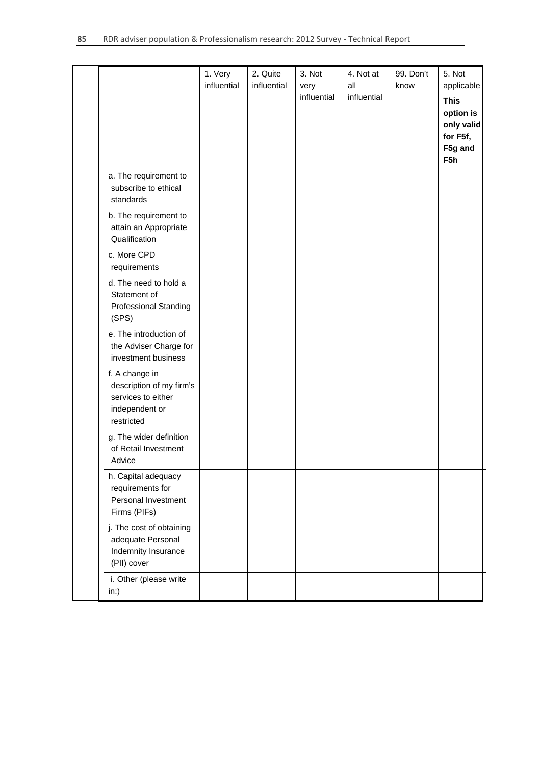| | 1. Very influential | 2. Quite influential | 3. Not very influential | 4. Not at all influential | 99. Don't know | 5. Not applicable **This option is only valid for F5f, F5g and F5h** |
|---|---|---|---|---|---|---|
| a. The requirement to subscribe to ethical standards | | | | | | |
| b. The requirement to attain an Appropriate Qualification | | | | | | |
| c. More CPD requirements | | | | | | |
| d. The need to hold a Statement of Professional Standing (SPS) | | | | | | |
| e. The introduction of the Adviser Charge for investment business | | | | | | |
| f. A change in description of my firm's services to either independent or restricted | | | | | | |
| g. The wider definition of Retail Investment Advice | | | | | | |
| h. Capital adequacy requirements for Personal Investment Firms (PIFs) | | | | | | |
| j. The cost of obtaining adequate Personal Indemnity Insurance (PII) cover | | | | | | |
| i. Other (please write in:) | | | | | | |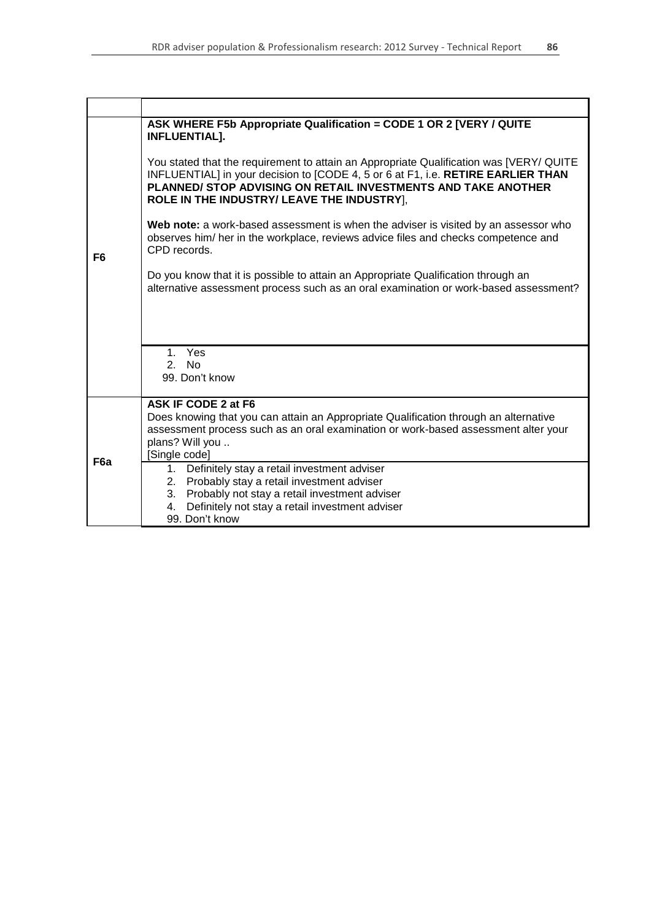| | |
|---|---|
| **F6** | **ASK WHERE F5b Appropriate Qualification = CODE 1 OR 2 [VERY / QUITE INFLUENTIAL].**<br><br>You stated that the requirement to attain an Appropriate Qualification was [VERY/ QUITE INFLUENTIAL] in your decision to [CODE 4, 5 or 6 at F1, i.e. **RETIRE EARLIER THAN PLANNED/ STOP ADVISING ON RETAIL INVESTMENTS AND TAKE ANOTHER ROLE IN THE INDUSTRY/ LEAVE THE INDUSTRY**],<br><br>**Web note:** a work-based assessment is when the adviser is visited by an assessor who observes him/ her in the workplace, reviews advice files and checks competence and CPD records.<br><br>Do you know that it is possible to attain an Appropriate Qualification through an alternative assessment process such as an oral examination or work-based assessment? |
| | 1. Yes<br>2. No<br>99. Don't know |
| **F6a** | **ASK IF CODE 2 at F6**<br>Does knowing that you can attain an Appropriate Qualification through an alternative assessment process such as an oral examination or work-based assessment alter your plans? Will you ..<br>[Single code] |
| | 1. Definitely stay a retail investment adviser<br>2. Probably stay a retail investment adviser<br>3. Probably not stay a retail investment adviser<br>4. Definitely not stay a retail investment adviser<br>99. Don't know |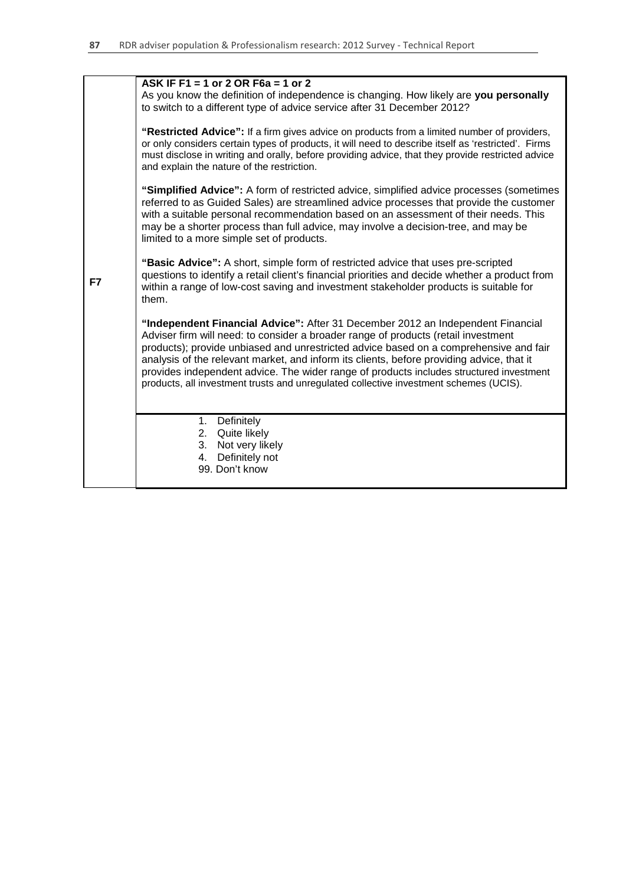| | |
|---|---|
| F7 | **ASK IF F1 = 1 or 2 OR F6a = 1 or 2**<br>As you know the definition of independence is changing. How likely are **you personally** to switch to a different type of advice service after 31 December 2012?<br><br>**"Restricted Advice":** If a firm gives advice on products from a limited number of providers, or only considers certain types of products, it will need to describe itself as 'restricted'. Firms must disclose in writing and orally, before providing advice, that they provide restricted advice and explain the nature of the restriction.<br><br>**"Simplified Advice":** A form of restricted advice, simplified advice processes (sometimes referred to as Guided Sales) are streamlined advice processes that provide the customer with a suitable personal recommendation based on an assessment of their needs. This may be a shorter process than full advice, may involve a decision-tree, and may be limited to a more simple set of products.<br><br>**"Basic Advice":** A short, simple form of restricted advice that uses pre-scripted questions to identify a retail client's financial priorities and decide whether a product from within a range of low-cost saving and investment stakeholder products is suitable for them.<br><br>**"Independent Financial Advice":** After 31 December 2012 an Independent Financial Adviser firm will need: to consider a broader range of products (retail investment products); provide unbiased and unrestricted advice based on a comprehensive and fair analysis of the relevant market, and inform its clients, before providing advice, that it provides independent advice. The wider range of products includes structured investment products, all investment trusts and unregulated collective investment schemes (UCIS). |
| | 1. Definitely<br>2. Quite likely<br>3. Not very likely<br>4. Definitely not<br>99. Don't know |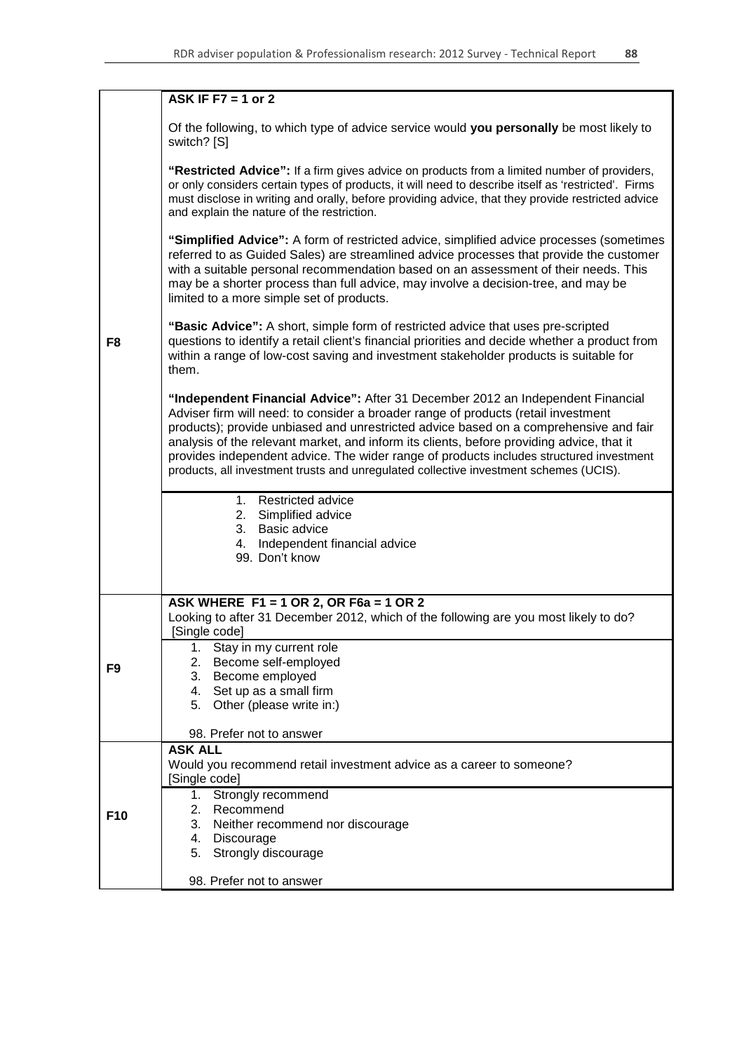| | |
|---|---|
| F8 | **ASK IF F7 = 1 or 2**<br><br>Of the following, to which type of advice service would **you personally** be most likely to switch? [S]<br><br>**"Restricted Advice":** If a firm gives advice on products from a limited number of providers, or only considers certain types of products, it will need to describe itself as 'restricted'. Firms must disclose in writing and orally, before providing advice, that they provide restricted advice and explain the nature of the restriction.<br><br>**"Simplified Advice":** A form of restricted advice, simplified advice processes (sometimes referred to as Guided Sales) are streamlined advice processes that provide the customer with a suitable personal recommendation based on an assessment of their needs. This may be a shorter process than full advice, may involve a decision-tree, and may be limited to a more simple set of products.<br><br>**"Basic Advice":** A short, simple form of restricted advice that uses pre-scripted questions to identify a retail client's financial priorities and decide whether a product from within a range of low-cost saving and investment stakeholder products is suitable for them.<br><br>**"Independent Financial Advice":** After 31 December 2012 an Independent Financial Adviser firm will need: to consider a broader range of products (retail investment products); provide unbiased and unrestricted advice based on a comprehensive and fair analysis of the relevant market, and inform its clients, before providing advice, that it provides independent advice. The wider range of products includes structured investment products, all investment trusts and unregulated collective investment schemes (UCIS). |
| | 1. Restricted advice<br>2. Simplified advice<br>3. Basic advice<br>4. Independent financial advice<br>99. Don't know |
| F9 | **ASK WHERE F1 = 1 OR 2, OR F6a = 1 OR 2**<br>Looking to after 31 December 2012, which of the following are you most likely to do? [Single code] |
| | 1. Stay in my current role<br>2. Become self-employed<br>3. Become employed<br>4. Set up as a small firm<br>5. Other (please write in:)<br><br>98. Prefer not to answer |
| F10 | **ASK ALL**<br>Would you recommend retail investment advice as a career to someone?<br>[Single code] |
| | 1. Strongly recommend<br>2. Recommend<br>3. Neither recommend nor discourage<br>4. Discourage<br>5. Strongly discourage<br><br>98. Prefer not to answer |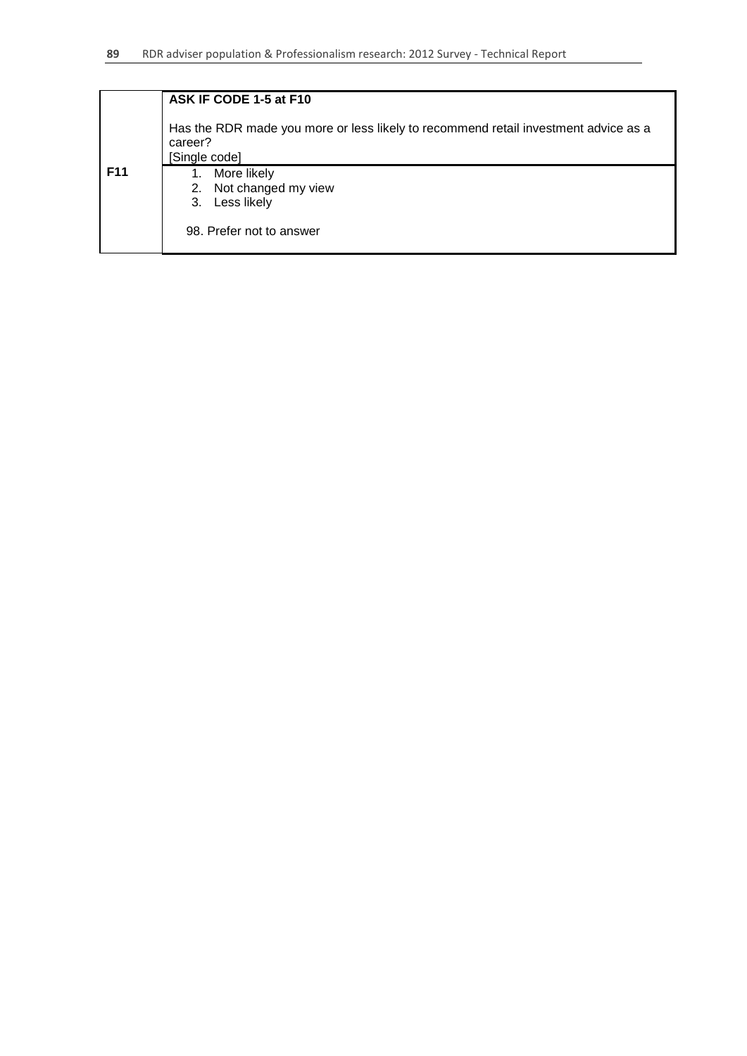| | |
|---|---|
| **F11** | **ASK IF CODE 1-5 at F10**<br><br>Has the RDR made you more or less likely to recommend retail investment advice as a career?<br>[Single code] |
| | 1. More likely<br>2. Not changed my view<br>3. Less likely<br><br>98. Prefer not to answer |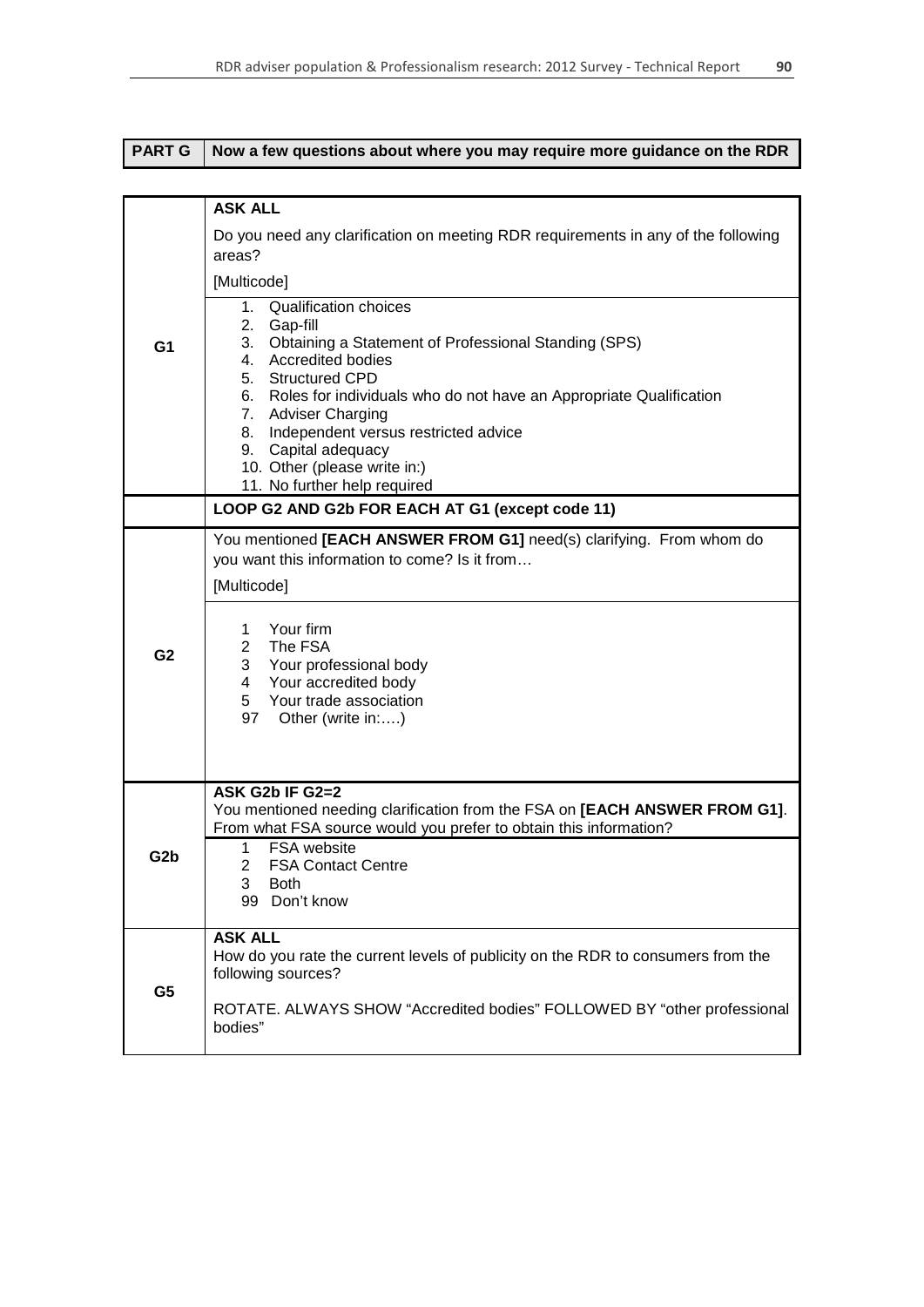| PART G | Now a few questions about where you may require more guidance on the RDR |
|---|---|

| | |
|---|---|
| G1 | **ASK ALL**<br>Do you need any clarification on meeting RDR requirements in any of the following areas?<br>[Multicode] |
| | 1. Qualification choices<br>2. Gap-fill<br>3. Obtaining a Statement of Professional Standing (SPS)<br>4. Accredited bodies<br>5. Structured CPD<br>6. Roles for individuals who do not have an Appropriate Qualification<br>7. Adviser Charging<br>8. Independent versus restricted advice<br>9. Capital adequacy<br>10. Other (please write in:)<br>11. No further help required |
| | **LOOP G2 AND G2b FOR EACH AT G1 (except code 11)** |
| G2 | You mentioned **[EACH ANSWER FROM G1]** need(s) clarifying. From whom do you want this information to come? Is it from…<br>[Multicode] |
| | 1 Your firm<br>2 The FSA<br>3 Your professional body<br>4 Your accredited body<br>5 Your trade association<br>97 Other (write in:….) |
| G2b | **ASK G2b IF G2=2**<br>You mentioned needing clarification from the FSA on **[EACH ANSWER FROM G1]**. From what FSA source would you prefer to obtain this information? |
| | 1 FSA website<br>2 FSA Contact Centre<br>3 Both<br>99 Don't know |
| G5 | **ASK ALL**<br>How do you rate the current levels of publicity on the RDR to consumers from the following sources?<br><br>ROTATE. ALWAYS SHOW "Accredited bodies" FOLLOWED BY "other professional bodies" |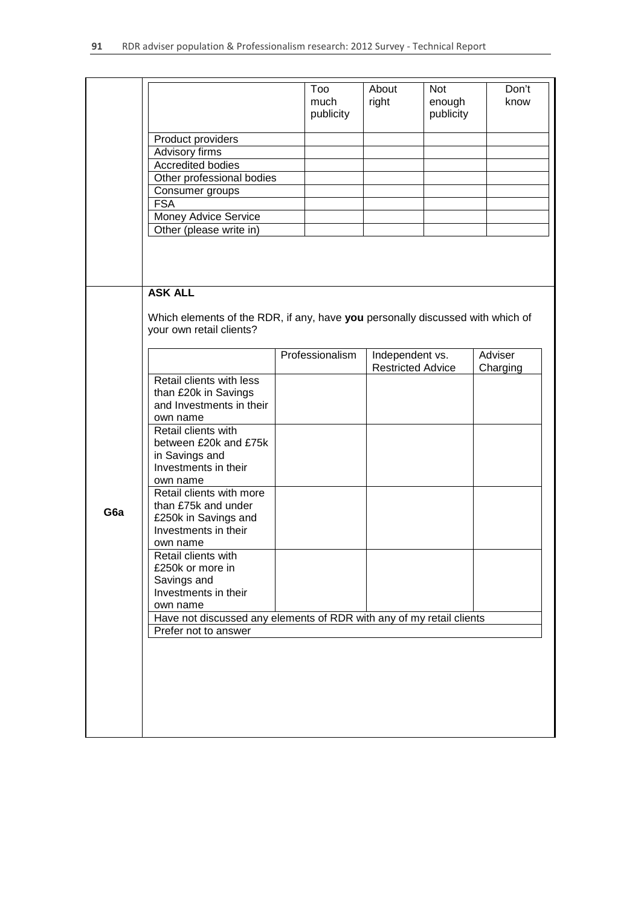| | Too much publicity | About right | Not enough publicity | Don't know |
|---|---|---|---|---|
| Product providers | | | | |
| Advisory firms | | | | |
| Accredited bodies | | | | |
| Other professional bodies | | | | |
| Consumer groups | | | | |
| FSA | | | | |
| Money Advice Service | | | | |
| Other (please write in) | | | | |

**G6a**

**ASK ALL**

Which elements of the RDR, if any, have **you** personally discussed with which of your own retail clients?

| | Professionalism | Independent vs. Restricted Advice | Adviser Charging |
|---|---|---|---|
| Retail clients with less than £20k in Savings and Investments in their own name | | | |
| Retail clients with between £20k and £75k in Savings and Investments in their own name | | | |
| Retail clients with more than £75k and under £250k in Savings and Investments in their own name | | | |
| Retail clients with £250k or more in Savings and Investments in their own name | | | |
| Have not discussed any elements of RDR with any of my retail clients | | | |
| Prefer not to answer | | | |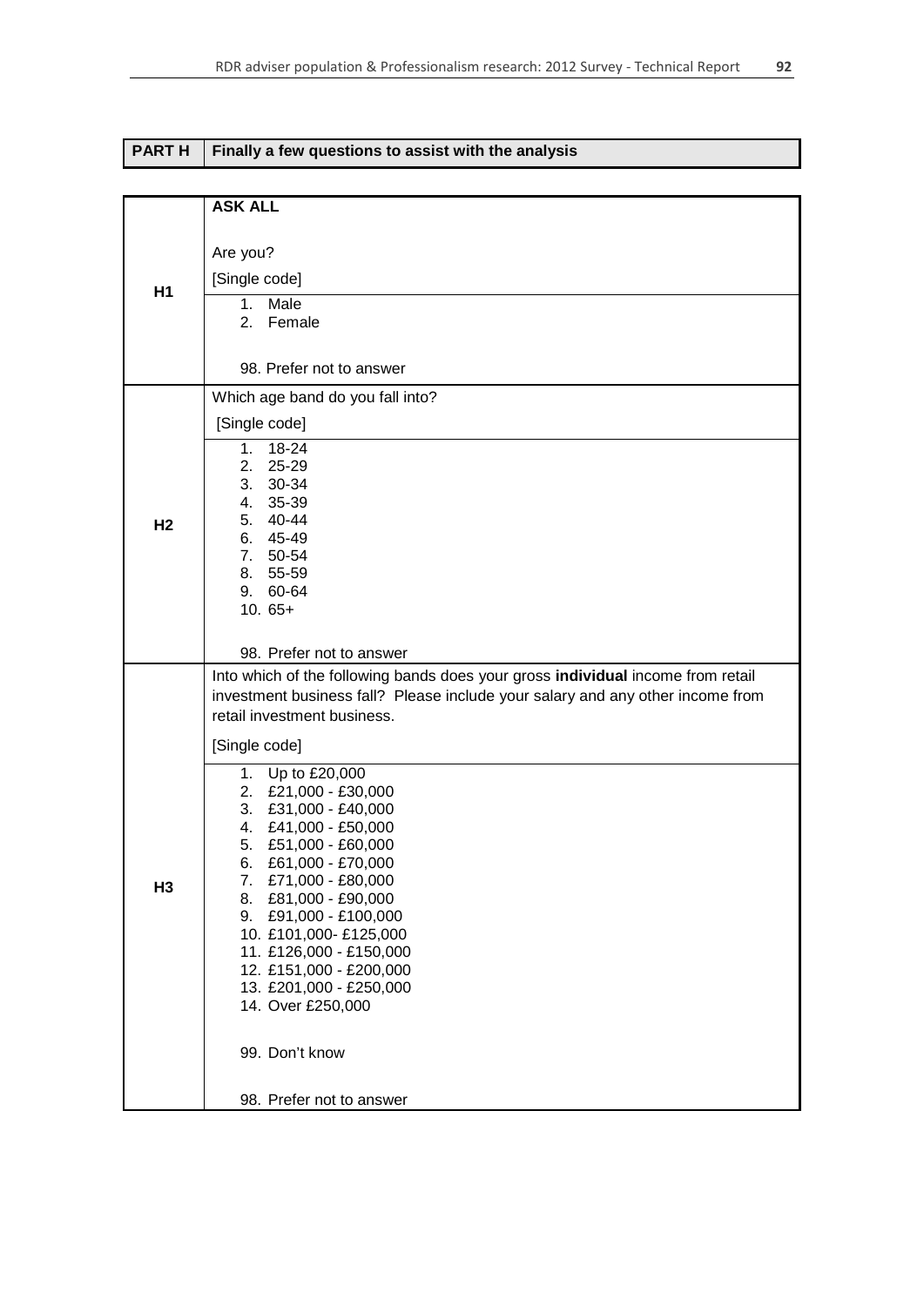| PART H | Finally a few questions to assist with the analysis |
|---|---|

| | |
|---|---|
| H1 | **ASK ALL**<br><br>Are you?<br>[Single code]<br>1. Male<br>2. Female<br><br>98. Prefer not to answer |
| H2 | Which age band do you fall into?<br>[Single code]<br>1. 18-24<br>2. 25-29<br>3. 30-34<br>4. 35-39<br>5. 40-44<br>6. 45-49<br>7. 50-54<br>8. 55-59<br>9. 60-64<br>10. 65+<br><br>98. Prefer not to answer |
| H3 | Into which of the following bands does your gross **individual** income from retail investment business fall? Please include your salary and any other income from retail investment business.<br>[Single code]<br>1. Up to £20,000<br>2. £21,000 - £30,000<br>3. £31,000 - £40,000<br>4. £41,000 - £50,000<br>5. £51,000 - £60,000<br>6. £61,000 - £70,000<br>7. £71,000 - £80,000<br>8. £81,000 - £90,000<br>9. £91,000 - £100,000<br>10. £101,000- £125,000<br>11. £126,000 - £150,000<br>12. £151,000 - £200,000<br>13. £201,000 - £250,000<br>14. Over £250,000<br><br>99. Don't know<br><br>98. Prefer not to answer |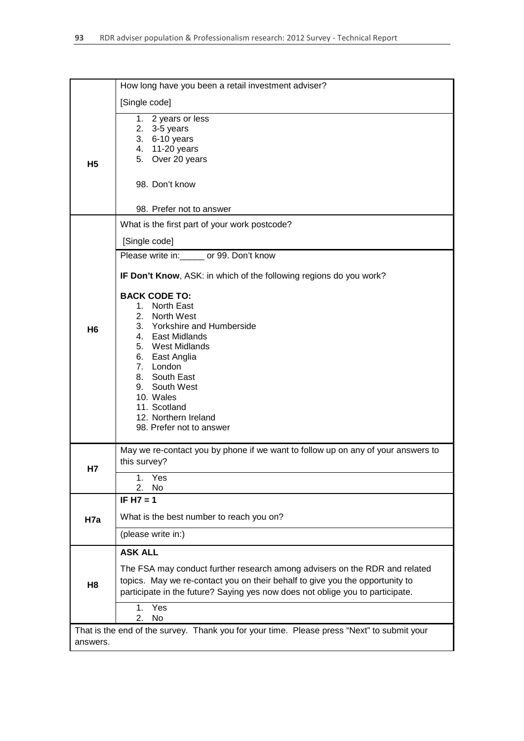| | |
|---|---|
| **H5** | How long have you been a retail investment adviser?<br><br>[Single code] |
| | 1. 2 years or less<br>2. 3-5 years<br>3. 6-10 years<br>4. 11-20 years<br>5. Over 20 years<br><br>98. Don't know<br><br>98. Prefer not to answer |
| **H6** | What is the first part of your work postcode?<br><br>[Single code] |
| | Please write in:\_\_\_\_\_ or 99. Don't know<br><br>**IF Don't Know**, ASK: in which of the following regions do you work?<br><br>**BACK CODE TO:**<br>1. North East<br>2. North West<br>3. Yorkshire and Humberside<br>4. East Midlands<br>5. West Midlands<br>6. East Anglia<br>7. London<br>8. South East<br>9. South West<br>10. Wales<br>11. Scotland<br>12. Northern Ireland<br>98. Prefer not to answer |
| **H7** | May we re-contact you by phone if we want to follow up on any of your answers to this survey? |
| | 1. Yes<br>2. No |
| **H7a** | **IF H7 = 1** |
| | What is the best number to reach you on? |
| | (please write in:) |
| **H8** | **ASK ALL** |
| | The FSA may conduct further research among advisers on the RDR and related topics. May we re-contact you on their behalf to give you the opportunity to participate in the future? Saying yes now does not oblige you to participate. |
| | 1. Yes<br>2. No |
| That is the end of the survey. Thank you for your time. Please press "Next" to submit your answers. | |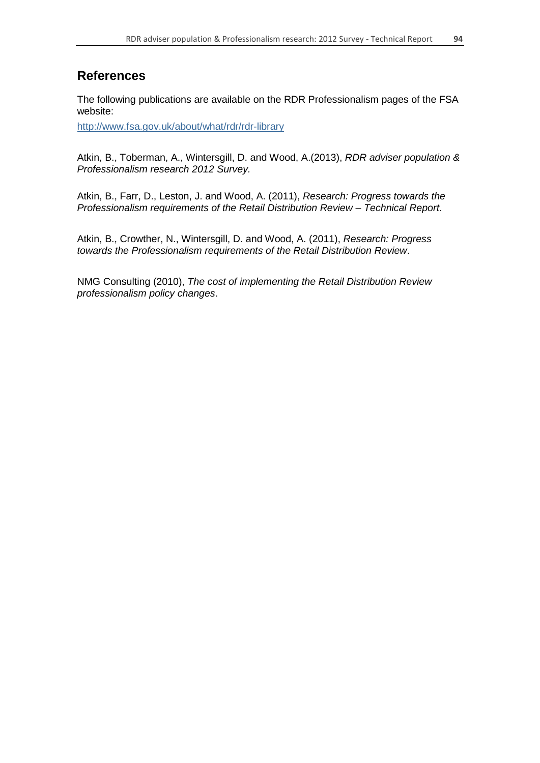## References

The following publications are available on the RDR Professionalism pages of the FSA website:

http://www.fsa.gov.uk/about/what/rdr/rdr-library

Atkin, B., Toberman, A., Wintersgill, D. and Wood, A.(2013), *RDR adviser population & Professionalism research 2012 Survey.*

Atkin, B., Farr, D., Leston, J. and Wood, A. (2011), *Research: Progress towards the Professionalism requirements of the Retail Distribution Review – Technical Report*.

Atkin, B., Crowther, N., Wintersgill, D. and Wood, A. (2011), *Research: Progress towards the Professionalism requirements of the Retail Distribution Review*.

NMG Consulting (2010), *The cost of implementing the Retail Distribution Review professionalism policy changes*.